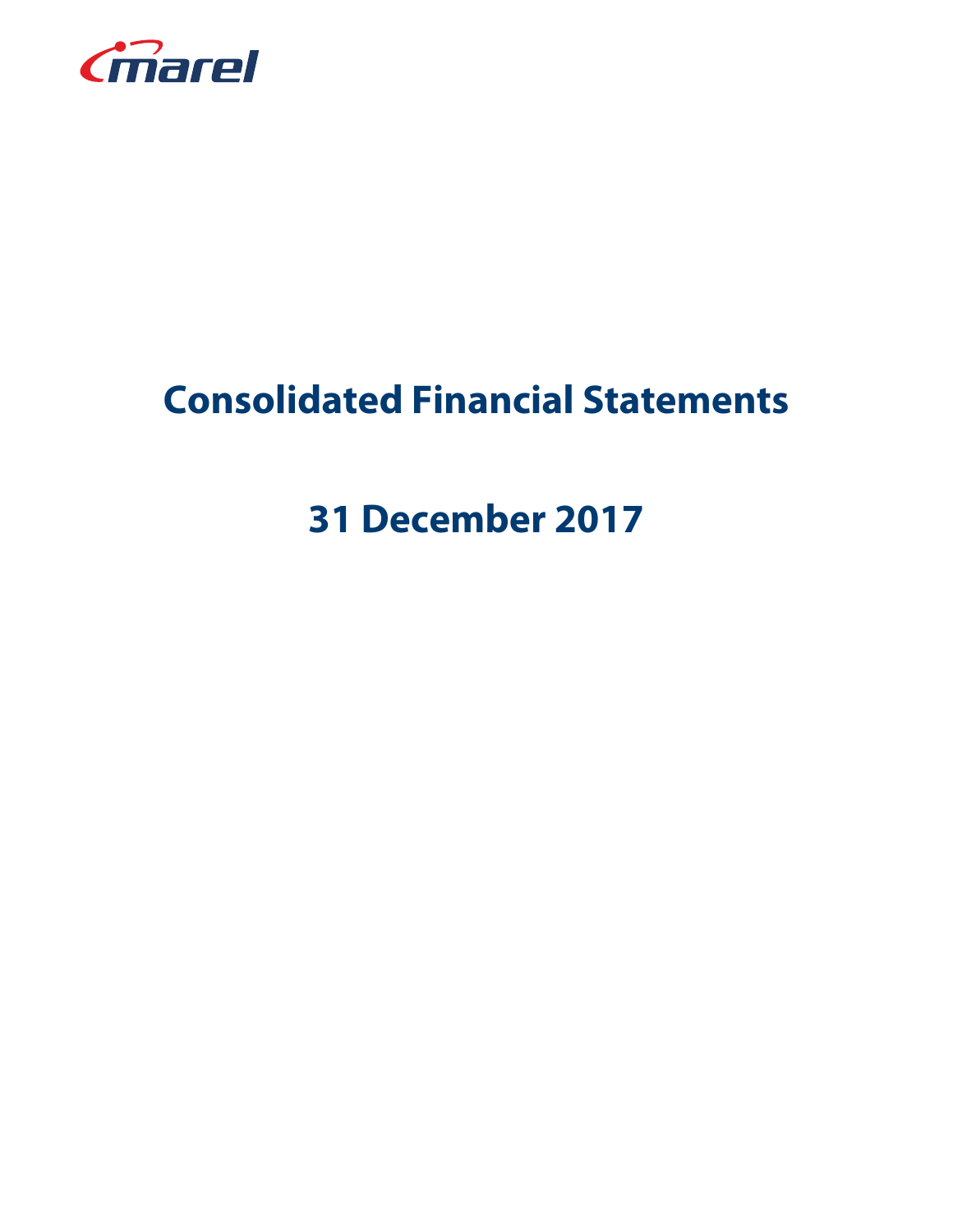marel

# Consolidated Financial Statements

# 31 December 2017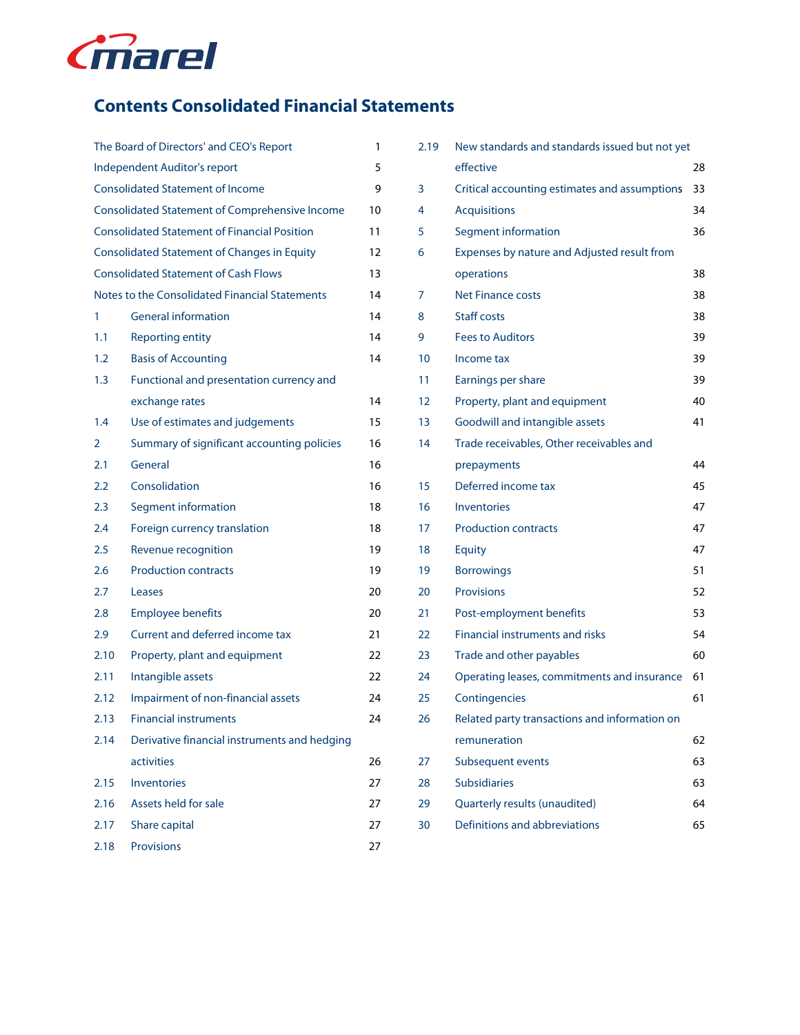marel

# Contents Consolidated Financial Statements

| | | Page |
|---|---|---|
| | The Board of Directors' and CEO's Report | 1 |
| | Independent Auditor's report | 5 |
| | Consolidated Statement of Income | 9 |
| | Consolidated Statement of Comprehensive Income | 10 |
| | Consolidated Statement of Financial Position | 11 |
| | Consolidated Statement of Changes in Equity | 12 |
| | Consolidated Statement of Cash Flows | 13 |
| | Notes to the Consolidated Financial Statements | 14 |
| 1 | General information | 14 |
| 1.1 | Reporting entity | 14 |
| 1.2 | Basis of Accounting | 14 |
| 1.3 | Functional and presentation currency and exchange rates | 14 |
| 1.4 | Use of estimates and judgements | 15 |
| 2 | Summary of significant accounting policies | 16 |
| 2.1 | General | 16 |
| 2.2 | Consolidation | 16 |
| 2.3 | Segment information | 18 |
| 2.4 | Foreign currency translation | 18 |
| 2.5 | Revenue recognition | 19 |
| 2.6 | Production contracts | 19 |
| 2.7 | Leases | 20 |
| 2.8 | Employee benefits | 20 |
| 2.9 | Current and deferred income tax | 21 |
| 2.10 | Property, plant and equipment | 22 |
| 2.11 | Intangible assets | 22 |
| 2.12 | Impairment of non-financial assets | 24 |
| 2.13 | Financial instruments | 24 |
| 2.14 | Derivative financial instruments and hedging activities | 26 |
| 2.15 | Inventories | 27 |
| 2.16 | Assets held for sale | 27 |
| 2.17 | Share capital | 27 |
| 2.18 | Provisions | 27 |
| 2.19 | New standards and standards issued but not yet effective | 28 |
| 3 | Critical accounting estimates and assumptions | 33 |
| 4 | Acquisitions | 34 |
| 5 | Segment information | 36 |
| 6 | Expenses by nature and Adjusted result from operations | 38 |
| 7 | Net Finance costs | 38 |
| 8 | Staff costs | 38 |
| 9 | Fees to Auditors | 39 |
| 10 | Income tax | 39 |
| 11 | Earnings per share | 39 |
| 12 | Property, plant and equipment | 40 |
| 13 | Goodwill and intangible assets | 41 |
| 14 | Trade receivables, Other receivables and prepayments | 44 |
| 15 | Deferred income tax | 45 |
| 16 | Inventories | 47 |
| 17 | Production contracts | 47 |
| 18 | Equity | 47 |
| 19 | Borrowings | 51 |
| 20 | Provisions | 52 |
| 21 | Post-employment benefits | 53 |
| 22 | Financial instruments and risks | 54 |
| 23 | Trade and other payables | 60 |
| 24 | Operating leases, commitments and insurance | 61 |
| 25 | Contingencies | 61 |
| 26 | Related party transactions and information on remuneration | 62 |
| 27 | Subsequent events | 63 |
| 28 | Subsidiaries | 63 |
| 29 | Quarterly results (unaudited) | 64 |
| 30 | Definitions and abbreviations | 65 |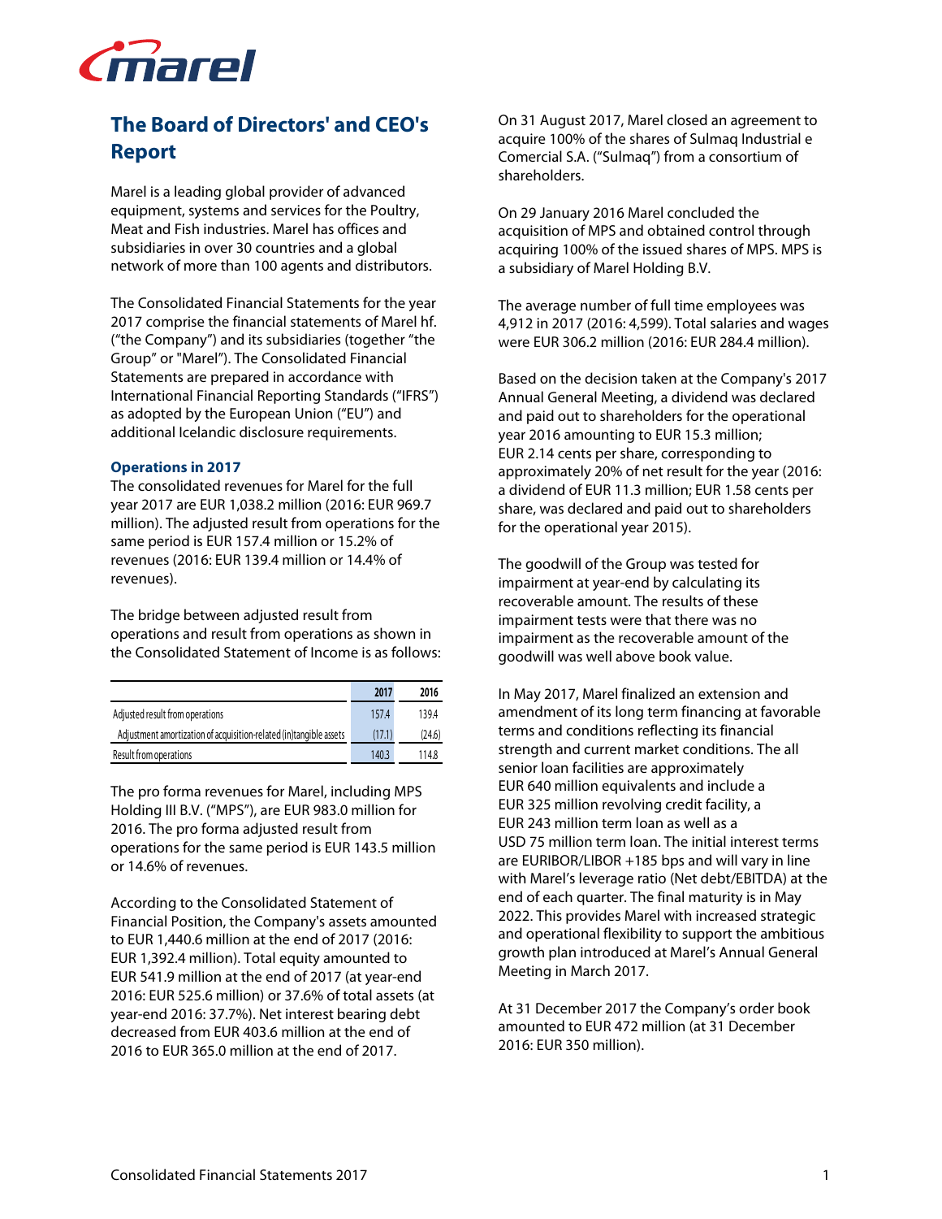## The Board of Directors' and CEO's Report

Marel is a leading global provider of advanced equipment, systems and services for the Poultry, Meat and Fish industries. Marel has offices and subsidiaries in over 30 countries and a global network of more than 100 agents and distributors.

The Consolidated Financial Statements for the year 2017 comprise the financial statements of Marel hf. ("the Company") and its subsidiaries (together "the Group" or "Marel"). The Consolidated Financial Statements are prepared in accordance with International Financial Reporting Standards ("IFRS") as adopted by the European Union ("EU") and additional Icelandic disclosure requirements.

### Operations in 2017

The consolidated revenues for Marel for the full year 2017 are EUR 1,038.2 million (2016: EUR 969.7 million). The adjusted result from operations for the same period is EUR 157.4 million or 15.2% of revenues (2016: EUR 139.4 million or 14.4% of revenues).

The bridge between adjusted result from operations and result from operations as shown in the Consolidated Statement of Income is as follows:

| | 2017 | 2016 |
|---|---|---|
| Adjusted result from operations | 157.4 | 139.4 |
| Adjustment amortization of acquisition-related (in)tangible assets | (17.1) | (24.6) |
| Result from operations | 140.3 | 114.8 |

The pro forma revenues for Marel, including MPS Holding III B.V. ("MPS"), are EUR 983.0 million for 2016. The pro forma adjusted result from operations for the same period is EUR 143.5 million or 14.6% of revenues.

According to the Consolidated Statement of Financial Position, the Company's assets amounted to EUR 1,440.6 million at the end of 2017 (2016: EUR 1,392.4 million). Total equity amounted to EUR 541.9 million at the end of 2017 (at year-end 2016: EUR 525.6 million) or 37.6% of total assets (at year-end 2016: 37.7%). Net interest bearing debt decreased from EUR 403.6 million at the end of 2016 to EUR 365.0 million at the end of 2017.

On 31 August 2017, Marel closed an agreement to acquire 100% of the shares of Sulmaq Industrial e Comercial S.A. ("Sulmaq") from a consortium of shareholders.

On 29 January 2016 Marel concluded the acquisition of MPS and obtained control through acquiring 100% of the issued shares of MPS. MPS is a subsidiary of Marel Holding B.V.

The average number of full time employees was 4,912 in 2017 (2016: 4,599). Total salaries and wages were EUR 306.2 million (2016: EUR 284.4 million).

Based on the decision taken at the Company's 2017 Annual General Meeting, a dividend was declared and paid out to shareholders for the operational year 2016 amounting to EUR 15.3 million; EUR 2.14 cents per share, corresponding to approximately 20% of net result for the year (2016: a dividend of EUR 11.3 million; EUR 1.58 cents per share, was declared and paid out to shareholders for the operational year 2015).

The goodwill of the Group was tested for impairment at year-end by calculating its recoverable amount. The results of these impairment tests were that there was no impairment as the recoverable amount of the goodwill was well above book value.

In May 2017, Marel finalized an extension and amendment of its long term financing at favorable terms and conditions reflecting its financial strength and current market conditions. The all senior loan facilities are approximately EUR 640 million equivalents and include a EUR 325 million revolving credit facility, a EUR 243 million term loan as well as a USD 75 million term loan. The initial interest terms are EURIBOR/LIBOR +185 bps and will vary in line with Marel's leverage ratio (Net debt/EBITDA) at the end of each quarter. The final maturity is in May 2022. This provides Marel with increased strategic and operational flexibility to support the ambitious growth plan introduced at Marel's Annual General Meeting in March 2017.

At 31 December 2017 the Company's order book amounted to EUR 472 million (at 31 December 2016: EUR 350 million).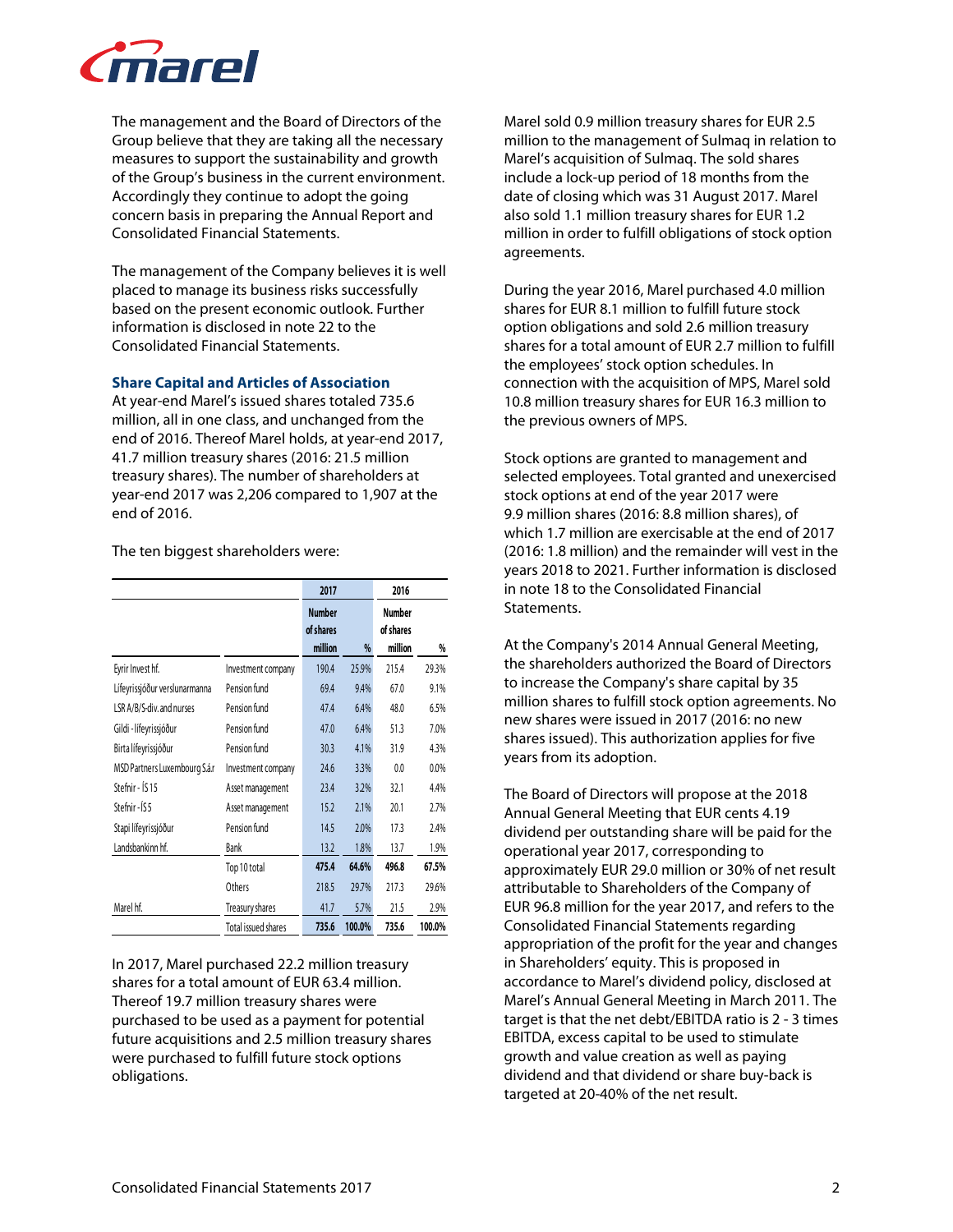The management and the Board of Directors of the Group believe that they are taking all the necessary measures to support the sustainability and growth of the Group's business in the current environment. Accordingly they continue to adopt the going concern basis in preparing the Annual Report and Consolidated Financial Statements.

The management of the Company believes it is well placed to manage its business risks successfully based on the present economic outlook. Further information is disclosed in note 22 to the Consolidated Financial Statements.

### Share Capital and Articles of Association

At year-end Marel's issued shares totaled 735.6 million, all in one class, and unchanged from the end of 2016. Thereof Marel holds, at year-end 2017, 41.7 million treasury shares (2016: 21.5 million treasury shares). The number of shareholders at year-end 2017 was 2,206 compared to 1,907 at the end of 2016.

The ten biggest shareholders were:

| | | 2017 | | 2016 | |
|---|---|---|---|---|---|
| | | Number of shares million | % | Number of shares million | % |
| Eyrir Invest hf. | Investment company | 190.4 | 25.9% | 215.4 | 29.3% |
| Lífeyrissjóður verslunarmanna | Pension fund | 69.4 | 9.4% | 67.0 | 9.1% |
| LSR A/B/S-div. and nurses | Pension fund | 47.4 | 6.4% | 48.0 | 6.5% |
| Gildi - lífeyrissjóður | Pension fund | 47.0 | 6.4% | 51.3 | 7.0% |
| Birta lífeyrissjóður | Pension fund | 30.3 | 4.1% | 31.9 | 4.3% |
| MSD Partners Luxembourg S.á.r | Investment company | 24.6 | 3.3% | 0.0 | 0.0% |
| Stefnir - ÍS 15 | Asset management | 23.4 | 3.2% | 32.1 | 4.4% |
| Stefnir - ÍS 5 | Asset management | 15.2 | 2.1% | 20.1 | 2.7% |
| Stapi lífeyrissjóður | Pension fund | 14.5 | 2.0% | 17.3 | 2.4% |
| Landsbankinn hf. | Bank | 13.2 | 1.8% | 13.7 | 1.9% |
| | Top 10 total | **475.4** | **64.6%** | **496.8** | **67.5%** |
| | Others | 218.5 | 29.7% | 217.3 | 29.6% |
| Marel hf. | Treasury shares | 41.7 | 5.7% | 21.5 | 2.9% |
| | Total issued shares | **735.6** | **100.0%** | **735.6** | **100.0%** |

In 2017, Marel purchased 22.2 million treasury shares for a total amount of EUR 63.4 million. Thereof 19.7 million treasury shares were purchased to be used as a payment for potential future acquisitions and 2.5 million treasury shares were purchased to fulfill future stock options obligations.

Marel sold 0.9 million treasury shares for EUR 2.5 million to the management of Sulmaq in relation to Marel's acquisition of Sulmaq. The sold shares include a lock-up period of 18 months from the date of closing which was 31 August 2017. Marel also sold 1.1 million treasury shares for EUR 1.2 million in order to fulfill obligations of stock option agreements.

During the year 2016, Marel purchased 4.0 million shares for EUR 8.1 million to fulfill future stock option obligations and sold 2.6 million treasury shares for a total amount of EUR 2.7 million to fulfill the employees' stock option schedules. In connection with the acquisition of MPS, Marel sold 10.8 million treasury shares for EUR 16.3 million to the previous owners of MPS.

Stock options are granted to management and selected employees. Total granted and unexercised stock options at end of the year 2017 were 9.9 million shares (2016: 8.8 million shares), of which 1.7 million are exercisable at the end of 2017 (2016: 1.8 million) and the remainder will vest in the years 2018 to 2021. Further information is disclosed in note 18 to the Consolidated Financial Statements.

At the Company's 2014 Annual General Meeting, the shareholders authorized the Board of Directors to increase the Company's share capital by 35 million shares to fulfill stock option agreements. No new shares were issued in 2017 (2016: no new shares issued). This authorization applies for five years from its adoption.

The Board of Directors will propose at the 2018 Annual General Meeting that EUR cents 4.19 dividend per outstanding share will be paid for the operational year 2017, corresponding to approximately EUR 29.0 million or 30% of net result attributable to Shareholders of the Company of EUR 96.8 million for the year 2017, and refers to the Consolidated Financial Statements regarding appropriation of the profit for the year and changes in Shareholders' equity. This is proposed in accordance to Marel's dividend policy, disclosed at Marel's Annual General Meeting in March 2011. The target is that the net debt/EBITDA ratio is 2 - 3 times EBITDA, excess capital to be used to stimulate growth and value creation as well as paying dividend and that dividend or share buy-back is targeted at 20-40% of the net result.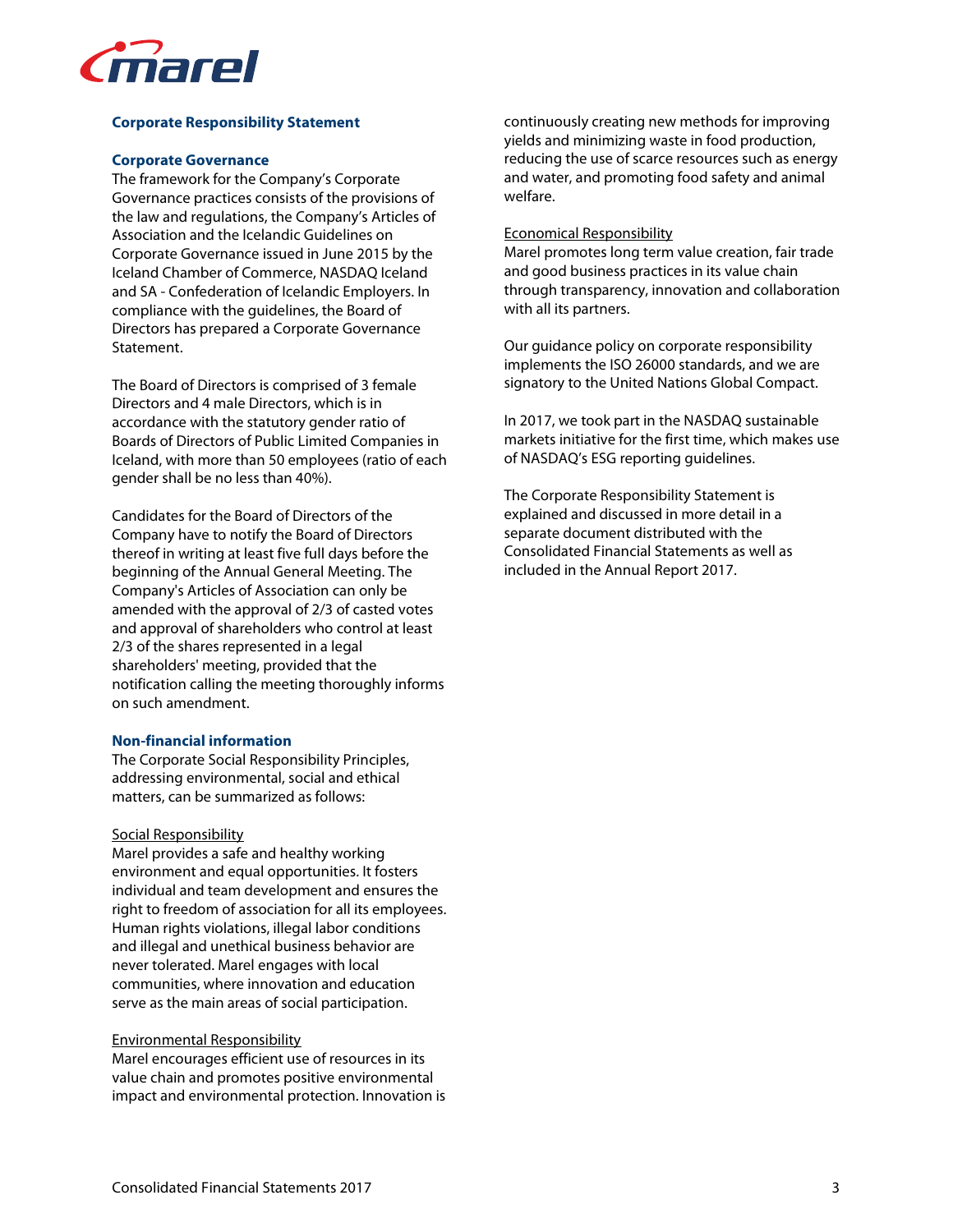## Corporate Responsibility Statement

### Corporate Governance

The framework for the Company's Corporate Governance practices consists of the provisions of the law and regulations, the Company's Articles of Association and the Icelandic Guidelines on Corporate Governance issued in June 2015 by the Iceland Chamber of Commerce, NASDAQ Iceland and SA - Confederation of Icelandic Employers. In compliance with the guidelines, the Board of Directors has prepared a Corporate Governance Statement.

The Board of Directors is comprised of 3 female Directors and 4 male Directors, which is in accordance with the statutory gender ratio of Boards of Directors of Public Limited Companies in Iceland, with more than 50 employees (ratio of each gender shall be no less than 40%).

Candidates for the Board of Directors of the Company have to notify the Board of Directors thereof in writing at least five full days before the beginning of the Annual General Meeting. The Company's Articles of Association can only be amended with the approval of 2/3 of casted votes and approval of shareholders who control at least 2/3 of the shares represented in a legal shareholders' meeting, provided that the notification calling the meeting thoroughly informs on such amendment.

### Non-financial information

The Corporate Social Responsibility Principles, addressing environmental, social and ethical matters, can be summarized as follows:

<u>Social Responsibility</u>
Marel provides a safe and healthy working environment and equal opportunities. It fosters individual and team development and ensures the right to freedom of association for all its employees. Human rights violations, illegal labor conditions and illegal and unethical business behavior are never tolerated. Marel engages with local communities, where innovation and education serve as the main areas of social participation.

<u>Environmental Responsibility</u>
Marel encourages efficient use of resources in its value chain and promotes positive environmental impact and environmental protection. Innovation is continuously creating new methods for improving yields and minimizing waste in food production, reducing the use of scarce resources such as energy and water, and promoting food safety and animal welfare.

<u>Economical Responsibility</u>
Marel promotes long term value creation, fair trade and good business practices in its value chain through transparency, innovation and collaboration with all its partners.

Our guidance policy on corporate responsibility implements the ISO 26000 standards, and we are signatory to the United Nations Global Compact.

In 2017, we took part in the NASDAQ sustainable markets initiative for the first time, which makes use of NASDAQ's ESG reporting guidelines.

The Corporate Responsibility Statement is explained and discussed in more detail in a separate document distributed with the Consolidated Financial Statements as well as included in the Annual Report 2017.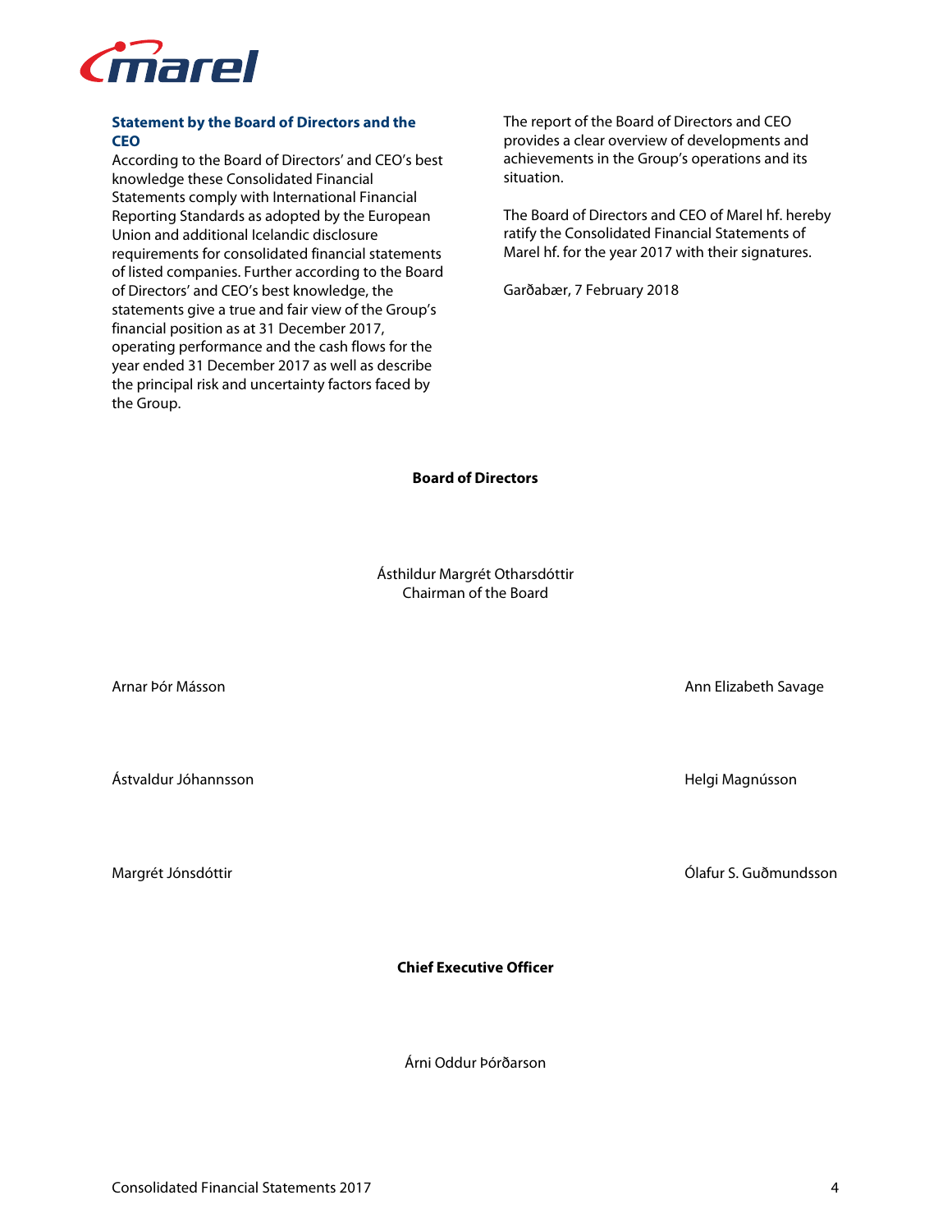## Statement by the Board of Directors and the CEO

According to the Board of Directors' and CEO's best knowledge these Consolidated Financial Statements comply with International Financial Reporting Standards as adopted by the European Union and additional Icelandic disclosure requirements for consolidated financial statements of listed companies. Further according to the Board of Directors' and CEO's best knowledge, the statements give a true and fair view of the Group's financial position as at 31 December 2017, operating performance and the cash flows for the year ended 31 December 2017 as well as describe the principal risk and uncertainty factors faced by the Group.

The report of the Board of Directors and CEO provides a clear overview of developments and achievements in the Group's operations and its situation.

The Board of Directors and CEO of Marel hf. hereby ratify the Consolidated Financial Statements of Marel hf. for the year 2017 with their signatures.

Garðabær, 7 February 2018

**Board of Directors**

Ásthildur Margrét Otharsdóttir
Chairman of the Board

Arnar Þór Másson

Ann Elizabeth Savage

Ástvaldur Jóhannsson

Helgi Magnússon

Margrét Jónsdóttir

Ólafur S. Guðmundsson

**Chief Executive Officer**

Árni Oddur Þórðarson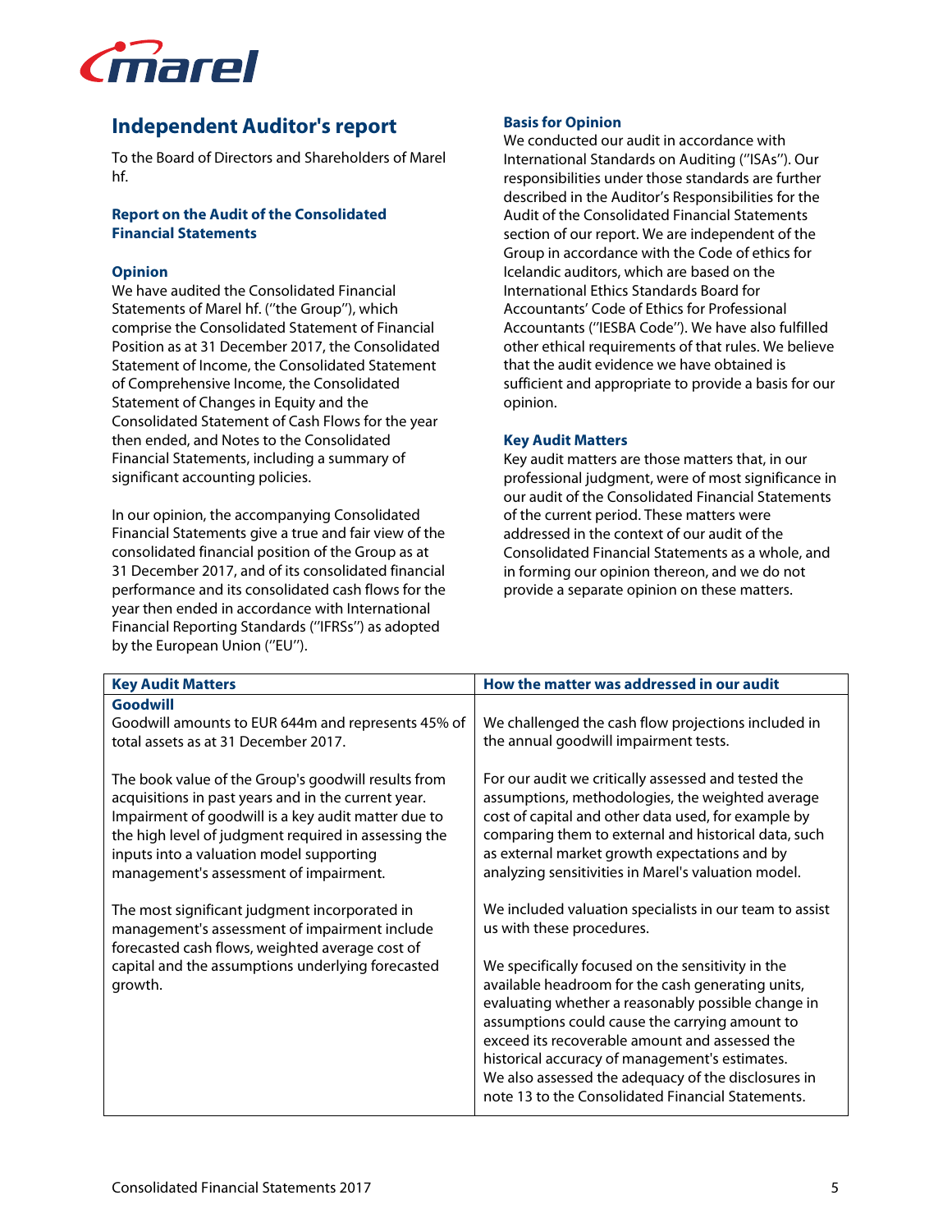# Independent Auditor's report

To the Board of Directors and Shareholders of Marel hf.

## Report on the Audit of the Consolidated Financial Statements

### Opinion

We have audited the Consolidated Financial Statements of Marel hf. ("the Group"), which comprise the Consolidated Statement of Financial Position as at 31 December 2017, the Consolidated Statement of Income, the Consolidated Statement of Comprehensive Income, the Consolidated Statement of Changes in Equity and the Consolidated Statement of Cash Flows for the year then ended, and Notes to the Consolidated Financial Statements, including a summary of significant accounting policies.

In our opinion, the accompanying Consolidated Financial Statements give a true and fair view of the consolidated financial position of the Group as at 31 December 2017, and of its consolidated financial performance and its consolidated cash flows for the year then ended in accordance with International Financial Reporting Standards ("IFRSs") as adopted by the European Union ("EU").

### Basis for Opinion

We conducted our audit in accordance with International Standards on Auditing ("ISAs"). Our responsibilities under those standards are further described in the Auditor's Responsibilities for the Audit of the Consolidated Financial Statements section of our report. We are independent of the Group in accordance with the Code of ethics for Icelandic auditors, which are based on the International Ethics Standards Board for Accountants' Code of Ethics for Professional Accountants ("IESBA Code"). We have also fulfilled other ethical requirements of that rules. We believe that the audit evidence we have obtained is sufficient and appropriate to provide a basis for our opinion.

### Key Audit Matters

Key audit matters are those matters that, in our professional judgment, were of most significance in our audit of the Consolidated Financial Statements of the current period. These matters were addressed in the context of our audit of the Consolidated Financial Statements as a whole, and in forming our opinion thereon, and we do not provide a separate opinion on these matters.

| Key Audit Matters | How the matter was addressed in our audit |
|---|---|
| **Goodwill**<br>Goodwill amounts to EUR 644m and represents 45% of total assets as at 31 December 2017.<br><br>The book value of the Group's goodwill results from acquisitions in past years and in the current year. Impairment of goodwill is a key audit matter due to the high level of judgment required in assessing the inputs into a valuation model supporting management's assessment of impairment.<br><br>The most significant judgment incorporated in management's assessment of impairment include forecasted cash flows, weighted average cost of capital and the assumptions underlying forecasted growth. | We challenged the cash flow projections included in the annual goodwill impairment tests.<br><br>For our audit we critically assessed and tested the assumptions, methodologies, the weighted average cost of capital and other data used, for example by comparing them to external and historical data, such as external market growth expectations and by analyzing sensitivities in Marel's valuation model.<br><br>We included valuation specialists in our team to assist us with these procedures.<br><br>We specifically focused on the sensitivity in the available headroom for the cash generating units, evaluating whether a reasonably possible change in assumptions could cause the carrying amount to exceed its recoverable amount and assessed the historical accuracy of management's estimates.<br>We also assessed the adequacy of the disclosures in note 13 to the Consolidated Financial Statements. |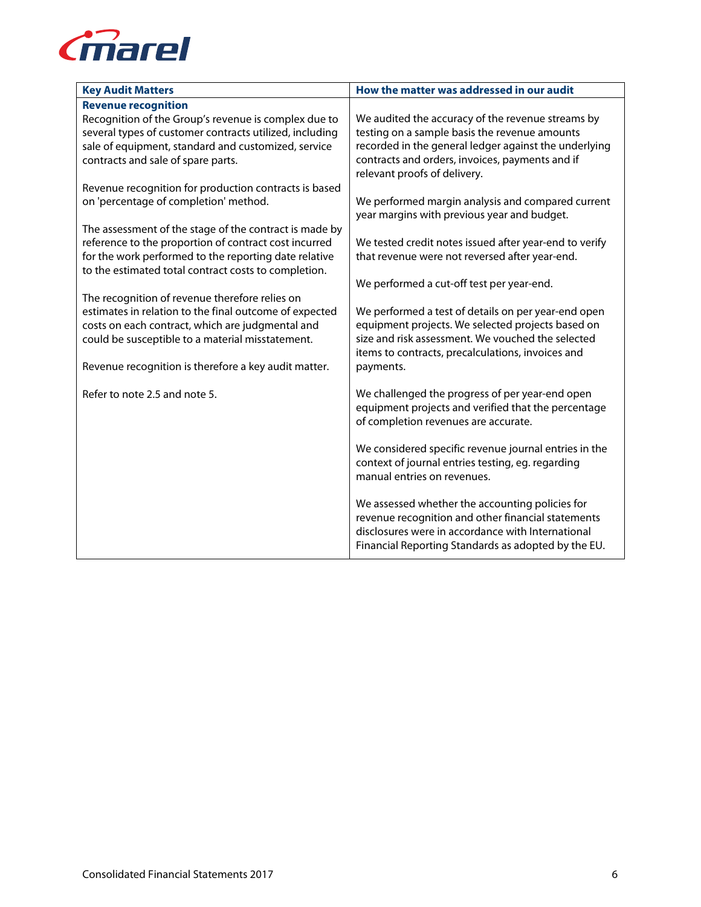| Key Audit Matters | How the matter was addressed in our audit |
| --- | --- |
| **Revenue recognition**<br>Recognition of the Group's revenue is complex due to several types of customer contracts utilized, including sale of equipment, standard and customized, service contracts and sale of spare parts.<br><br>Revenue recognition for production contracts is based on 'percentage of completion' method.<br><br>The assessment of the stage of the contract is made by reference to the proportion of contract cost incurred for the work performed to the reporting date relative to the estimated total contract costs to completion.<br><br>The recognition of revenue therefore relies on estimates in relation to the final outcome of expected costs on each contract, which are judgmental and could be susceptible to a material misstatement.<br><br>Revenue recognition is therefore a key audit matter.<br><br>Refer to note 2.5 and note 5. | We audited the accuracy of the revenue streams by testing on a sample basis the revenue amounts recorded in the general ledger against the underlying contracts and orders, invoices, payments and if relevant proofs of delivery.<br><br>We performed margin analysis and compared current year margins with previous year and budget.<br><br>We tested credit notes issued after year-end to verify that revenue were not reversed after year-end.<br><br>We performed a cut-off test per year-end.<br><br>We performed a test of details on per year-end open equipment projects. We selected projects based on size and risk assessment. We vouched the selected items to contracts, precalculations, invoices and payments.<br><br>We challenged the progress of per year-end open equipment projects and verified that the percentage of completion revenues are accurate.<br><br>We considered specific revenue journal entries in the context of journal entries testing, eg. regarding manual entries on revenues.<br><br>We assessed whether the accounting policies for revenue recognition and other financial statements disclosures were in accordance with International Financial Reporting Standards as adopted by the EU. |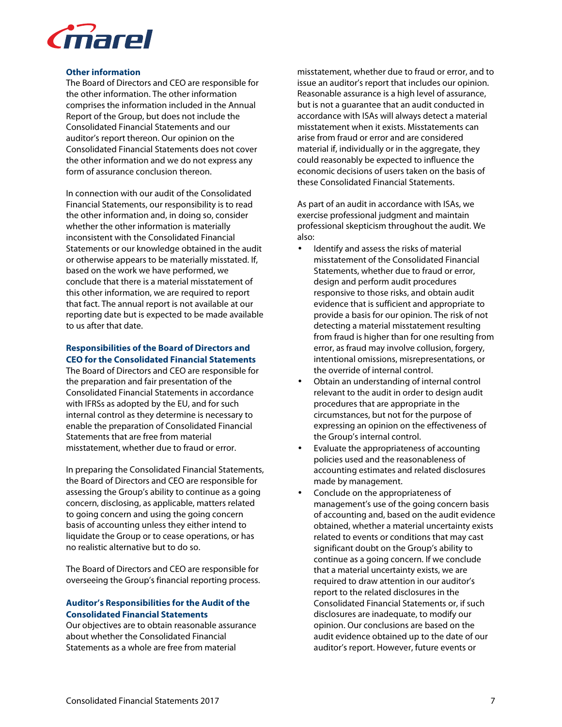### Other information

The Board of Directors and CEO are responsible for the other information. The other information comprises the information included in the Annual Report of the Group, but does not include the Consolidated Financial Statements and our auditor's report thereon. Our opinion on the Consolidated Financial Statements does not cover the other information and we do not express any form of assurance conclusion thereon.

In connection with our audit of the Consolidated Financial Statements, our responsibility is to read the other information and, in doing so, consider whether the other information is materially inconsistent with the Consolidated Financial Statements or our knowledge obtained in the audit or otherwise appears to be materially misstated. If, based on the work we have performed, we conclude that there is a material misstatement of this other information, we are required to report that fact. The annual report is not available at our reporting date but is expected to be made available to us after that date.

### Responsibilities of the Board of Directors and CEO for the Consolidated Financial Statements

The Board of Directors and CEO are responsible for the preparation and fair presentation of the Consolidated Financial Statements in accordance with IFRSs as adopted by the EU, and for such internal control as they determine is necessary to enable the preparation of Consolidated Financial Statements that are free from material misstatement, whether due to fraud or error.

In preparing the Consolidated Financial Statements, the Board of Directors and CEO are responsible for assessing the Group's ability to continue as a going concern, disclosing, as applicable, matters related to going concern and using the going concern basis of accounting unless they either intend to liquidate the Group or to cease operations, or has no realistic alternative but to do so.

The Board of Directors and CEO are responsible for overseeing the Group's financial reporting process.

### Auditor's Responsibilities for the Audit of the Consolidated Financial Statements

Our objectives are to obtain reasonable assurance about whether the Consolidated Financial Statements as a whole are free from material misstatement, whether due to fraud or error, and to issue an auditor's report that includes our opinion. Reasonable assurance is a high level of assurance, but is not a guarantee that an audit conducted in accordance with ISAs will always detect a material misstatement when it exists. Misstatements can arise from fraud or error and are considered material if, individually or in the aggregate, they could reasonably be expected to influence the economic decisions of users taken on the basis of these Consolidated Financial Statements.

As part of an audit in accordance with ISAs, we exercise professional judgment and maintain professional skepticism throughout the audit. We also:

- Identify and assess the risks of material misstatement of the Consolidated Financial Statements, whether due to fraud or error, design and perform audit procedures responsive to those risks, and obtain audit evidence that is sufficient and appropriate to provide a basis for our opinion. The risk of not detecting a material misstatement resulting from fraud is higher than for one resulting from error, as fraud may involve collusion, forgery, intentional omissions, misrepresentations, or the override of internal control.
- Obtain an understanding of internal control relevant to the audit in order to design audit procedures that are appropriate in the circumstances, but not for the purpose of expressing an opinion on the effectiveness of the Group's internal control.
- Evaluate the appropriateness of accounting policies used and the reasonableness of accounting estimates and related disclosures made by management.
- Conclude on the appropriateness of management's use of the going concern basis of accounting and, based on the audit evidence obtained, whether a material uncertainty exists related to events or conditions that may cast significant doubt on the Group's ability to continue as a going concern. If we conclude that a material uncertainty exists, we are required to draw attention in our auditor's report to the related disclosures in the Consolidated Financial Statements or, if such disclosures are inadequate, to modify our opinion. Our conclusions are based on the audit evidence obtained up to the date of our auditor's report. However, future events or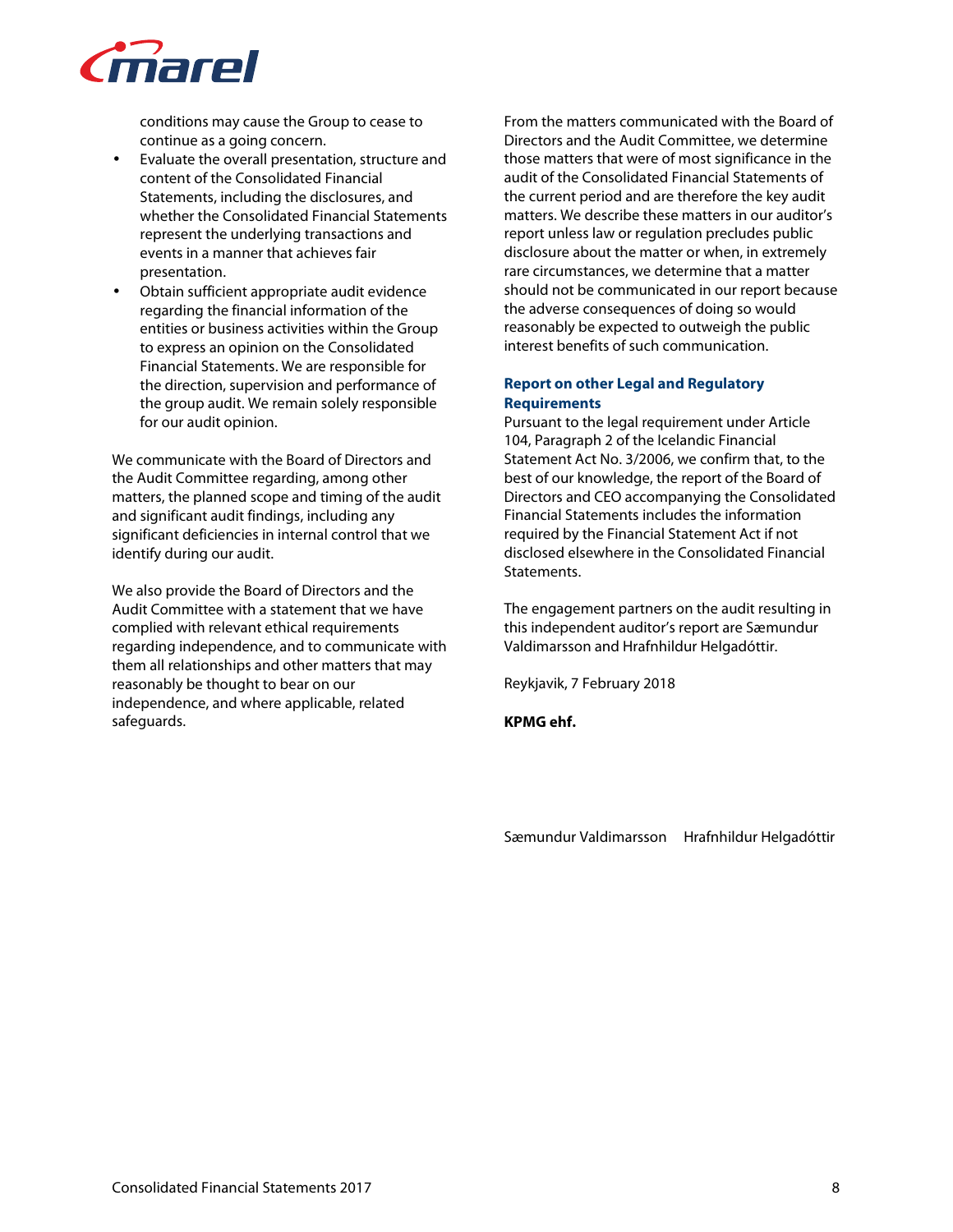conditions may cause the Group to cease to continue as a going concern.

- Evaluate the overall presentation, structure and content of the Consolidated Financial Statements, including the disclosures, and whether the Consolidated Financial Statements represent the underlying transactions and events in a manner that achieves fair presentation.
- Obtain sufficient appropriate audit evidence regarding the financial information of the entities or business activities within the Group to express an opinion on the Consolidated Financial Statements. We are responsible for the direction, supervision and performance of the group audit. We remain solely responsible for our audit opinion.

We communicate with the Board of Directors and the Audit Committee regarding, among other matters, the planned scope and timing of the audit and significant audit findings, including any significant deficiencies in internal control that we identify during our audit.

We also provide the Board of Directors and the Audit Committee with a statement that we have complied with relevant ethical requirements regarding independence, and to communicate with them all relationships and other matters that may reasonably be thought to bear on our independence, and where applicable, related safeguards.

From the matters communicated with the Board of Directors and the Audit Committee, we determine those matters that were of most significance in the audit of the Consolidated Financial Statements of the current period and are therefore the key audit matters. We describe these matters in our auditor's report unless law or regulation precludes public disclosure about the matter or when, in extremely rare circumstances, we determine that a matter should not be communicated in our report because the adverse consequences of doing so would reasonably be expected to outweigh the public interest benefits of such communication.

### Report on other Legal and Regulatory Requirements

Pursuant to the legal requirement under Article 104, Paragraph 2 of the Icelandic Financial Statement Act No. 3/2006, we confirm that, to the best of our knowledge, the report of the Board of Directors and CEO accompanying the Consolidated Financial Statements includes the information required by the Financial Statement Act if not disclosed elsewhere in the Consolidated Financial Statements.

The engagement partners on the audit resulting in this independent auditor's report are Sæmundur Valdimarsson and Hrafnhildur Helgadóttir.

Reykjavik, 7 February 2018

**KPMG ehf.**

Sæmundur Valdimarsson     Hrafnhildur Helgadóttir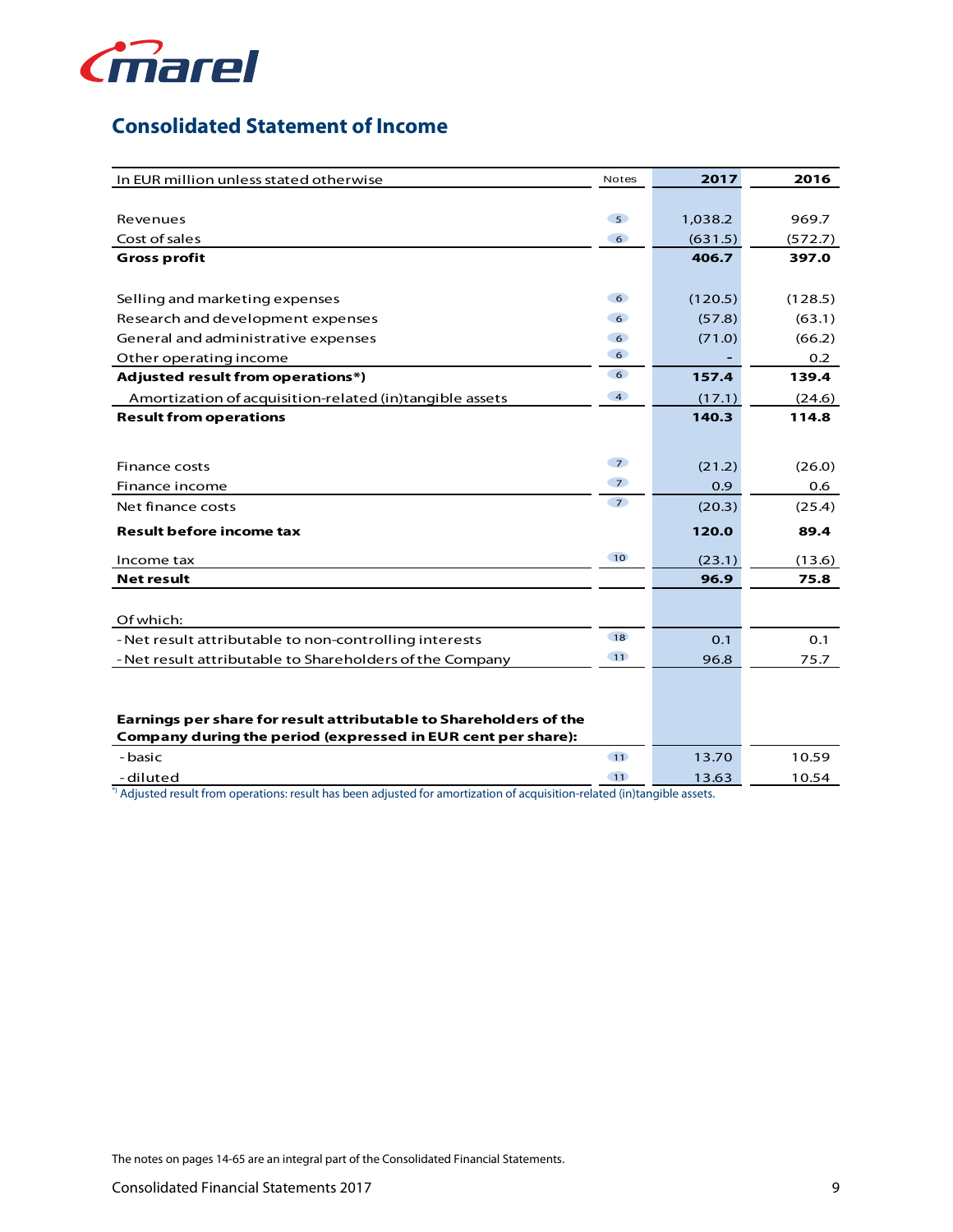# Consolidated Statement of Income

| In EUR million unless stated otherwise | Notes | 2017 | 2016 |
|---|---|---|---|
| Revenues | 5 | 1,038.2 | 969.7 |
| Cost of sales | 6 | (631.5) | (572.7) |
| **Gross profit** | | **406.7** | **397.0** |
| Selling and marketing expenses | 6 | (120.5) | (128.5) |
| Research and development expenses | 6 | (57.8) | (63.1) |
| General and administrative expenses | 6 | (71.0) | (66.2) |
| Other operating income | 6 | - | 0.2 |
| **Adjusted result from operations*)** | 6 | **157.4** | **139.4** |
| Amortization of acquisition-related (in)tangible assets | 4 | (17.1) | (24.6) |
| **Result from operations** | | **140.3** | **114.8** |
| Finance costs | 7 | (21.2) | (26.0) |
| Finance income | 7 | 0.9 | 0.6 |
| Net finance costs | 7 | (20.3) | (25.4) |
| **Result before income tax** | | **120.0** | **89.4** |
| Income tax | 10 | (23.1) | (13.6) |
| **Net result** | | **96.9** | **75.8** |
| Of which: | | | |
| - Net result attributable to non-controlling interests | 18 | 0.1 | 0.1 |
| - Net result attributable to Shareholders of the Company | 11 | 96.8 | 75.7 |
| **Earnings per share for result attributable to Shareholders of the Company during the period (expressed in EUR cent per share):** | | | |
| - basic | 11 | 13.70 | 10.59 |
| - diluted | 11 | 13.63 | 10.54 |

*) Adjusted result from operations: result has been adjusted for amortization of acquisition-related (in)tangible assets.

The notes on pages 14-65 are an integral part of the Consolidated Financial Statements.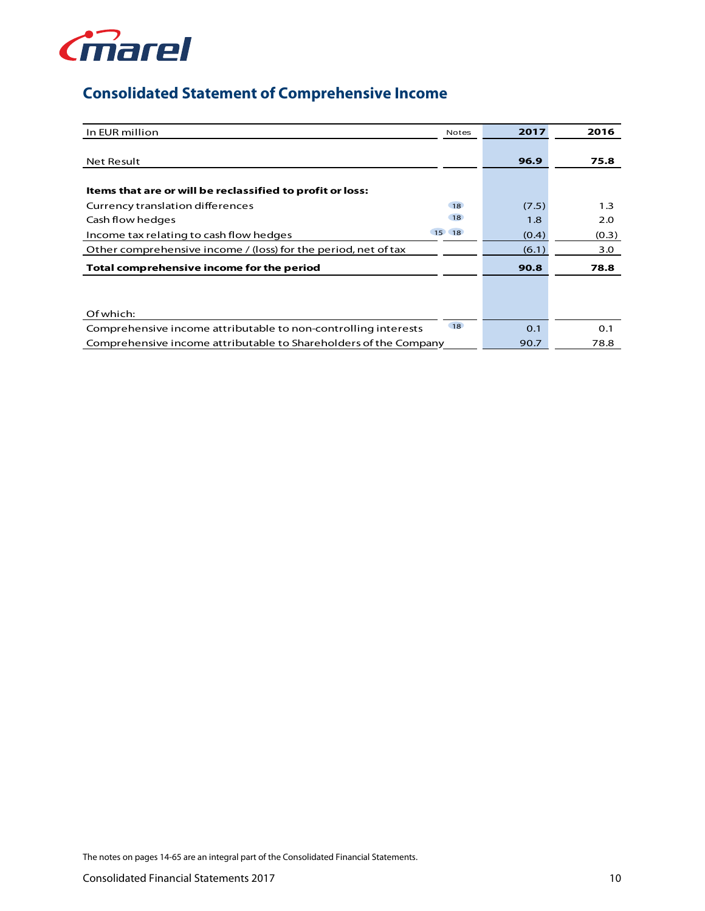## Consolidated Statement of Comprehensive Income

| In EUR million | Notes | 2017 | 2016 |
|---|---|---|---|
| Net Result | | **96.9** | **75.8** |
| **Items that are or will be reclassified to profit or loss:** | | | |
| Currency translation differences | 18 | (7.5) | 1.3 |
| Cash flow hedges | 18 | 1.8 | 2.0 |
| Income tax relating to cash flow hedges | 15 18 | (0.4) | (0.3) |
| Other comprehensive income / (loss) for the period, net of tax | | (6.1) | 3.0 |
| **Total comprehensive income for the period** | | **90.8** | **78.8** |
| Of which: | | | |
| Comprehensive income attributable to non-controlling interests | 18 | 0.1 | 0.1 |
| Comprehensive income attributable to Shareholders of the Company | | 90.7 | 78.8 |

The notes on pages 14-65 are an integral part of the Consolidated Financial Statements.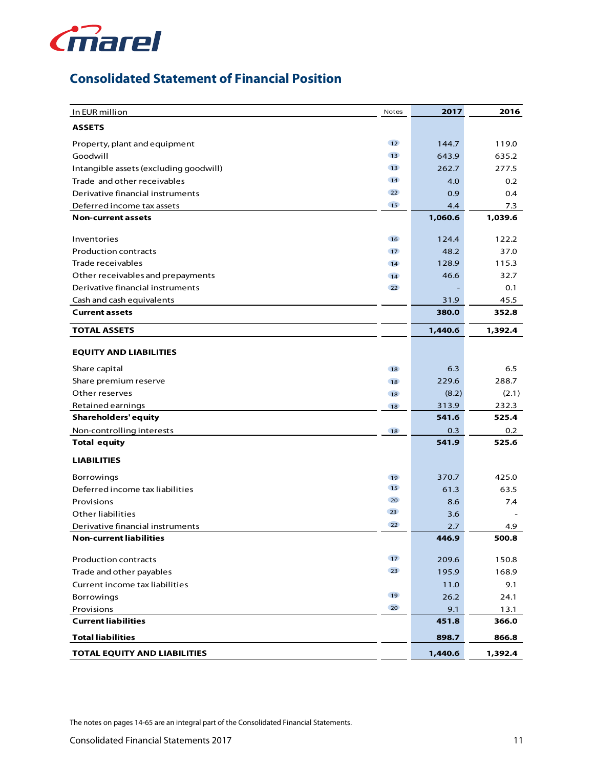## Consolidated Statement of Financial Position

| In EUR million | Notes | 2017 | 2016 |
|---|---|---|---|
| **ASSETS** | | | |
| Property, plant and equipment | 12 | 144.7 | 119.0 |
| Goodwill | 13 | 643.9 | 635.2 |
| Intangible assets (excluding goodwill) | 13 | 262.7 | 277.5 |
| Trade and other receivables | 14 | 4.0 | 0.2 |
| Derivative financial instruments | 22 | 0.9 | 0.4 |
| Deferred income tax assets | 15 | 4.4 | 7.3 |
| **Non-current assets** | | **1,060.6** | **1,039.6** |
| Inventories | 16 | 124.4 | 122.2 |
| Production contracts | 17 | 48.2 | 37.0 |
| Trade receivables | 14 | 128.9 | 115.3 |
| Other receivables and prepayments | 14 | 46.6 | 32.7 |
| Derivative financial instruments | 22 | - | 0.1 |
| Cash and cash equivalents | | 31.9 | 45.5 |
| **Current assets** | | **380.0** | **352.8** |
| **TOTAL ASSETS** | | **1,440.6** | **1,392.4** |
| **EQUITY AND LIABILITIES** | | | |
| Share capital | 18 | 6.3 | 6.5 |
| Share premium reserve | 18 | 229.6 | 288.7 |
| Other reserves | 18 | (8.2) | (2.1) |
| Retained earnings | 18 | 313.9 | 232.3 |
| **Shareholders' equity** | | **541.6** | **525.4** |
| Non-controlling interests | 18 | 0.3 | 0.2 |
| **Total equity** | | **541.9** | **525.6** |
| **LIABILITIES** | | | |
| Borrowings | 19 | 370.7 | 425.0 |
| Deferred income tax liabilities | 15 | 61.3 | 63.5 |
| Provisions | 20 | 8.6 | 7.4 |
| Other liabilities | 23 | 3.6 | - |
| Derivative financial instruments | 22 | 2.7 | 4.9 |
| **Non-current liabilities** | | **446.9** | **500.8** |
| Production contracts | 17 | 209.6 | 150.8 |
| Trade and other payables | 23 | 195.9 | 168.9 |
| Current income tax liabilities | | 11.0 | 9.1 |
| Borrowings | 19 | 26.2 | 24.1 |
| Provisions | 20 | 9.1 | 13.1 |
| **Current liabilities** | | **451.8** | **366.0** |
| **Total liabilities** | | **898.7** | **866.8** |
| **TOTAL EQUITY AND LIABILITIES** | | **1,440.6** | **1,392.4** |

The notes on pages 14-65 are an integral part of the Consolidated Financial Statements.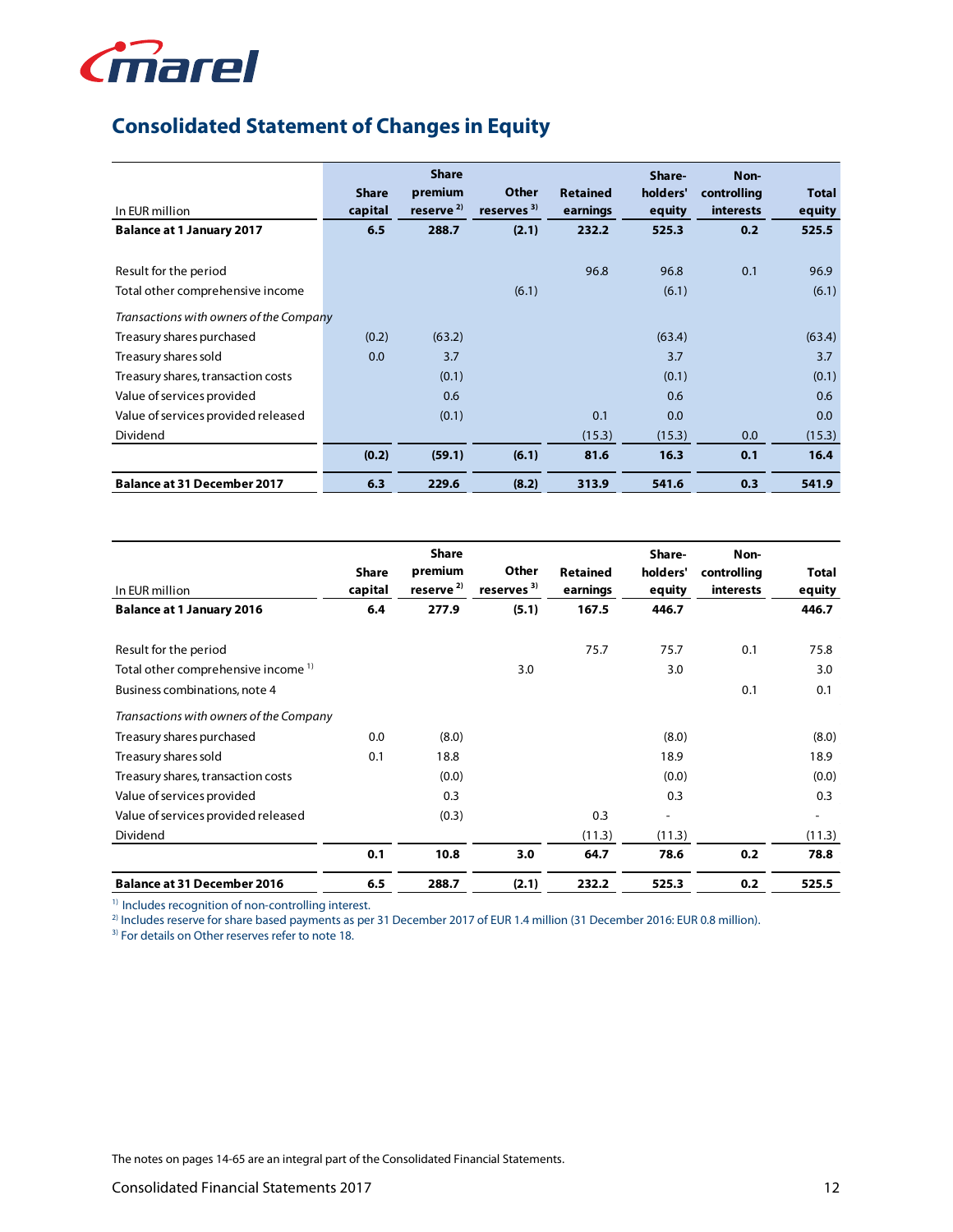# Consolidated Statement of Changes in Equity

| In EUR million | Share capital | Share premium reserve [2] | Other reserves [3] | Retained earnings | Share-holders' equity | Non-controlling interests | Total equity |
|---|---|---|---|---|---|---|---|
| **Balance at 1 January 2017** | **6.5** | **288.7** | **(2.1)** | **232.2** | **525.3** | **0.2** | **525.5** |
| | | | | | | | |
| Result for the period | | | | 96.8 | 96.8 | 0.1 | 96.9 |
| Total other comprehensive income | | | (6.1) | | (6.1) | | (6.1) |
| *Transactions with owners of the Company* | | | | | | | |
| Treasury shares purchased | (0.2) | (63.2) | | | (63.4) | | (63.4) |
| Treasury shares sold | 0.0 | 3.7 | | | 3.7 | | 3.7 |
| Treasury shares, transaction costs | | (0.1) | | | (0.1) | | (0.1) |
| Value of services provided | | 0.6 | | | 0.6 | | 0.6 |
| Value of services provided released | | (0.1) | | 0.1 | 0.0 | | 0.0 |
| Dividend | | | | (15.3) | (15.3) | 0.0 | (15.3) |
| | **(0.2)** | **(59.1)** | **(6.1)** | **81.6** | **16.3** | **0.1** | **16.4** |
| **Balance at 31 December 2017** | **6.3** | **229.6** | **(8.2)** | **313.9** | **541.6** | **0.3** | **541.9** |

| In EUR million | Share capital | Share premium reserve [2] | Other reserves [3] | Retained earnings | Share-holders' equity | Non-controlling interests | Total equity |
|---|---|---|---|---|---|---|---|
| **Balance at 1 January 2016** | **6.4** | **277.9** | **(5.1)** | **167.5** | **446.7** | | **446.7** |
| | | | | | | | |
| Result for the period | | | | 75.7 | 75.7 | 0.1 | 75.8 |
| Total other comprehensive income [1] | | | 3.0 | | 3.0 | | 3.0 |
| Business combinations, note 4 | | | | | | 0.1 | 0.1 |
| *Transactions with owners of the Company* | | | | | | | |
| Treasury shares purchased | 0.0 | (8.0) | | | (8.0) | | (8.0) |
| Treasury shares sold | 0.1 | 18.8 | | | 18.9 | | 18.9 |
| Treasury shares, transaction costs | | (0.0) | | | (0.0) | | (0.0) |
| Value of services provided | | 0.3 | | | 0.3 | | 0.3 |
| Value of services provided released | | (0.3) | | 0.3 | - | | - |
| Dividend | | | | (11.3) | (11.3) | | (11.3) |
| | **0.1** | **10.8** | **3.0** | **64.7** | **78.6** | **0.2** | **78.8** |
| **Balance at 31 December 2016** | **6.5** | **288.7** | **(2.1)** | **232.2** | **525.3** | **0.2** | **525.5** |

[1] Includes recognition of non-controlling interest.
[2] Includes reserve for share based payments as per 31 December 2017 of EUR 1.4 million (31 December 2016: EUR 0.8 million).
[3] For details on Other reserves refer to note 18.

The notes on pages 14-65 are an integral part of the Consolidated Financial Statements.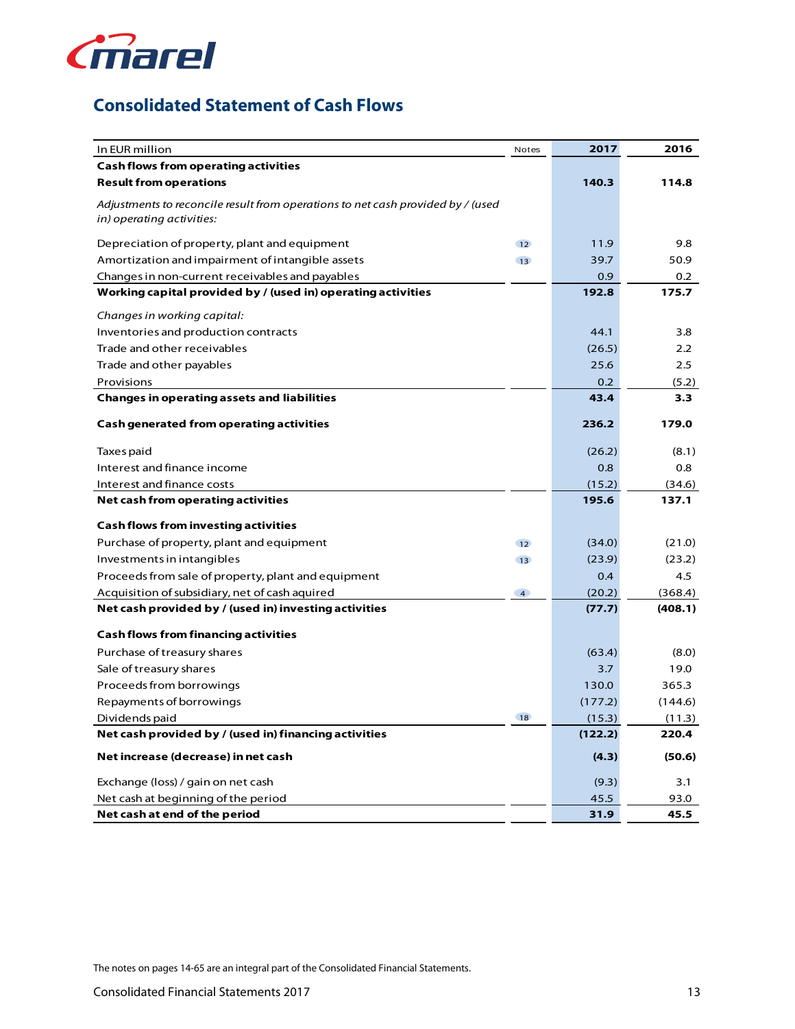## Consolidated Statement of Cash Flows

| In EUR million | Notes | 2017 | 2016 |
|---|---|---|---|
| **Cash flows from operating activities** | | | |
| **Result from operations** | | **140.3** | **114.8** |
| *Adjustments to reconcile result from operations to net cash provided by / (used in) operating activities:* | | | |
| Depreciation of property, plant and equipment | 12 | 11.9 | 9.8 |
| Amortization and impairment of intangible assets | 13 | 39.7 | 50.9 |
| Changes in non-current receivables and payables | | 0.9 | 0.2 |
| **Working capital provided by / (used in) operating activities** | | **192.8** | **175.7** |
| *Changes in working capital:* | | | |
| Inventories and production contracts | | 44.1 | 3.8 |
| Trade and other receivables | | (26.5) | 2.2 |
| Trade and other payables | | 25.6 | 2.5 |
| Provisions | | 0.2 | (5.2) |
| **Changes in operating assets and liabilities** | | **43.4** | **3.3** |
| **Cash generated from operating activities** | | **236.2** | **179.0** |
| Taxes paid | | (26.2) | (8.1) |
| Interest and finance income | | 0.8 | 0.8 |
| Interest and finance costs | | (15.2) | (34.6) |
| **Net cash from operating activities** | | **195.6** | **137.1** |
| **Cash flows from investing activities** | | | |
| Purchase of property, plant and equipment | 12 | (34.0) | (21.0) |
| Investments in intangibles | 13 | (23.9) | (23.2) |
| Proceeds from sale of property, plant and equipment | | 0.4 | 4.5 |
| Acquisition of subsidiary, net of cash aquired | 4 | (20.2) | (368.4) |
| **Net cash provided by / (used in) investing activities** | | **(77.7)** | **(408.1)** |
| **Cash flows from financing activities** | | | |
| Purchase of treasury shares | | (63.4) | (8.0) |
| Sale of treasury shares | | 3.7 | 19.0 |
| Proceeds from borrowings | | 130.0 | 365.3 |
| Repayments of borrowings | | (177.2) | (144.6) |
| Dividends paid | 18 | (15.3) | (11.3) |
| **Net cash provided by / (used in) financing activities** | | **(122.2)** | **220.4** |
| **Net increase (decrease) in net cash** | | **(4.3)** | **(50.6)** |
| Exchange (loss) / gain on net cash | | (9.3) | 3.1 |
| Net cash at beginning of the period | | 45.5 | 93.0 |
| **Net cash at end of the period** | | **31.9** | **45.5** |

The notes on pages 14-65 are an integral part of the Consolidated Financial Statements.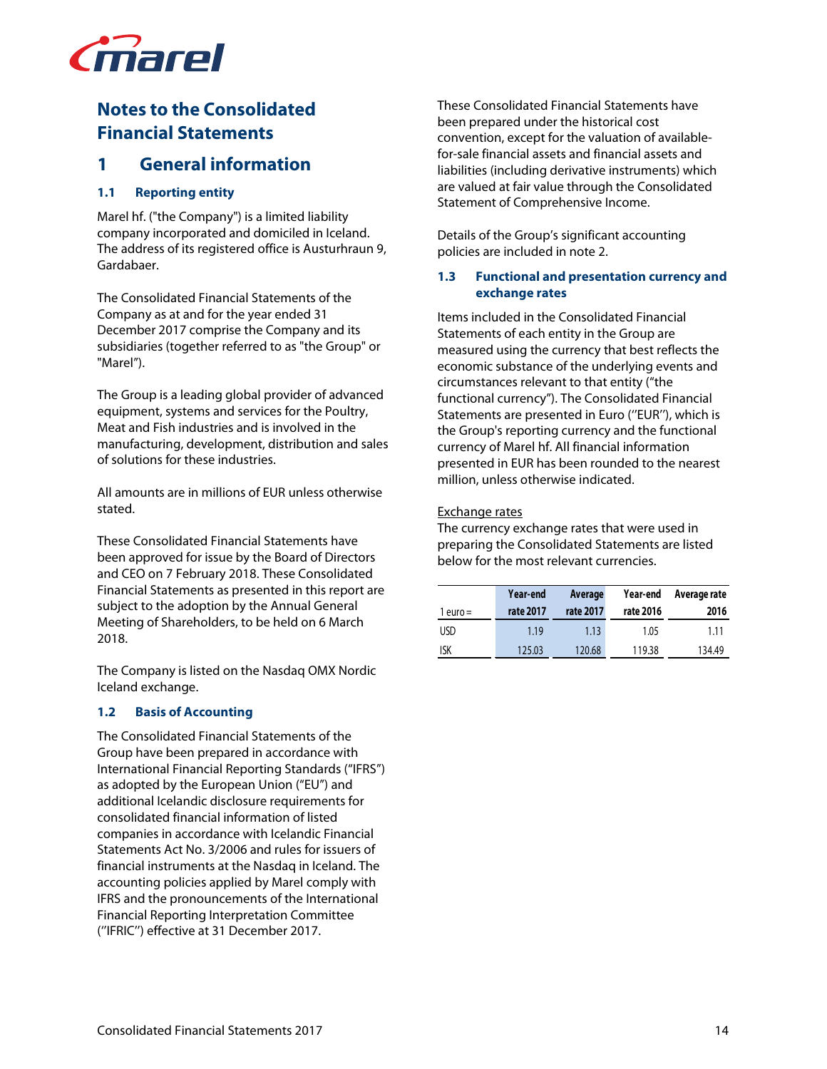# Notes to the Consolidated Financial Statements

## 1 General information

### 1.1 Reporting entity

Marel hf. ("the Company") is a limited liability company incorporated and domiciled in Iceland. The address of its registered office is Austurhraun 9, Gardabaer.

The Consolidated Financial Statements of the Company as at and for the year ended 31 December 2017 comprise the Company and its subsidiaries (together referred to as "the Group" or "Marel").

The Group is a leading global provider of advanced equipment, systems and services for the Poultry, Meat and Fish industries and is involved in the manufacturing, development, distribution and sales of solutions for these industries.

All amounts are in millions of EUR unless otherwise stated.

These Consolidated Financial Statements have been approved for issue by the Board of Directors and CEO on 7 February 2018. These Consolidated Financial Statements as presented in this report are subject to the adoption by the Annual General Meeting of Shareholders, to be held on 6 March 2018.

The Company is listed on the Nasdaq OMX Nordic Iceland exchange.

### 1.2 Basis of Accounting

The Consolidated Financial Statements of the Group have been prepared in accordance with International Financial Reporting Standards ("IFRS") as adopted by the European Union ("EU") and additional Icelandic disclosure requirements for consolidated financial information of listed companies in accordance with Icelandic Financial Statements Act No. 3/2006 and rules for issuers of financial instruments at the Nasdaq in Iceland. The accounting policies applied by Marel comply with IFRS and the pronouncements of the International Financial Reporting Interpretation Committee ("IFRIC") effective at 31 December 2017.

These Consolidated Financial Statements have been prepared under the historical cost convention, except for the valuation of available-for-sale financial assets and financial assets and liabilities (including derivative instruments) which are valued at fair value through the Consolidated Statement of Comprehensive Income.

Details of the Group's significant accounting policies are included in note 2.

### 1.3 Functional and presentation currency and exchange rates

Items included in the Consolidated Financial Statements of each entity in the Group are measured using the currency that best reflects the economic substance of the underlying events and circumstances relevant to that entity ("the functional currency"). The Consolidated Financial Statements are presented in Euro ("EUR"), which is the Group's reporting currency and the functional currency of Marel hf. All financial information presented in EUR has been rounded to the nearest million, unless otherwise indicated.

Exchange rates

The currency exchange rates that were used in preparing the Consolidated Statements are listed below for the most relevant currencies.

| 1 euro = | Year-end rate 2017 | Average rate 2017 | Year-end rate 2016 | Average rate 2016 |
|---|---|---|---|---|
| USD | 1.19 | 1.13 | 1.05 | 1.11 |
| ISK | 125.03 | 120.68 | 119.38 | 134.49 |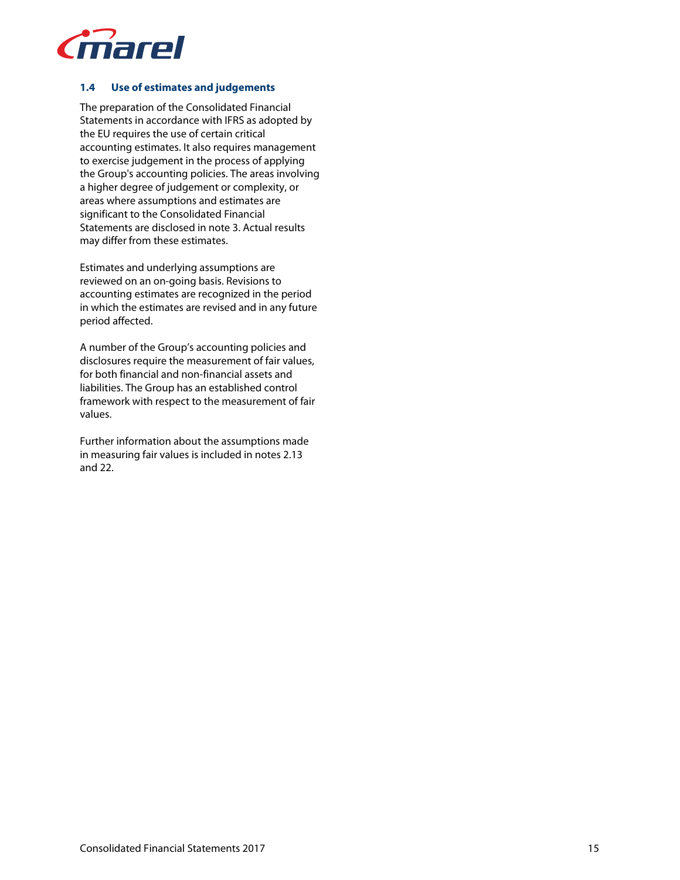### 1.4 Use of estimates and judgements

The preparation of the Consolidated Financial Statements in accordance with IFRS as adopted by the EU requires the use of certain critical accounting estimates. It also requires management to exercise judgement in the process of applying the Group's accounting policies. The areas involving a higher degree of judgement or complexity, or areas where assumptions and estimates are significant to the Consolidated Financial Statements are disclosed in note 3. Actual results may differ from these estimates.

Estimates and underlying assumptions are reviewed on an on-going basis. Revisions to accounting estimates are recognized in the period in which the estimates are revised and in any future period affected.

A number of the Group's accounting policies and disclosures require the measurement of fair values, for both financial and non-financial assets and liabilities. The Group has an established control framework with respect to the measurement of fair values.

Further information about the assumptions made in measuring fair values is included in notes 2.13 and 22.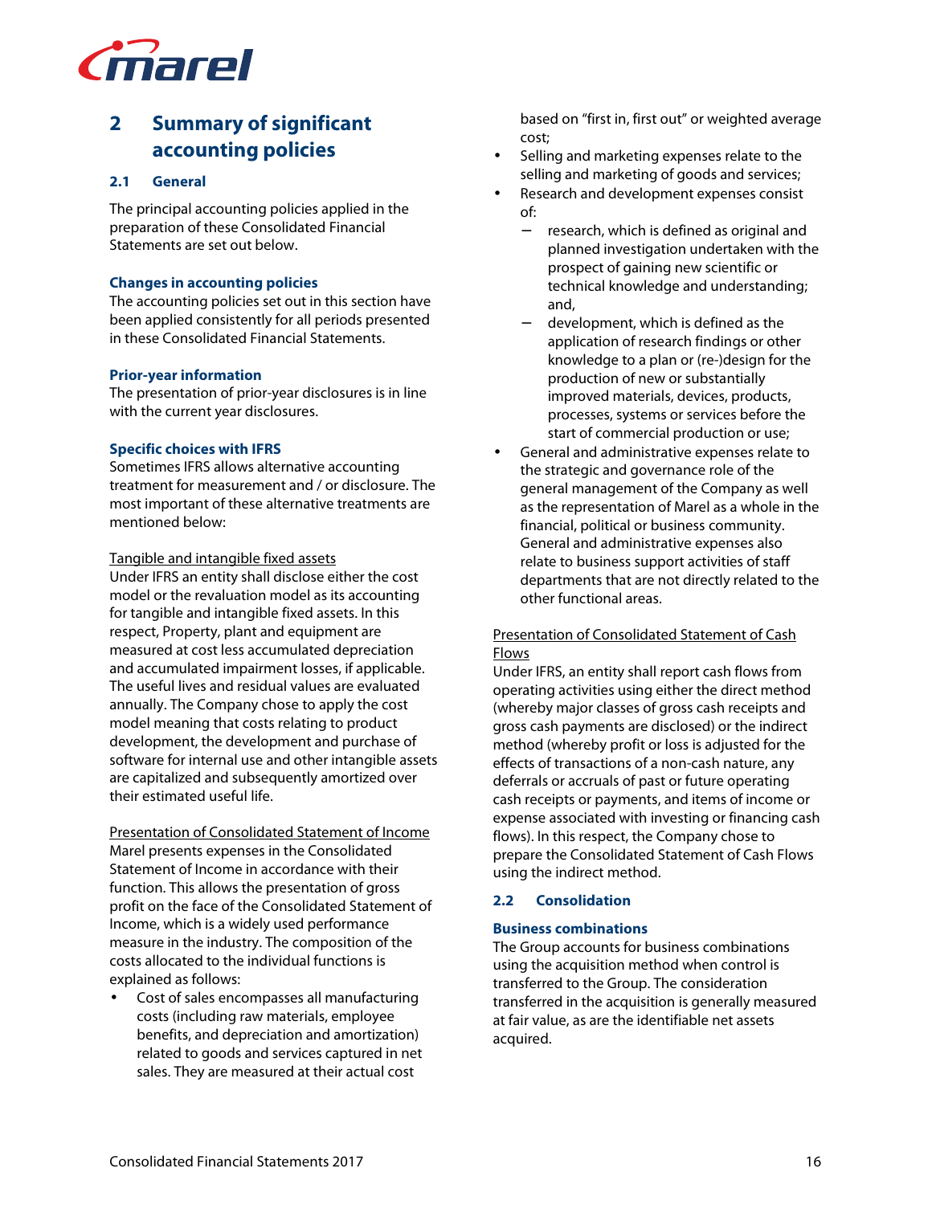## 2 Summary of significant accounting policies

### 2.1 General

The principal accounting policies applied in the preparation of these Consolidated Financial Statements are set out below.

**Changes in accounting policies**

The accounting policies set out in this section have been applied consistently for all periods presented in these Consolidated Financial Statements.

**Prior-year information**

The presentation of prior-year disclosures is in line with the current year disclosures.

**Specific choices with IFRS**

Sometimes IFRS allows alternative accounting treatment for measurement and / or disclosure. The most important of these alternative treatments are mentioned below:

Tangible and intangible fixed assets

Under IFRS an entity shall disclose either the cost model or the revaluation model as its accounting for tangible and intangible fixed assets. In this respect, Property, plant and equipment are measured at cost less accumulated depreciation and accumulated impairment losses, if applicable. The useful lives and residual values are evaluated annually. The Company chose to apply the cost model meaning that costs relating to product development, the development and purchase of software for internal use and other intangible assets are capitalized and subsequently amortized over their estimated useful life.

Presentation of Consolidated Statement of Income

Marel presents expenses in the Consolidated Statement of Income in accordance with their function. This allows the presentation of gross profit on the face of the Consolidated Statement of Income, which is a widely used performance measure in the industry. The composition of the costs allocated to the individual functions is explained as follows:

- Cost of sales encompasses all manufacturing costs (including raw materials, employee benefits, and depreciation and amortization) related to goods and services captured in net sales. They are measured at their actual cost based on "first in, first out" or weighted average cost;
- Selling and marketing expenses relate to the selling and marketing of goods and services;
- Research and development expenses consist of:
  - research, which is defined as original and planned investigation undertaken with the prospect of gaining new scientific or technical knowledge and understanding; and,
  - development, which is defined as the application of research findings or other knowledge to a plan or (re-)design for the production of new or substantially improved materials, devices, products, processes, systems or services before the start of commercial production or use;
- General and administrative expenses relate to the strategic and governance role of the general management of the Company as well as the representation of Marel as a whole in the financial, political or business community. General and administrative expenses also relate to business support activities of staff departments that are not directly related to the other functional areas.

Presentation of Consolidated Statement of Cash Flows

Under IFRS, an entity shall report cash flows from operating activities using either the direct method (whereby major classes of gross cash receipts and gross cash payments are disclosed) or the indirect method (whereby profit or loss is adjusted for the effects of transactions of a non-cash nature, any deferrals or accruals of past or future operating cash receipts or payments, and items of income or expense associated with investing or financing cash flows). In this respect, the Company chose to prepare the Consolidated Statement of Cash Flows using the indirect method.

### 2.2 Consolidation

**Business combinations**

The Group accounts for business combinations using the acquisition method when control is transferred to the Group. The consideration transferred in the acquisition is generally measured at fair value, as are the identifiable net assets acquired.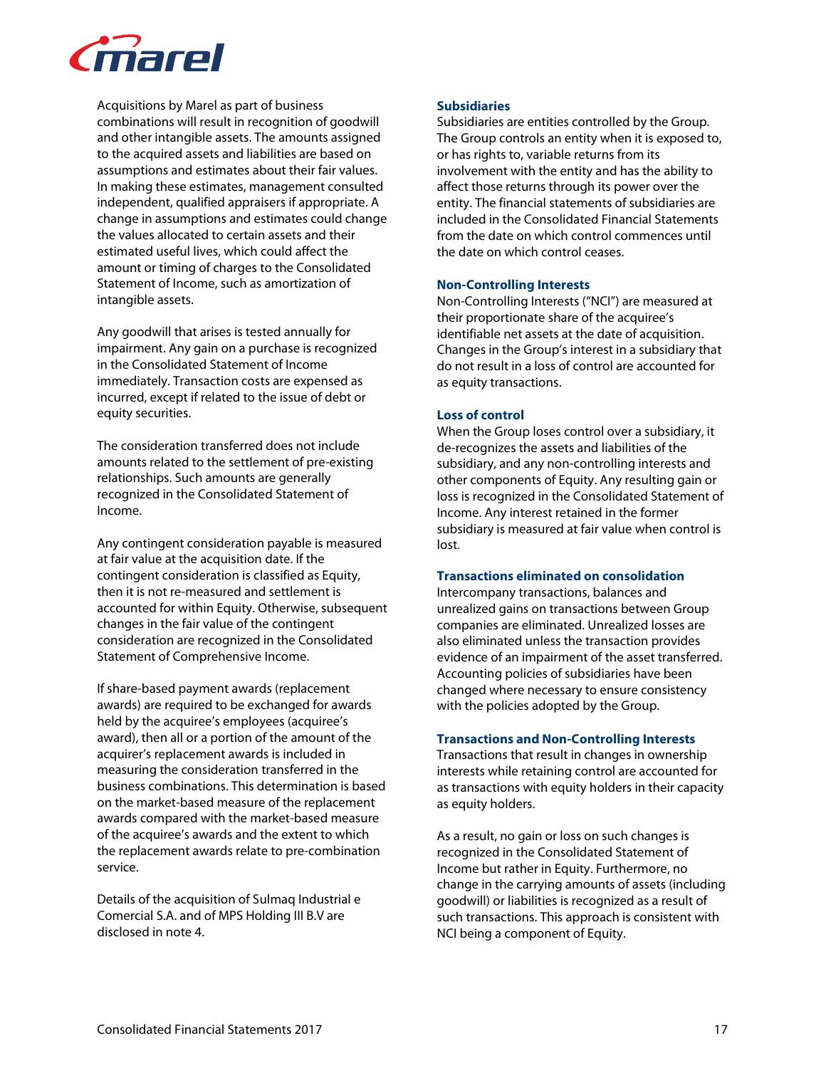Acquisitions by Marel as part of business combinations will result in recognition of goodwill and other intangible assets. The amounts assigned to the acquired assets and liabilities are based on assumptions and estimates about their fair values. In making these estimates, management consulted independent, qualified appraisers if appropriate. A change in assumptions and estimates could change the values allocated to certain assets and their estimated useful lives, which could affect the amount or timing of charges to the Consolidated Statement of Income, such as amortization of intangible assets.

Any goodwill that arises is tested annually for impairment. Any gain on a purchase is recognized in the Consolidated Statement of Income immediately. Transaction costs are expensed as incurred, except if related to the issue of debt or equity securities.

The consideration transferred does not include amounts related to the settlement of pre-existing relationships. Such amounts are generally recognized in the Consolidated Statement of Income.

Any contingent consideration payable is measured at fair value at the acquisition date. If the contingent consideration is classified as Equity, then it is not re-measured and settlement is accounted for within Equity. Otherwise, subsequent changes in the fair value of the contingent consideration are recognized in the Consolidated Statement of Comprehensive Income.

If share-based payment awards (replacement awards) are required to be exchanged for awards held by the acquiree's employees (acquiree's award), then all or a portion of the amount of the acquirer's replacement awards is included in measuring the consideration transferred in the business combinations. This determination is based on the market-based measure of the replacement awards compared with the market-based measure of the acquiree's awards and the extent to which the replacement awards relate to pre-combination service.

Details of the acquisition of Sulmaq Industrial e Comercial S.A. and of MPS Holding III B.V are disclosed in note 4.

### Subsidiaries

Subsidiaries are entities controlled by the Group. The Group controls an entity when it is exposed to, or has rights to, variable returns from its involvement with the entity and has the ability to affect those returns through its power over the entity. The financial statements of subsidiaries are included in the Consolidated Financial Statements from the date on which control commences until the date on which control ceases.

### Non-Controlling Interests

Non-Controlling Interests ("NCI") are measured at their proportionate share of the acquiree's identifiable net assets at the date of acquisition. Changes in the Group's interest in a subsidiary that do not result in a loss of control are accounted for as equity transactions.

### Loss of control

When the Group loses control over a subsidiary, it de-recognizes the assets and liabilities of the subsidiary, and any non-controlling interests and other components of Equity. Any resulting gain or loss is recognized in the Consolidated Statement of Income. Any interest retained in the former subsidiary is measured at fair value when control is lost.

### Transactions eliminated on consolidation

Intercompany transactions, balances and unrealized gains on transactions between Group companies are eliminated. Unrealized losses are also eliminated unless the transaction provides evidence of an impairment of the asset transferred. Accounting policies of subsidiaries have been changed where necessary to ensure consistency with the policies adopted by the Group.

### Transactions and Non-Controlling Interests

Transactions that result in changes in ownership interests while retaining control are accounted for as transactions with equity holders in their capacity as equity holders.

As a result, no gain or loss on such changes is recognized in the Consolidated Statement of Income but rather in Equity. Furthermore, no change in the carrying amounts of assets (including goodwill) or liabilities is recognized as a result of such transactions. This approach is consistent with NCI being a component of Equity.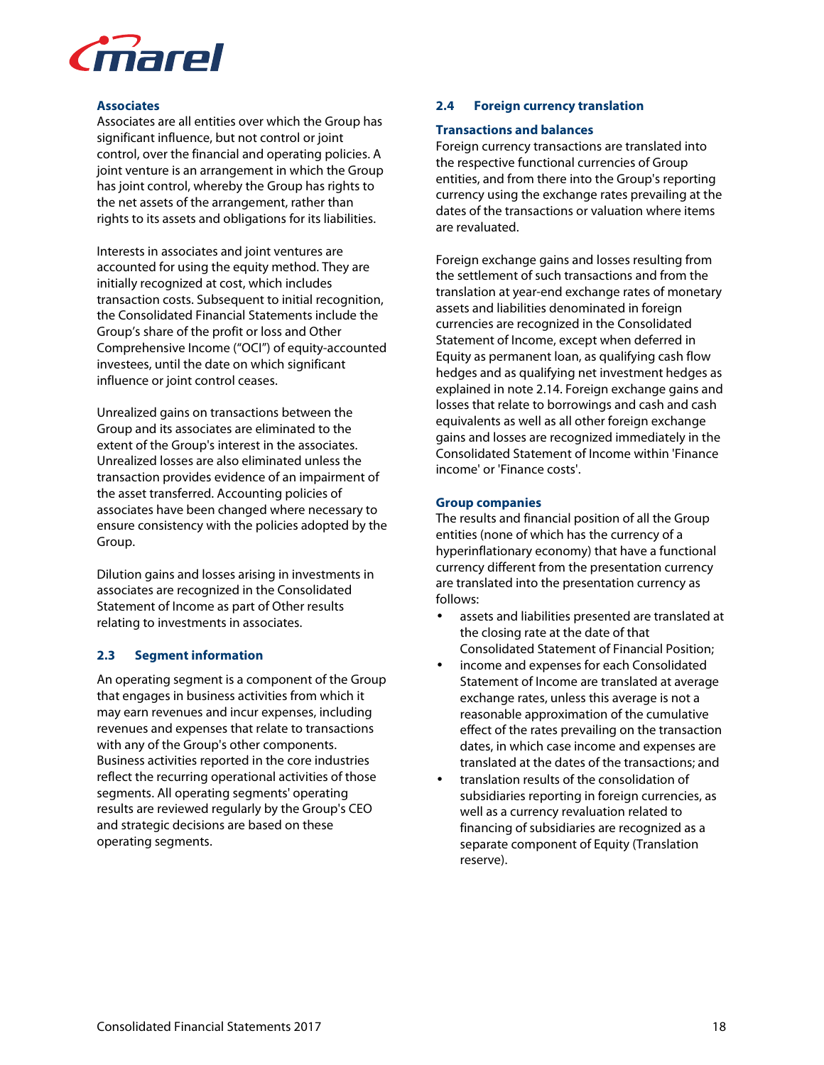### Associates

Associates are all entities over which the Group has significant influence, but not control or joint control, over the financial and operating policies. A joint venture is an arrangement in which the Group has joint control, whereby the Group has rights to the net assets of the arrangement, rather than rights to its assets and obligations for its liabilities.

Interests in associates and joint ventures are accounted for using the equity method. They are initially recognized at cost, which includes transaction costs. Subsequent to initial recognition, the Consolidated Financial Statements include the Group's share of the profit or loss and Other Comprehensive Income ("OCI") of equity-accounted investees, until the date on which significant influence or joint control ceases.

Unrealized gains on transactions between the Group and its associates are eliminated to the extent of the Group's interest in the associates. Unrealized losses are also eliminated unless the transaction provides evidence of an impairment of the asset transferred. Accounting policies of associates have been changed where necessary to ensure consistency with the policies adopted by the Group.

Dilution gains and losses arising in investments in associates are recognized in the Consolidated Statement of Income as part of Other results relating to investments in associates.

## 2.3 Segment information

An operating segment is a component of the Group that engages in business activities from which it may earn revenues and incur expenses, including revenues and expenses that relate to transactions with any of the Group's other components. Business activities reported in the core industries reflect the recurring operational activities of those segments. All operating segments' operating results are reviewed regularly by the Group's CEO and strategic decisions are based on these operating segments.

## 2.4 Foreign currency translation

### Transactions and balances

Foreign currency transactions are translated into the respective functional currencies of Group entities, and from there into the Group's reporting currency using the exchange rates prevailing at the dates of the transactions or valuation where items are revaluated.

Foreign exchange gains and losses resulting from the settlement of such transactions and from the translation at year-end exchange rates of monetary assets and liabilities denominated in foreign currencies are recognized in the Consolidated Statement of Income, except when deferred in Equity as permanent loan, as qualifying cash flow hedges and as qualifying net investment hedges as explained in note 2.14. Foreign exchange gains and losses that relate to borrowings and cash and cash equivalents as well as all other foreign exchange gains and losses are recognized immediately in the Consolidated Statement of Income within 'Finance income' or 'Finance costs'.

### Group companies

The results and financial position of all the Group entities (none of which has the currency of a hyperinflationary economy) that have a functional currency different from the presentation currency are translated into the presentation currency as follows:

- assets and liabilities presented are translated at the closing rate at the date of that Consolidated Statement of Financial Position;
- income and expenses for each Consolidated Statement of Income are translated at average exchange rates, unless this average is not a reasonable approximation of the cumulative effect of the rates prevailing on the transaction dates, in which case income and expenses are translated at the dates of the transactions; and
- translation results of the consolidation of subsidiaries reporting in foreign currencies, as well as a currency revaluation related to financing of subsidiaries are recognized as a separate component of Equity (Translation reserve).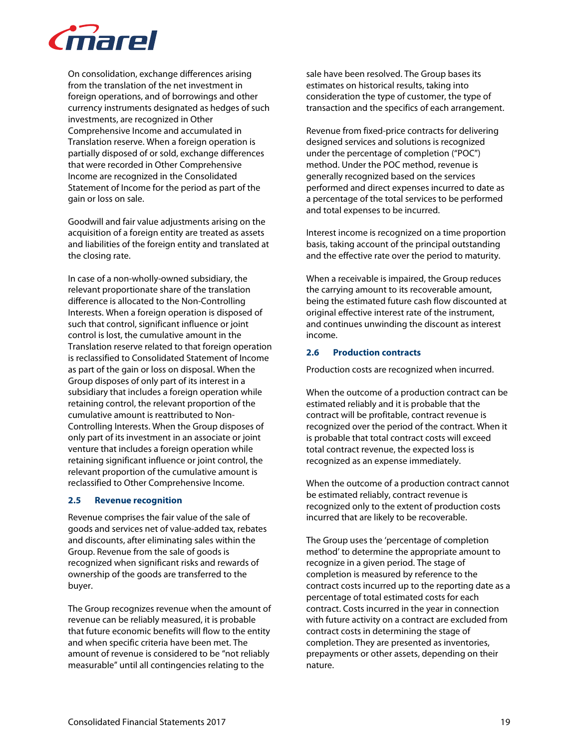On consolidation, exchange differences arising from the translation of the net investment in foreign operations, and of borrowings and other currency instruments designated as hedges of such investments, are recognized in Other Comprehensive Income and accumulated in Translation reserve. When a foreign operation is partially disposed of or sold, exchange differences that were recorded in Other Comprehensive Income are recognized in the Consolidated Statement of Income for the period as part of the gain or loss on sale.

Goodwill and fair value adjustments arising on the acquisition of a foreign entity are treated as assets and liabilities of the foreign entity and translated at the closing rate.

In case of a non-wholly-owned subsidiary, the relevant proportionate share of the translation difference is allocated to the Non-Controlling Interests. When a foreign operation is disposed of such that control, significant influence or joint control is lost, the cumulative amount in the Translation reserve related to that foreign operation is reclassified to Consolidated Statement of Income as part of the gain or loss on disposal. When the Group disposes of only part of its interest in a subsidiary that includes a foreign operation while retaining control, the relevant proportion of the cumulative amount is reattributed to Non-Controlling Interests. When the Group disposes of only part of its investment in an associate or joint venture that includes a foreign operation while retaining significant influence or joint control, the relevant proportion of the cumulative amount is reclassified to Other Comprehensive Income.

### 2.5 Revenue recognition

Revenue comprises the fair value of the sale of goods and services net of value-added tax, rebates and discounts, after eliminating sales within the Group. Revenue from the sale of goods is recognized when significant risks and rewards of ownership of the goods are transferred to the buyer.

The Group recognizes revenue when the amount of revenue can be reliably measured, it is probable that future economic benefits will flow to the entity and when specific criteria have been met. The amount of revenue is considered to be "not reliably measurable" until all contingencies relating to the sale have been resolved. The Group bases its estimates on historical results, taking into consideration the type of customer, the type of transaction and the specifics of each arrangement.

Revenue from fixed-price contracts for delivering designed services and solutions is recognized under the percentage of completion ("POC") method. Under the POC method, revenue is generally recognized based on the services performed and direct expenses incurred to date as a percentage of the total services to be performed and total expenses to be incurred.

Interest income is recognized on a time proportion basis, taking account of the principal outstanding and the effective rate over the period to maturity.

When a receivable is impaired, the Group reduces the carrying amount to its recoverable amount, being the estimated future cash flow discounted at original effective interest rate of the instrument, and continues unwinding the discount as interest income.

### 2.6 Production contracts

Production costs are recognized when incurred.

When the outcome of a production contract can be estimated reliably and it is probable that the contract will be profitable, contract revenue is recognized over the period of the contract. When it is probable that total contract costs will exceed total contract revenue, the expected loss is recognized as an expense immediately.

When the outcome of a production contract cannot be estimated reliably, contract revenue is recognized only to the extent of production costs incurred that are likely to be recoverable.

The Group uses the 'percentage of completion method' to determine the appropriate amount to recognize in a given period. The stage of completion is measured by reference to the contract costs incurred up to the reporting date as a percentage of total estimated costs for each contract. Costs incurred in the year in connection with future activity on a contract are excluded from contract costs in determining the stage of completion. They are presented as inventories, prepayments or other assets, depending on their nature.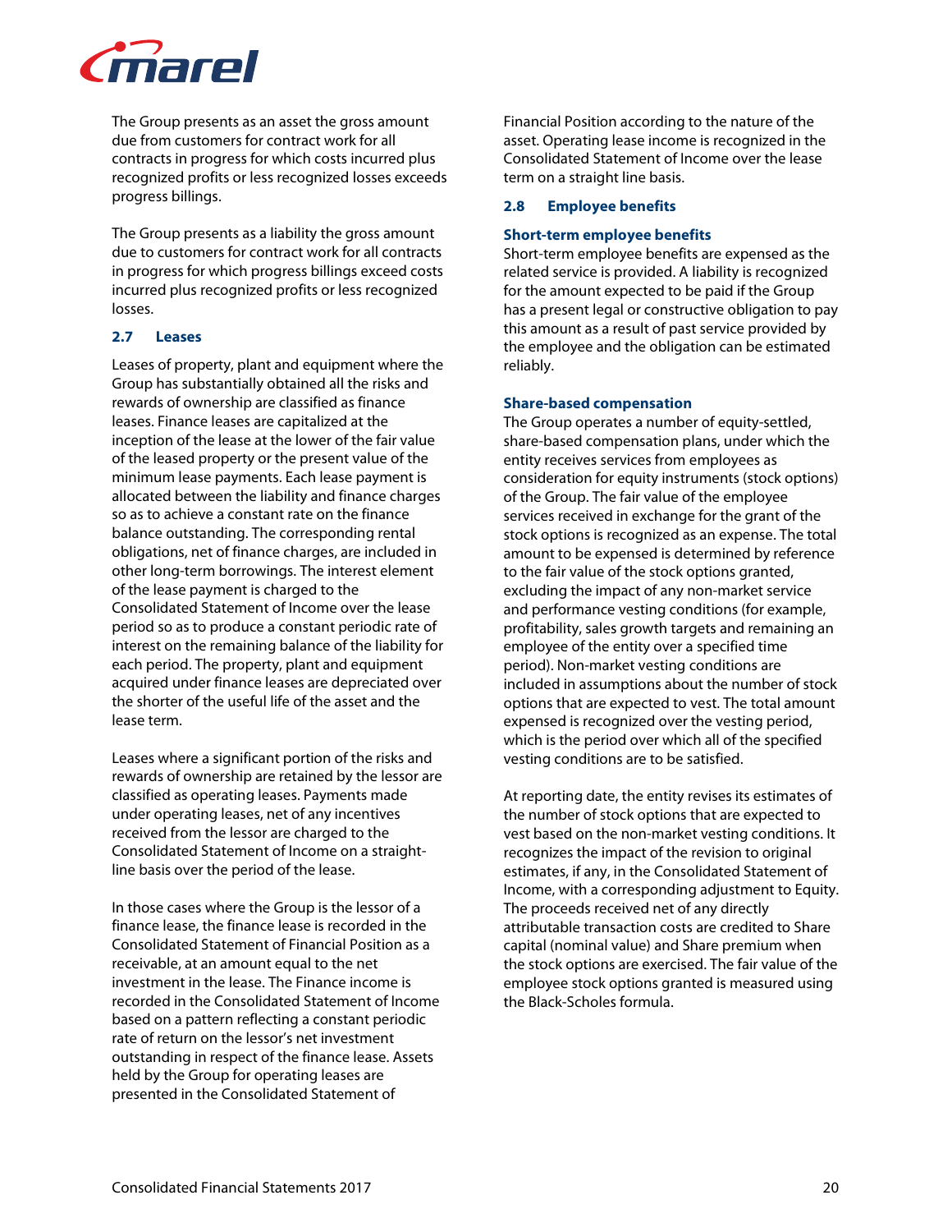The Group presents as an asset the gross amount due from customers for contract work for all contracts in progress for which costs incurred plus recognized profits or less recognized losses exceeds progress billings.

The Group presents as a liability the gross amount due to customers for contract work for all contracts in progress for which progress billings exceed costs incurred plus recognized profits or less recognized losses.

### 2.7 Leases

Leases of property, plant and equipment where the Group has substantially obtained all the risks and rewards of ownership are classified as finance leases. Finance leases are capitalized at the inception of the lease at the lower of the fair value of the leased property or the present value of the minimum lease payments. Each lease payment is allocated between the liability and finance charges so as to achieve a constant rate on the finance balance outstanding. The corresponding rental obligations, net of finance charges, are included in other long-term borrowings. The interest element of the lease payment is charged to the Consolidated Statement of Income over the lease period so as to produce a constant periodic rate of interest on the remaining balance of the liability for each period. The property, plant and equipment acquired under finance leases are depreciated over the shorter of the useful life of the asset and the lease term.

Leases where a significant portion of the risks and rewards of ownership are retained by the lessor are classified as operating leases. Payments made under operating leases, net of any incentives received from the lessor are charged to the Consolidated Statement of Income on a straight-line basis over the period of the lease.

In those cases where the Group is the lessor of a finance lease, the finance lease is recorded in the Consolidated Statement of Financial Position as a receivable, at an amount equal to the net investment in the lease. The Finance income is recorded in the Consolidated Statement of Income based on a pattern reflecting a constant periodic rate of return on the lessor's net investment outstanding in respect of the finance lease. Assets held by the Group for operating leases are presented in the Consolidated Statement of Financial Position according to the nature of the asset. Operating lease income is recognized in the Consolidated Statement of Income over the lease term on a straight line basis.

### 2.8 Employee benefits

#### Short-term employee benefits

Short-term employee benefits are expensed as the related service is provided. A liability is recognized for the amount expected to be paid if the Group has a present legal or constructive obligation to pay this amount as a result of past service provided by the employee and the obligation can be estimated reliably.

#### Share-based compensation

The Group operates a number of equity-settled, share-based compensation plans, under which the entity receives services from employees as consideration for equity instruments (stock options) of the Group. The fair value of the employee services received in exchange for the grant of the stock options is recognized as an expense. The total amount to be expensed is determined by reference to the fair value of the stock options granted, excluding the impact of any non-market service and performance vesting conditions (for example, profitability, sales growth targets and remaining an employee of the entity over a specified time period). Non-market vesting conditions are included in assumptions about the number of stock options that are expected to vest. The total amount expensed is recognized over the vesting period, which is the period over which all of the specified vesting conditions are to be satisfied.

At reporting date, the entity revises its estimates of the number of stock options that are expected to vest based on the non-market vesting conditions. It recognizes the impact of the revision to original estimates, if any, in the Consolidated Statement of Income, with a corresponding adjustment to Equity. The proceeds received net of any directly attributable transaction costs are credited to Share capital (nominal value) and Share premium when the stock options are exercised. The fair value of the employee stock options granted is measured using the Black-Scholes formula.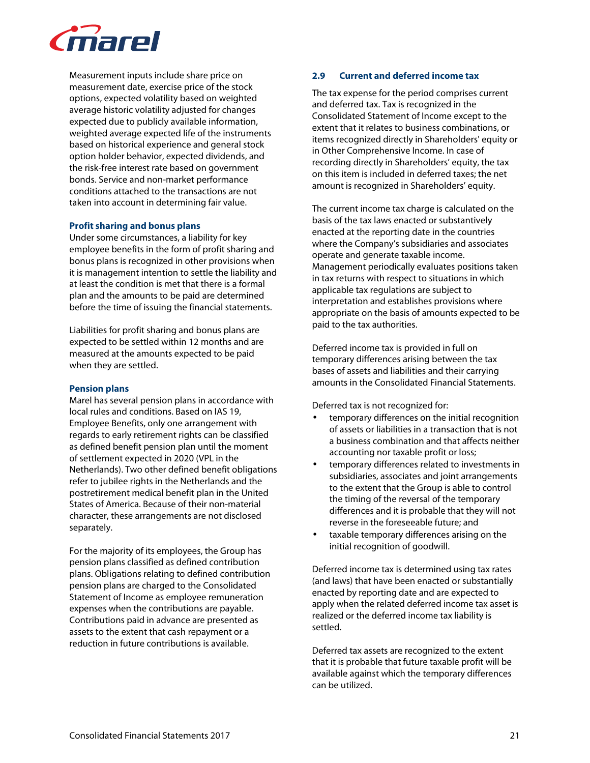Measurement inputs include share price on measurement date, exercise price of the stock options, expected volatility based on weighted average historic volatility adjusted for changes expected due to publicly available information, weighted average expected life of the instruments based on historical experience and general stock option holder behavior, expected dividends, and the risk-free interest rate based on government bonds. Service and non-market performance conditions attached to the transactions are not taken into account in determining fair value.

**Profit sharing and bonus plans**

Under some circumstances, a liability for key employee benefits in the form of profit sharing and bonus plans is recognized in other provisions when it is management intention to settle the liability and at least the condition is met that there is a formal plan and the amounts to be paid are determined before the time of issuing the financial statements.

Liabilities for profit sharing and bonus plans are expected to be settled within 12 months and are measured at the amounts expected to be paid when they are settled.

**Pension plans**

Marel has several pension plans in accordance with local rules and conditions. Based on IAS 19, Employee Benefits, only one arrangement with regards to early retirement rights can be classified as defined benefit pension plan until the moment of settlement expected in 2020 (VPL in the Netherlands). Two other defined benefit obligations refer to jubilee rights in the Netherlands and the postretirement medical benefit plan in the United States of America. Because of their non-material character, these arrangements are not disclosed separately.

For the majority of its employees, the Group has pension plans classified as defined contribution plans. Obligations relating to defined contribution pension plans are charged to the Consolidated Statement of Income as employee remuneration expenses when the contributions are payable. Contributions paid in advance are presented as assets to the extent that cash repayment or a reduction in future contributions is available.

## 2.9 Current and deferred income tax

The tax expense for the period comprises current and deferred tax. Tax is recognized in the Consolidated Statement of Income except to the extent that it relates to business combinations, or items recognized directly in Shareholders' equity or in Other Comprehensive Income. In case of recording directly in Shareholders' equity, the tax on this item is included in deferred taxes; the net amount is recognized in Shareholders' equity.

The current income tax charge is calculated on the basis of the tax laws enacted or substantively enacted at the reporting date in the countries where the Company's subsidiaries and associates operate and generate taxable income. Management periodically evaluates positions taken in tax returns with respect to situations in which applicable tax regulations are subject to interpretation and establishes provisions where appropriate on the basis of amounts expected to be paid to the tax authorities.

Deferred income tax is provided in full on temporary differences arising between the tax bases of assets and liabilities and their carrying amounts in the Consolidated Financial Statements.

Deferred tax is not recognized for:

- temporary differences on the initial recognition of assets or liabilities in a transaction that is not a business combination and that affects neither accounting nor taxable profit or loss;
- temporary differences related to investments in subsidiaries, associates and joint arrangements to the extent that the Group is able to control the timing of the reversal of the temporary differences and it is probable that they will not reverse in the foreseeable future; and
- taxable temporary differences arising on the initial recognition of goodwill.

Deferred income tax is determined using tax rates (and laws) that have been enacted or substantially enacted by reporting date and are expected to apply when the related deferred income tax asset is realized or the deferred income tax liability is settled.

Deferred tax assets are recognized to the extent that it is probable that future taxable profit will be available against which the temporary differences can be utilized.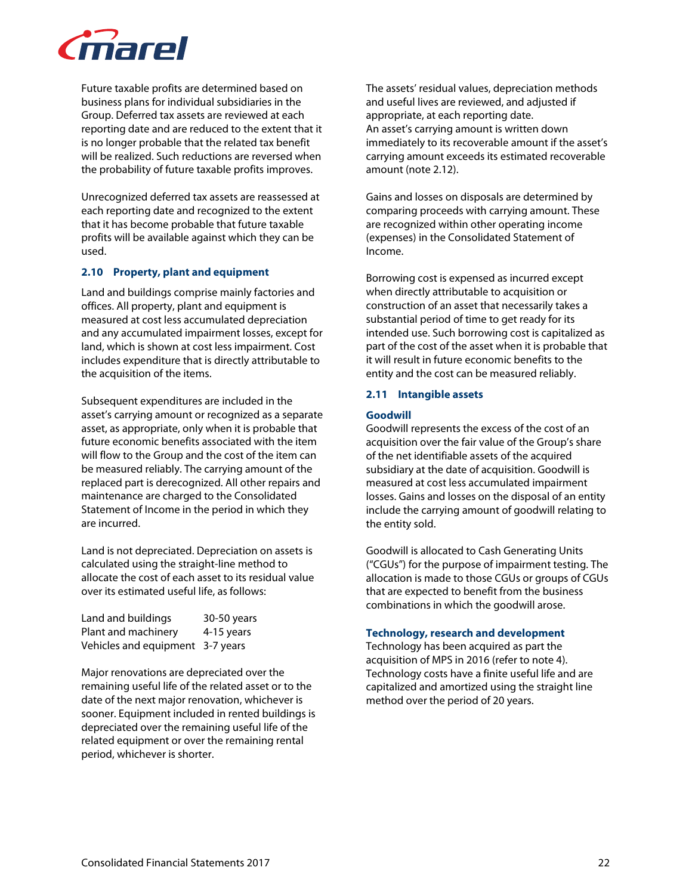Future taxable profits are determined based on business plans for individual subsidiaries in the Group. Deferred tax assets are reviewed at each reporting date and are reduced to the extent that it is no longer probable that the related tax benefit will be realized. Such reductions are reversed when the probability of future taxable profits improves.

Unrecognized deferred tax assets are reassessed at each reporting date and recognized to the extent that it has become probable that future taxable profits will be available against which they can be used.

### 2.10 Property, plant and equipment

Land and buildings comprise mainly factories and offices. All property, plant and equipment is measured at cost less accumulated depreciation and any accumulated impairment losses, except for land, which is shown at cost less impairment. Cost includes expenditure that is directly attributable to the acquisition of the items.

Subsequent expenditures are included in the asset's carrying amount or recognized as a separate asset, as appropriate, only when it is probable that future economic benefits associated with the item will flow to the Group and the cost of the item can be measured reliably. The carrying amount of the replaced part is derecognized. All other repairs and maintenance are charged to the Consolidated Statement of Income in the period in which they are incurred.

Land is not depreciated. Depreciation on assets is calculated using the straight-line method to allocate the cost of each asset to its residual value over its estimated useful life, as follows:

| | |
|---|---|
| Land and buildings | 30-50 years |
| Plant and machinery | 4-15 years |
| Vehicles and equipment | 3-7 years |

Major renovations are depreciated over the remaining useful life of the related asset or to the date of the next major renovation, whichever is sooner. Equipment included in rented buildings is depreciated over the remaining useful life of the related equipment or over the remaining rental period, whichever is shorter.

The assets' residual values, depreciation methods and useful lives are reviewed, and adjusted if appropriate, at each reporting date.
An asset's carrying amount is written down immediately to its recoverable amount if the asset's carrying amount exceeds its estimated recoverable amount (note 2.12).

Gains and losses on disposals are determined by comparing proceeds with carrying amount. These are recognized within other operating income (expenses) in the Consolidated Statement of Income.

Borrowing cost is expensed as incurred except when directly attributable to acquisition or construction of an asset that necessarily takes a substantial period of time to get ready for its intended use. Such borrowing cost is capitalized as part of the cost of the asset when it is probable that it will result in future economic benefits to the entity and the cost can be measured reliably.

### 2.11 Intangible assets

#### Goodwill

Goodwill represents the excess of the cost of an acquisition over the fair value of the Group's share of the net identifiable assets of the acquired subsidiary at the date of acquisition. Goodwill is measured at cost less accumulated impairment losses. Gains and losses on the disposal of an entity include the carrying amount of goodwill relating to the entity sold.

Goodwill is allocated to Cash Generating Units ("CGUs") for the purpose of impairment testing. The allocation is made to those CGUs or groups of CGUs that are expected to benefit from the business combinations in which the goodwill arose.

#### Technology, research and development

Technology has been acquired as part the acquisition of MPS in 2016 (refer to note 4). Technology costs have a finite useful life and are capitalized and amortized using the straight line method over the period of 20 years.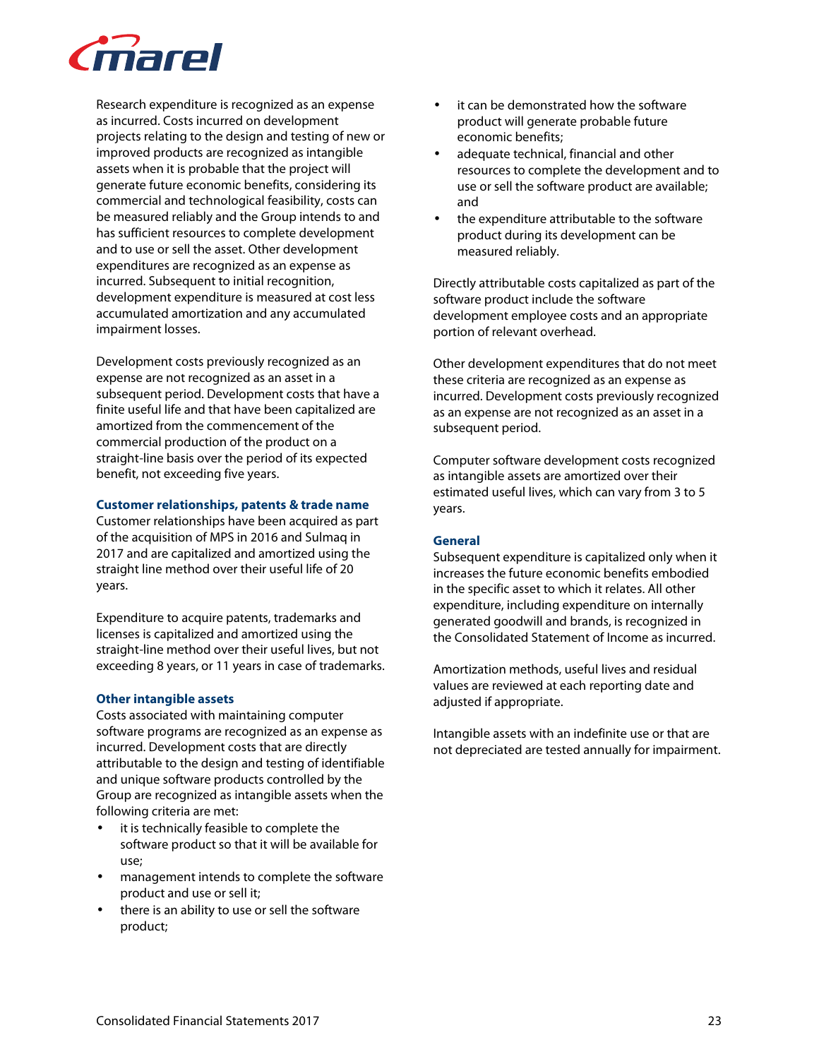Research expenditure is recognized as an expense as incurred. Costs incurred on development projects relating to the design and testing of new or improved products are recognized as intangible assets when it is probable that the project will generate future economic benefits, considering its commercial and technological feasibility, costs can be measured reliably and the Group intends to and has sufficient resources to complete development and to use or sell the asset. Other development expenditures are recognized as an expense as incurred. Subsequent to initial recognition, development expenditure is measured at cost less accumulated amortization and any accumulated impairment losses.

Development costs previously recognized as an expense are not recognized as an asset in a subsequent period. Development costs that have a finite useful life and that have been capitalized are amortized from the commencement of the commercial production of the product on a straight-line basis over the period of its expected benefit, not exceeding five years.

### Customer relationships, patents & trade name

Customer relationships have been acquired as part of the acquisition of MPS in 2016 and Sulmaq in 2017 and are capitalized and amortized using the straight line method over their useful life of 20 years.

Expenditure to acquire patents, trademarks and licenses is capitalized and amortized using the straight-line method over their useful lives, but not exceeding 8 years, or 11 years in case of trademarks.

### Other intangible assets

Costs associated with maintaining computer software programs are recognized as an expense as incurred. Development costs that are directly attributable to the design and testing of identifiable and unique software products controlled by the Group are recognized as intangible assets when the following criteria are met:

- it is technically feasible to complete the software product so that it will be available for use;
- management intends to complete the software product and use or sell it;
- there is an ability to use or sell the software product;
- it can be demonstrated how the software product will generate probable future economic benefits;
- adequate technical, financial and other resources to complete the development and to use or sell the software product are available; and
- the expenditure attributable to the software product during its development can be measured reliably.

Directly attributable costs capitalized as part of the software product include the software development employee costs and an appropriate portion of relevant overhead.

Other development expenditures that do not meet these criteria are recognized as an expense as incurred. Development costs previously recognized as an expense are not recognized as an asset in a subsequent period.

Computer software development costs recognized as intangible assets are amortized over their estimated useful lives, which can vary from 3 to 5 years.

### General

Subsequent expenditure is capitalized only when it increases the future economic benefits embodied in the specific asset to which it relates. All other expenditure, including expenditure on internally generated goodwill and brands, is recognized in the Consolidated Statement of Income as incurred.

Amortization methods, useful lives and residual values are reviewed at each reporting date and adjusted if appropriate.

Intangible assets with an indefinite use or that are not depreciated are tested annually for impairment.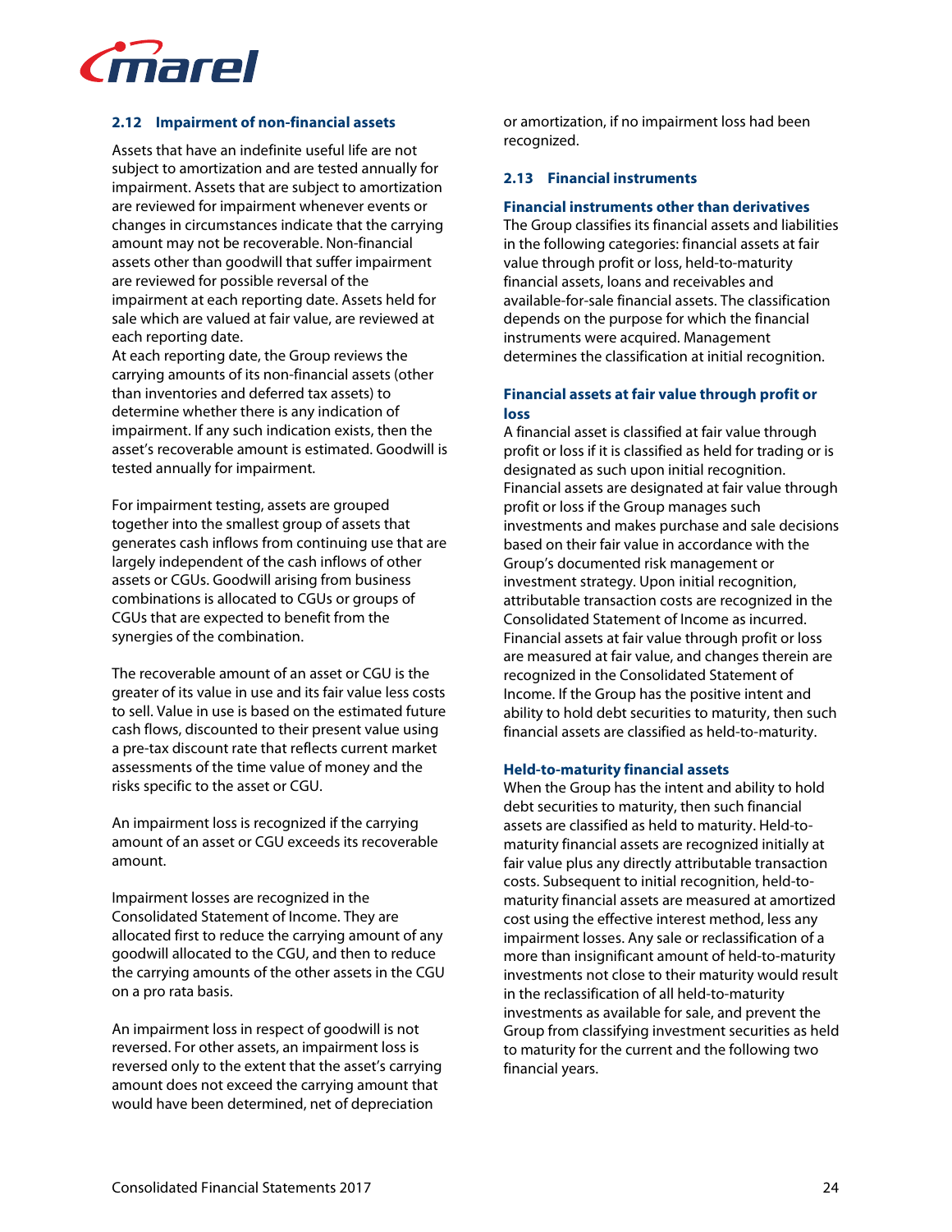### 2.12 Impairment of non-financial assets

Assets that have an indefinite useful life are not subject to amortization and are tested annually for impairment. Assets that are subject to amortization are reviewed for impairment whenever events or changes in circumstances indicate that the carrying amount may not be recoverable. Non-financial assets other than goodwill that suffer impairment are reviewed for possible reversal of the impairment at each reporting date. Assets held for sale which are valued at fair value, are reviewed at each reporting date.
At each reporting date, the Group reviews the carrying amounts of its non-financial assets (other than inventories and deferred tax assets) to determine whether there is any indication of impairment. If any such indication exists, then the asset's recoverable amount is estimated. Goodwill is tested annually for impairment.

For impairment testing, assets are grouped together into the smallest group of assets that generates cash inflows from continuing use that are largely independent of the cash inflows of other assets or CGUs. Goodwill arising from business combinations is allocated to CGUs or groups of CGUs that are expected to benefit from the synergies of the combination.

The recoverable amount of an asset or CGU is the greater of its value in use and its fair value less costs to sell. Value in use is based on the estimated future cash flows, discounted to their present value using a pre-tax discount rate that reflects current market assessments of the time value of money and the risks specific to the asset or CGU.

An impairment loss is recognized if the carrying amount of an asset or CGU exceeds its recoverable amount.

Impairment losses are recognized in the Consolidated Statement of Income. They are allocated first to reduce the carrying amount of any goodwill allocated to the CGU, and then to reduce the carrying amounts of the other assets in the CGU on a pro rata basis.

An impairment loss in respect of goodwill is not reversed. For other assets, an impairment loss is reversed only to the extent that the asset's carrying amount does not exceed the carrying amount that would have been determined, net of depreciation or amortization, if no impairment loss had been recognized.

### 2.13 Financial instruments

#### Financial instruments other than derivatives

The Group classifies its financial assets and liabilities in the following categories: financial assets at fair value through profit or loss, held-to-maturity financial assets, loans and receivables and available-for-sale financial assets. The classification depends on the purpose for which the financial instruments were acquired. Management determines the classification at initial recognition.

#### Financial assets at fair value through profit or loss

A financial asset is classified at fair value through profit or loss if it is classified as held for trading or is designated as such upon initial recognition. Financial assets are designated at fair value through profit or loss if the Group manages such investments and makes purchase and sale decisions based on their fair value in accordance with the Group's documented risk management or investment strategy. Upon initial recognition, attributable transaction costs are recognized in the Consolidated Statement of Income as incurred. Financial assets at fair value through profit or loss are measured at fair value, and changes therein are recognized in the Consolidated Statement of Income. If the Group has the positive intent and ability to hold debt securities to maturity, then such financial assets are classified as held-to-maturity.

#### Held-to-maturity financial assets

When the Group has the intent and ability to hold debt securities to maturity, then such financial assets are classified as held to maturity. Held-to-maturity financial assets are recognized initially at fair value plus any directly attributable transaction costs. Subsequent to initial recognition, held-to-maturity financial assets are measured at amortized cost using the effective interest method, less any impairment losses. Any sale or reclassification of a more than insignificant amount of held-to-maturity investments not close to their maturity would result in the reclassification of all held-to-maturity investments as available for sale, and prevent the Group from classifying investment securities as held to maturity for the current and the following two financial years.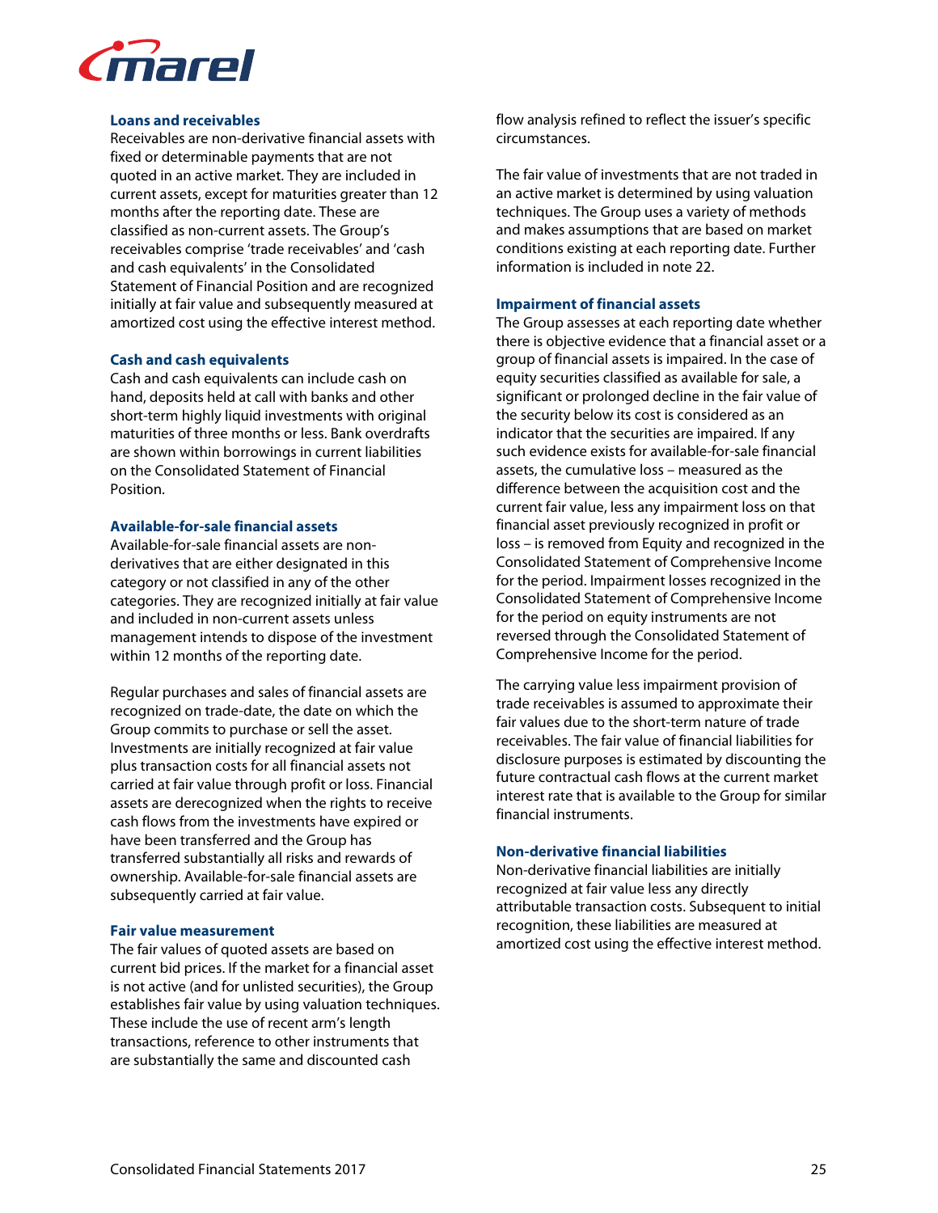### Loans and receivables

Receivables are non-derivative financial assets with fixed or determinable payments that are not quoted in an active market. They are included in current assets, except for maturities greater than 12 months after the reporting date. These are classified as non-current assets. The Group's receivables comprise 'trade receivables' and 'cash and cash equivalents' in the Consolidated Statement of Financial Position and are recognized initially at fair value and subsequently measured at amortized cost using the effective interest method.

### Cash and cash equivalents

Cash and cash equivalents can include cash on hand, deposits held at call with banks and other short-term highly liquid investments with original maturities of three months or less. Bank overdrafts are shown within borrowings in current liabilities on the Consolidated Statement of Financial Position.

### Available-for-sale financial assets

Available-for-sale financial assets are non-derivatives that are either designated in this category or not classified in any of the other categories. They are recognized initially at fair value and included in non-current assets unless management intends to dispose of the investment within 12 months of the reporting date.

Regular purchases and sales of financial assets are recognized on trade-date, the date on which the Group commits to purchase or sell the asset. Investments are initially recognized at fair value plus transaction costs for all financial assets not carried at fair value through profit or loss. Financial assets are derecognized when the rights to receive cash flows from the investments have expired or have been transferred and the Group has transferred substantially all risks and rewards of ownership. Available-for-sale financial assets are subsequently carried at fair value.

### Fair value measurement

The fair values of quoted assets are based on current bid prices. If the market for a financial asset is not active (and for unlisted securities), the Group establishes fair value by using valuation techniques. These include the use of recent arm's length transactions, reference to other instruments that are substantially the same and discounted cash flow analysis refined to reflect the issuer's specific circumstances.

The fair value of investments that are not traded in an active market is determined by using valuation techniques. The Group uses a variety of methods and makes assumptions that are based on market conditions existing at each reporting date. Further information is included in note 22.

### Impairment of financial assets

The Group assesses at each reporting date whether there is objective evidence that a financial asset or a group of financial assets is impaired. In the case of equity securities classified as available for sale, a significant or prolonged decline in the fair value of the security below its cost is considered as an indicator that the securities are impaired. If any such evidence exists for available-for-sale financial assets, the cumulative loss – measured as the difference between the acquisition cost and the current fair value, less any impairment loss on that financial asset previously recognized in profit or loss – is removed from Equity and recognized in the Consolidated Statement of Comprehensive Income for the period. Impairment losses recognized in the Consolidated Statement of Comprehensive Income for the period on equity instruments are not reversed through the Consolidated Statement of Comprehensive Income for the period.

The carrying value less impairment provision of trade receivables is assumed to approximate their fair values due to the short-term nature of trade receivables. The fair value of financial liabilities for disclosure purposes is estimated by discounting the future contractual cash flows at the current market interest rate that is available to the Group for similar financial instruments.

### Non-derivative financial liabilities

Non-derivative financial liabilities are initially recognized at fair value less any directly attributable transaction costs. Subsequent to initial recognition, these liabilities are measured at amortized cost using the effective interest method.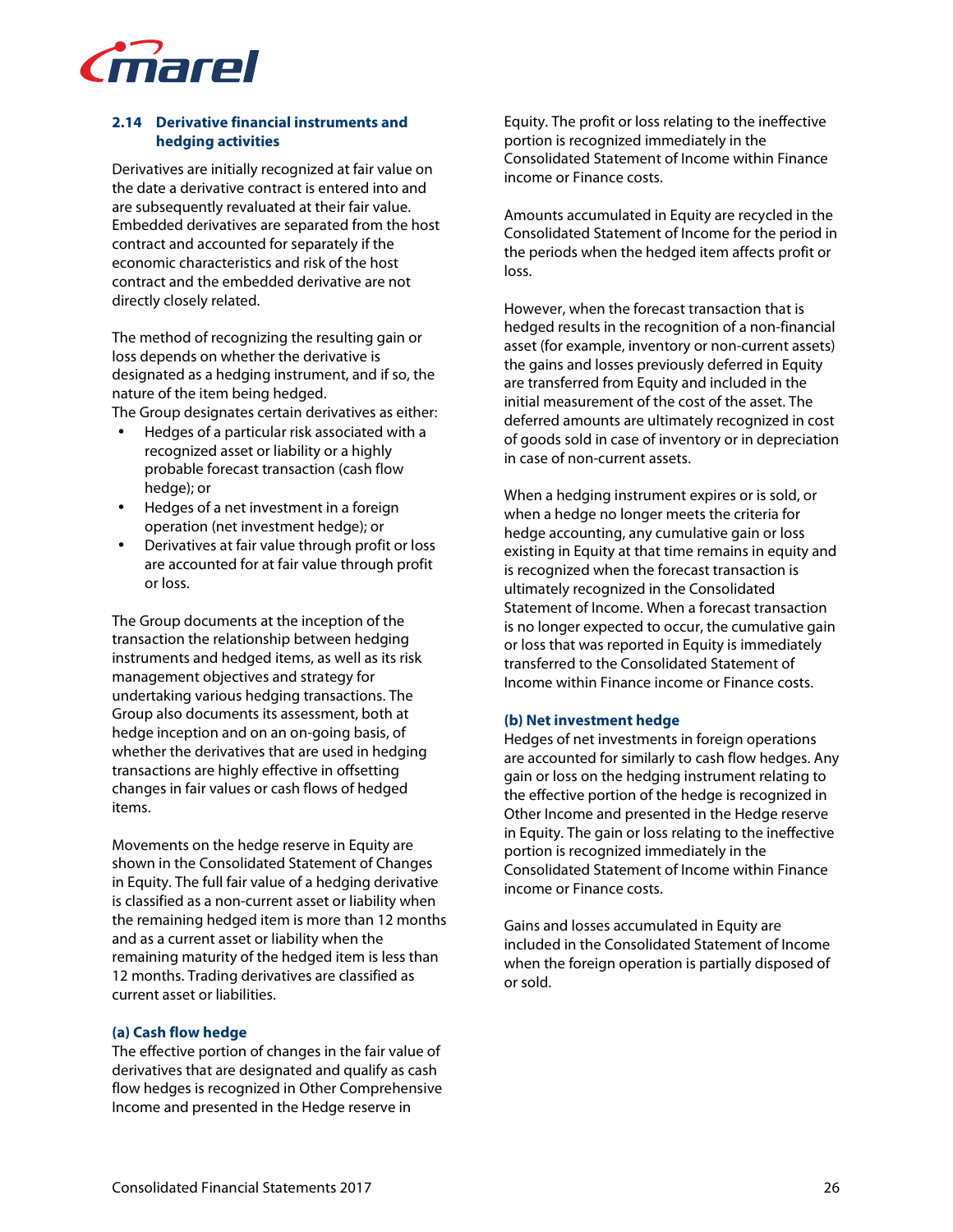### 2.14 Derivative financial instruments and hedging activities

Derivatives are initially recognized at fair value on the date a derivative contract is entered into and are subsequently revaluated at their fair value. Embedded derivatives are separated from the host contract and accounted for separately if the economic characteristics and risk of the host contract and the embedded derivative are not directly closely related.

The method of recognizing the resulting gain or loss depends on whether the derivative is designated as a hedging instrument, and if so, the nature of the item being hedged.
The Group designates certain derivatives as either:

- Hedges of a particular risk associated with a recognized asset or liability or a highly probable forecast transaction (cash flow hedge); or
- Hedges of a net investment in a foreign operation (net investment hedge); or
- Derivatives at fair value through profit or loss are accounted for at fair value through profit or loss.

The Group documents at the inception of the transaction the relationship between hedging instruments and hedged items, as well as its risk management objectives and strategy for undertaking various hedging transactions. The Group also documents its assessment, both at hedge inception and on an on-going basis, of whether the derivatives that are used in hedging transactions are highly effective in offsetting changes in fair values or cash flows of hedged items.

Movements on the hedge reserve in Equity are shown in the Consolidated Statement of Changes in Equity. The full fair value of a hedging derivative is classified as a non-current asset or liability when the remaining hedged item is more than 12 months and as a current asset or liability when the remaining maturity of the hedged item is less than 12 months. Trading derivatives are classified as current asset or liabilities.

#### (a) Cash flow hedge

The effective portion of changes in the fair value of derivatives that are designated and qualify as cash flow hedges is recognized in Other Comprehensive Income and presented in the Hedge reserve in Equity. The profit or loss relating to the ineffective portion is recognized immediately in the Consolidated Statement of Income within Finance income or Finance costs.

Amounts accumulated in Equity are recycled in the Consolidated Statement of Income for the period in the periods when the hedged item affects profit or loss.

However, when the forecast transaction that is hedged results in the recognition of a non-financial asset (for example, inventory or non-current assets) the gains and losses previously deferred in Equity are transferred from Equity and included in the initial measurement of the cost of the asset. The deferred amounts are ultimately recognized in cost of goods sold in case of inventory or in depreciation in case of non-current assets.

When a hedging instrument expires or is sold, or when a hedge no longer meets the criteria for hedge accounting, any cumulative gain or loss existing in Equity at that time remains in equity and is recognized when the forecast transaction is ultimately recognized in the Consolidated Statement of Income. When a forecast transaction is no longer expected to occur, the cumulative gain or loss that was reported in Equity is immediately transferred to the Consolidated Statement of Income within Finance income or Finance costs.

#### (b) Net investment hedge

Hedges of net investments in foreign operations are accounted for similarly to cash flow hedges. Any gain or loss on the hedging instrument relating to the effective portion of the hedge is recognized in Other Income and presented in the Hedge reserve in Equity. The gain or loss relating to the ineffective portion is recognized immediately in the Consolidated Statement of Income within Finance income or Finance costs.

Gains and losses accumulated in Equity are included in the Consolidated Statement of Income when the foreign operation is partially disposed of or sold.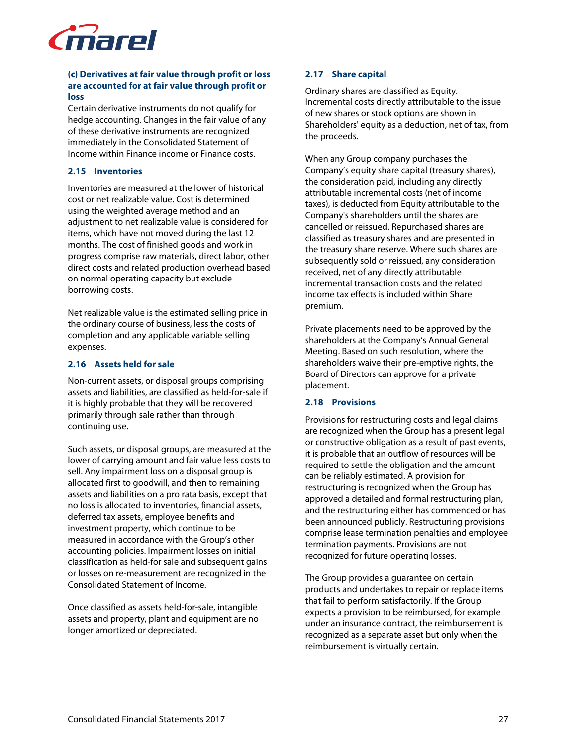**(c) Derivatives at fair value through profit or loss are accounted for at fair value through profit or loss**

Certain derivative instruments do not qualify for hedge accounting. Changes in the fair value of any of these derivative instruments are recognized immediately in the Consolidated Statement of Income within Finance income or Finance costs.

### 2.15 Inventories

Inventories are measured at the lower of historical cost or net realizable value. Cost is determined using the weighted average method and an adjustment to net realizable value is considered for items, which have not moved during the last 12 months. The cost of finished goods and work in progress comprise raw materials, direct labor, other direct costs and related production overhead based on normal operating capacity but exclude borrowing costs.

Net realizable value is the estimated selling price in the ordinary course of business, less the costs of completion and any applicable variable selling expenses.

### 2.16 Assets held for sale

Non-current assets, or disposal groups comprising assets and liabilities, are classified as held-for-sale if it is highly probable that they will be recovered primarily through sale rather than through continuing use.

Such assets, or disposal groups, are measured at the lower of carrying amount and fair value less costs to sell. Any impairment loss on a disposal group is allocated first to goodwill, and then to remaining assets and liabilities on a pro rata basis, except that no loss is allocated to inventories, financial assets, deferred tax assets, employee benefits and investment property, which continue to be measured in accordance with the Group's other accounting policies. Impairment losses on initial classification as held-for sale and subsequent gains or losses on re-measurement are recognized in the Consolidated Statement of Income.

Once classified as assets held-for-sale, intangible assets and property, plant and equipment are no longer amortized or depreciated.

### 2.17 Share capital

Ordinary shares are classified as Equity. Incremental costs directly attributable to the issue of new shares or stock options are shown in Shareholders' equity as a deduction, net of tax, from the proceeds.

When any Group company purchases the Company's equity share capital (treasury shares), the consideration paid, including any directly attributable incremental costs (net of income taxes), is deducted from Equity attributable to the Company's shareholders until the shares are cancelled or reissued. Repurchased shares are classified as treasury shares and are presented in the treasury share reserve. Where such shares are subsequently sold or reissued, any consideration received, net of any directly attributable incremental transaction costs and the related income tax effects is included within Share premium.

Private placements need to be approved by the shareholders at the Company's Annual General Meeting. Based on such resolution, where the shareholders waive their pre-emptive rights, the Board of Directors can approve for a private placement.

### 2.18 Provisions

Provisions for restructuring costs and legal claims are recognized when the Group has a present legal or constructive obligation as a result of past events, it is probable that an outflow of resources will be required to settle the obligation and the amount can be reliably estimated. A provision for restructuring is recognized when the Group has approved a detailed and formal restructuring plan, and the restructuring either has commenced or has been announced publicly. Restructuring provisions comprise lease termination penalties and employee termination payments. Provisions are not recognized for future operating losses.

The Group provides a guarantee on certain products and undertakes to repair or replace items that fail to perform satisfactorily. If the Group expects a provision to be reimbursed, for example under an insurance contract, the reimbursement is recognized as a separate asset but only when the reimbursement is virtually certain.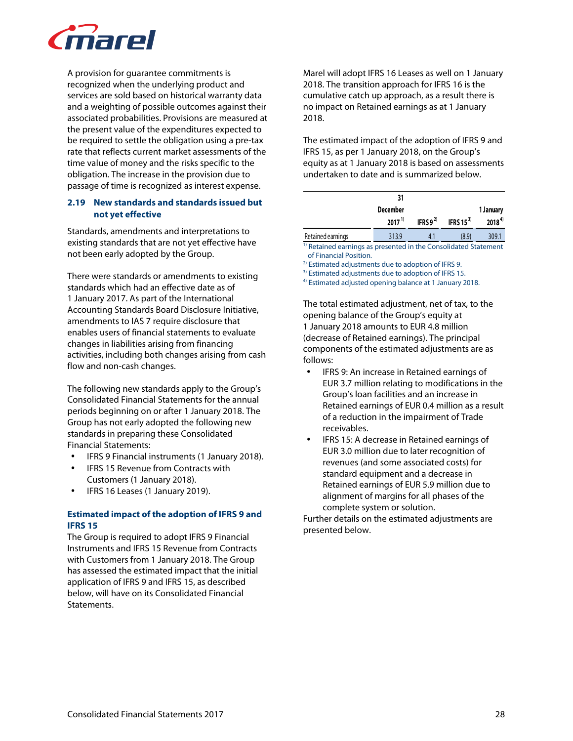A provision for guarantee commitments is recognized when the underlying product and services are sold based on historical warranty data and a weighting of possible outcomes against their associated probabilities. Provisions are measured at the present value of the expenditures expected to be required to settle the obligation using a pre-tax rate that reflects current market assessments of the time value of money and the risks specific to the obligation. The increase in the provision due to passage of time is recognized as interest expense.

### 2.19 New standards and standards issued but not yet effective

Standards, amendments and interpretations to existing standards that are not yet effective have not been early adopted by the Group.

There were standards or amendments to existing standards which had an effective date as of 1 January 2017. As part of the International Accounting Standards Board Disclosure Initiative, amendments to IAS 7 require disclosure that enables users of financial statements to evaluate changes in liabilities arising from financing activities, including both changes arising from cash flow and non-cash changes.

The following new standards apply to the Group's Consolidated Financial Statements for the annual periods beginning on or after 1 January 2018. The Group has not early adopted the following new standards in preparing these Consolidated Financial Statements:

- IFRS 9 Financial instruments (1 January 2018).
- IFRS 15 Revenue from Contracts with Customers (1 January 2018).
- IFRS 16 Leases (1 January 2019).

#### Estimated impact of the adoption of IFRS 9 and IFRS 15

The Group is required to adopt IFRS 9 Financial Instruments and IFRS 15 Revenue from Contracts with Customers from 1 January 2018. The Group has assessed the estimated impact that the initial application of IFRS 9 and IFRS 15, as described below, will have on its Consolidated Financial Statements.

Marel will adopt IFRS 16 Leases as well on 1 January 2018. The transition approach for IFRS 16 is the cumulative catch up approach, as a result there is no impact on Retained earnings as at 1 January 2018.

The estimated impact of the adoption of IFRS 9 and IFRS 15, as per 1 January 2018, on the Group's equity as at 1 January 2018 is based on assessments undertaken to date and is summarized below.

| | 31 December 2017 [1] | IFRS 9 [2] | IFRS 15 [3] | 1 January 2018 [4] |
|---|---|---|---|---|
| Retained earnings | 313.9 | 4.1 | (8.9) | 309.1 |

[1] Retained earnings as presented in the Consolidated Statement of Financial Position.

[2] Estimated adjustments due to adoption of IFRS 9.

[3] Estimated adjustments due to adoption of IFRS 15.

[4] Estimated adjusted opening balance at 1 January 2018.

The total estimated adjustment, net of tax, to the opening balance of the Group's equity at 1 January 2018 amounts to EUR 4.8 million (decrease of Retained earnings). The principal components of the estimated adjustments are as follows:

- IFRS 9: An increase in Retained earnings of EUR 3.7 million relating to modifications in the Group's loan facilities and an increase in Retained earnings of EUR 0.4 million as a result of a reduction in the impairment of Trade receivables.
- IFRS 15: A decrease in Retained earnings of EUR 3.0 million due to later recognition of revenues (and some associated costs) for standard equipment and a decrease in Retained earnings of EUR 5.9 million due to alignment of margins for all phases of the complete system or solution.

Further details on the estimated adjustments are presented below.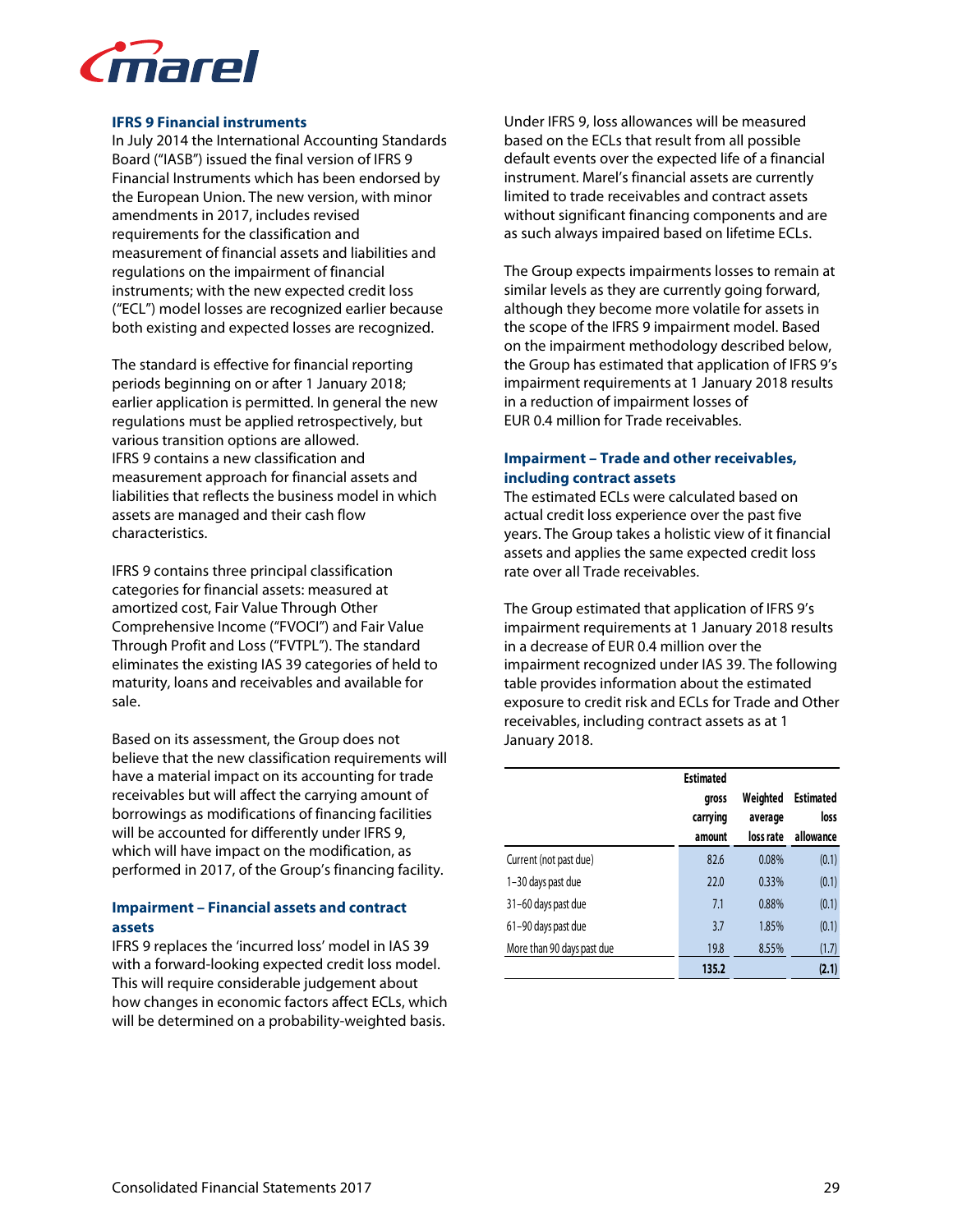### IFRS 9 Financial instruments

In July 2014 the International Accounting Standards Board ("IASB") issued the final version of IFRS 9 Financial Instruments which has been endorsed by the European Union. The new version, with minor amendments in 2017, includes revised requirements for the classification and measurement of financial assets and liabilities and regulations on the impairment of financial instruments; with the new expected credit loss ("ECL") model losses are recognized earlier because both existing and expected losses are recognized.

The standard is effective for financial reporting periods beginning on or after 1 January 2018; earlier application is permitted. In general the new regulations must be applied retrospectively, but various transition options are allowed.
IFRS 9 contains a new classification and measurement approach for financial assets and liabilities that reflects the business model in which assets are managed and their cash flow characteristics.

IFRS 9 contains three principal classification categories for financial assets: measured at amortized cost, Fair Value Through Other Comprehensive Income ("FVOCI") and Fair Value Through Profit and Loss ("FVTPL"). The standard eliminates the existing IAS 39 categories of held to maturity, loans and receivables and available for sale.

Based on its assessment, the Group does not believe that the new classification requirements will have a material impact on its accounting for trade receivables but will affect the carrying amount of borrowings as modifications of financing facilities will be accounted for differently under IFRS 9, which will have impact on the modification, as performed in 2017, of the Group's financing facility.

### Impairment – Financial assets and contract assets

IFRS 9 replaces the 'incurred loss' model in IAS 39 with a forward-looking expected credit loss model. This will require considerable judgement about how changes in economic factors affect ECLs, which will be determined on a probability-weighted basis.

Under IFRS 9, loss allowances will be measured based on the ECLs that result from all possible default events over the expected life of a financial instrument. Marel's financial assets are currently limited to trade receivables and contract assets without significant financing components and are as such always impaired based on lifetime ECLs.

The Group expects impairments losses to remain at similar levels as they are currently going forward, although they become more volatile for assets in the scope of the IFRS 9 impairment model. Based on the impairment methodology described below, the Group has estimated that application of IFRS 9's impairment requirements at 1 January 2018 results in a reduction of impairment losses of EUR 0.4 million for Trade receivables.

### Impairment – Trade and other receivables, including contract assets

The estimated ECLs were calculated based on actual credit loss experience over the past five years. The Group takes a holistic view of it financial assets and applies the same expected credit loss rate over all Trade receivables.

The Group estimated that application of IFRS 9's impairment requirements at 1 January 2018 results in a decrease of EUR 0.4 million over the impairment recognized under IAS 39. The following table provides information about the estimated exposure to credit risk and ECLs for Trade and Other receivables, including contract assets as at 1 January 2018.

| | Estimated gross carrying amount | Weighted average loss rate | Estimated loss allowance |
|---|---|---|---|
| Current (not past due) | 82.6 | 0.08% | (0.1) |
| 1–30 days past due | 22.0 | 0.33% | (0.1) |
| 31–60 days past due | 7.1 | 0.88% | (0.1) |
| 61–90 days past due | 3.7 | 1.85% | (0.1) |
| More than 90 days past due | 19.8 | 8.55% | (1.7) |
| | **135.2** | | **(2.1)** |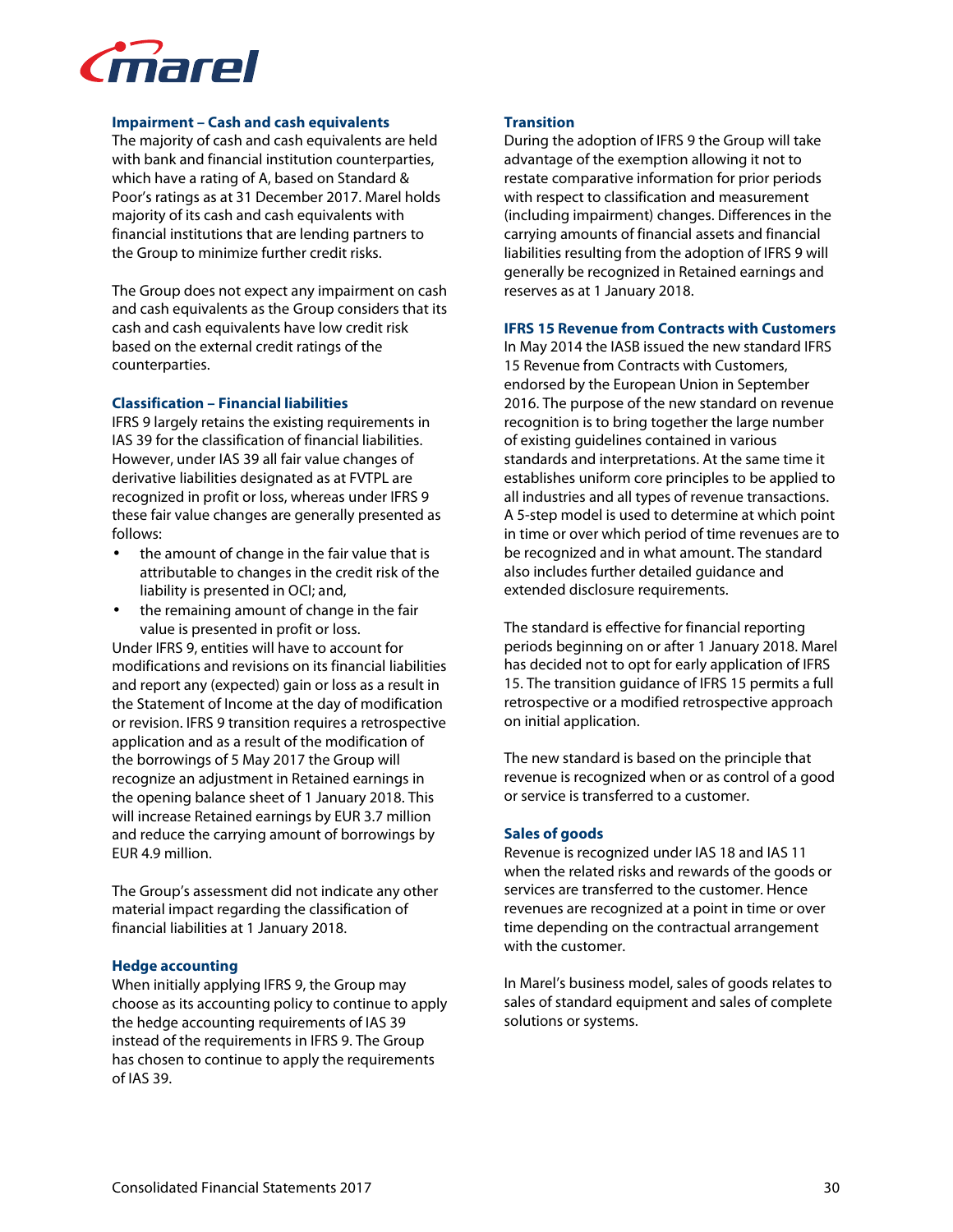### Impairment – Cash and cash equivalents

The majority of cash and cash equivalents are held with bank and financial institution counterparties, which have a rating of A, based on Standard & Poor's ratings as at 31 December 2017. Marel holds majority of its cash and cash equivalents with financial institutions that are lending partners to the Group to minimize further credit risks.

The Group does not expect any impairment on cash and cash equivalents as the Group considers that its cash and cash equivalents have low credit risk based on the external credit ratings of the counterparties.

### Classification – Financial liabilities

IFRS 9 largely retains the existing requirements in IAS 39 for the classification of financial liabilities. However, under IAS 39 all fair value changes of derivative liabilities designated as at FVTPL are recognized in profit or loss, whereas under IFRS 9 these fair value changes are generally presented as follows:

- the amount of change in the fair value that is attributable to changes in the credit risk of the liability is presented in OCI; and,
- the remaining amount of change in the fair value is presented in profit or loss.

Under IFRS 9, entities will have to account for modifications and revisions on its financial liabilities and report any (expected) gain or loss as a result in the Statement of Income at the day of modification or revision. IFRS 9 transition requires a retrospective application and as a result of the modification of the borrowings of 5 May 2017 the Group will recognize an adjustment in Retained earnings in the opening balance sheet of 1 January 2018. This will increase Retained earnings by EUR 3.7 million and reduce the carrying amount of borrowings by EUR 4.9 million.

The Group's assessment did not indicate any other material impact regarding the classification of financial liabilities at 1 January 2018.

### Hedge accounting

When initially applying IFRS 9, the Group may choose as its accounting policy to continue to apply the hedge accounting requirements of IAS 39 instead of the requirements in IFRS 9. The Group has chosen to continue to apply the requirements of IAS 39.

### Transition

During the adoption of IFRS 9 the Group will take advantage of the exemption allowing it not to restate comparative information for prior periods with respect to classification and measurement (including impairment) changes. Differences in the carrying amounts of financial assets and financial liabilities resulting from the adoption of IFRS 9 will generally be recognized in Retained earnings and reserves as at 1 January 2018.

### IFRS 15 Revenue from Contracts with Customers

In May 2014 the IASB issued the new standard IFRS 15 Revenue from Contracts with Customers, endorsed by the European Union in September 2016. The purpose of the new standard on revenue recognition is to bring together the large number of existing guidelines contained in various standards and interpretations. At the same time it establishes uniform core principles to be applied to all industries and all types of revenue transactions. A 5-step model is used to determine at which point in time or over which period of time revenues are to be recognized and in what amount. The standard also includes further detailed guidance and extended disclosure requirements.

The standard is effective for financial reporting periods beginning on or after 1 January 2018. Marel has decided not to opt for early application of IFRS 15. The transition guidance of IFRS 15 permits a full retrospective or a modified retrospective approach on initial application.

The new standard is based on the principle that revenue is recognized when or as control of a good or service is transferred to a customer.

### Sales of goods

Revenue is recognized under IAS 18 and IAS 11 when the related risks and rewards of the goods or services are transferred to the customer. Hence revenues are recognized at a point in time or over time depending on the contractual arrangement with the customer.

In Marel's business model, sales of goods relates to sales of standard equipment and sales of complete solutions or systems.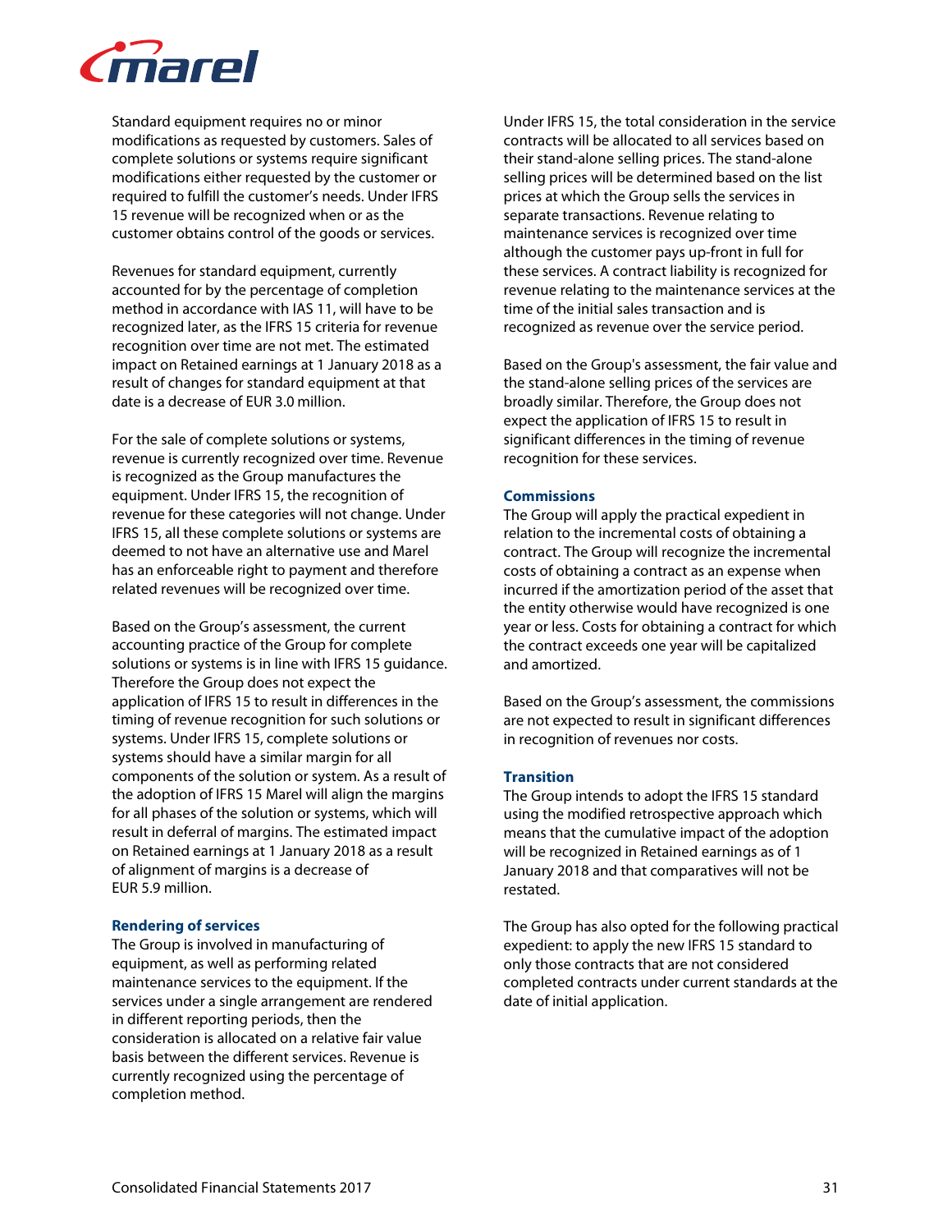Standard equipment requires no or minor modifications as requested by customers. Sales of complete solutions or systems require significant modifications either requested by the customer or required to fulfill the customer's needs. Under IFRS 15 revenue will be recognized when or as the customer obtains control of the goods or services.

Revenues for standard equipment, currently accounted for by the percentage of completion method in accordance with IAS 11, will have to be recognized later, as the IFRS 15 criteria for revenue recognition over time are not met. The estimated impact on Retained earnings at 1 January 2018 as a result of changes for standard equipment at that date is a decrease of EUR 3.0 million.

For the sale of complete solutions or systems, revenue is currently recognized over time. Revenue is recognized as the Group manufactures the equipment. Under IFRS 15, the recognition of revenue for these categories will not change. Under IFRS 15, all these complete solutions or systems are deemed to not have an alternative use and Marel has an enforceable right to payment and therefore related revenues will be recognized over time.

Based on the Group's assessment, the current accounting practice of the Group for complete solutions or systems is in line with IFRS 15 guidance. Therefore the Group does not expect the application of IFRS 15 to result in differences in the timing of revenue recognition for such solutions or systems. Under IFRS 15, complete solutions or systems should have a similar margin for all components of the solution or system. As a result of the adoption of IFRS 15 Marel will align the margins for all phases of the solution or systems, which will result in deferral of margins. The estimated impact on Retained earnings at 1 January 2018 as a result of alignment of margins is a decrease of EUR 5.9 million.

**Rendering of services**

The Group is involved in manufacturing of equipment, as well as performing related maintenance services to the equipment. If the services under a single arrangement are rendered in different reporting periods, then the consideration is allocated on a relative fair value basis between the different services. Revenue is currently recognized using the percentage of completion method.

Under IFRS 15, the total consideration in the service contracts will be allocated to all services based on their stand-alone selling prices. The stand-alone selling prices will be determined based on the list prices at which the Group sells the services in separate transactions. Revenue relating to maintenance services is recognized over time although the customer pays up-front in full for these services. A contract liability is recognized for revenue relating to the maintenance services at the time of the initial sales transaction and is recognized as revenue over the service period.

Based on the Group's assessment, the fair value and the stand-alone selling prices of the services are broadly similar. Therefore, the Group does not expect the application of IFRS 15 to result in significant differences in the timing of revenue recognition for these services.

**Commissions**

The Group will apply the practical expedient in relation to the incremental costs of obtaining a contract. The Group will recognize the incremental costs of obtaining a contract as an expense when incurred if the amortization period of the asset that the entity otherwise would have recognized is one year or less. Costs for obtaining a contract for which the contract exceeds one year will be capitalized and amortized.

Based on the Group's assessment, the commissions are not expected to result in significant differences in recognition of revenues nor costs.

**Transition**

The Group intends to adopt the IFRS 15 standard using the modified retrospective approach which means that the cumulative impact of the adoption will be recognized in Retained earnings as of 1 January 2018 and that comparatives will not be restated.

The Group has also opted for the following practical expedient: to apply the new IFRS 15 standard to only those contracts that are not considered completed contracts under current standards at the date of initial application.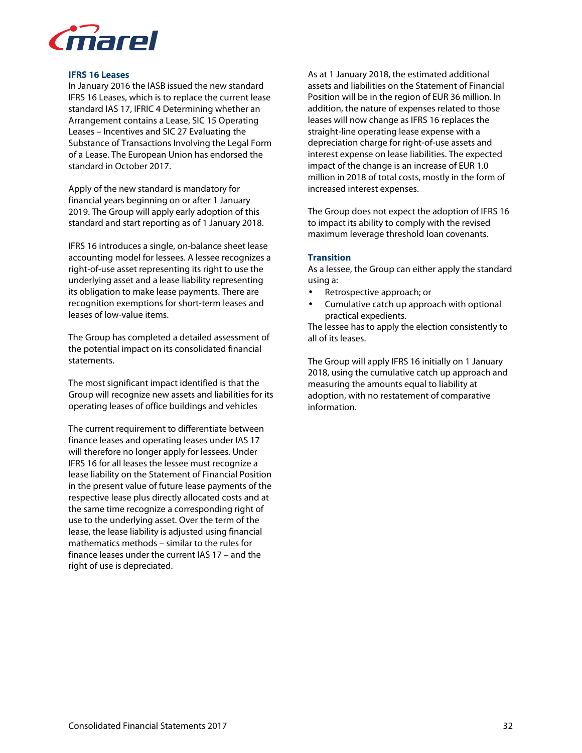### IFRS 16 Leases

In January 2016 the IASB issued the new standard IFRS 16 Leases, which is to replace the current lease standard IAS 17, IFRIC 4 Determining whether an Arrangement contains a Lease, SIC 15 Operating Leases – Incentives and SIC 27 Evaluating the Substance of Transactions Involving the Legal Form of a Lease. The European Union has endorsed the standard in October 2017.

Apply of the new standard is mandatory for financial years beginning on or after 1 January 2019. The Group will apply early adoption of this standard and start reporting as of 1 January 2018.

IFRS 16 introduces a single, on-balance sheet lease accounting model for lessees. A lessee recognizes a right-of-use asset representing its right to use the underlying asset and a lease liability representing its obligation to make lease payments. There are recognition exemptions for short-term leases and leases of low-value items.

The Group has completed a detailed assessment of the potential impact on its consolidated financial statements.

The most significant impact identified is that the Group will recognize new assets and liabilities for its operating leases of office buildings and vehicles

The current requirement to differentiate between finance leases and operating leases under IAS 17 will therefore no longer apply for lessees. Under IFRS 16 for all leases the lessee must recognize a lease liability on the Statement of Financial Position in the present value of future lease payments of the respective lease plus directly allocated costs and at the same time recognize a corresponding right of use to the underlying asset. Over the term of the lease, the lease liability is adjusted using financial mathematics methods – similar to the rules for finance leases under the current IAS 17 – and the right of use is depreciated.

As at 1 January 2018, the estimated additional assets and liabilities on the Statement of Financial Position will be in the region of EUR 36 million. In addition, the nature of expenses related to those leases will now change as IFRS 16 replaces the straight-line operating lease expense with a depreciation charge for right-of-use assets and interest expense on lease liabilities. The expected impact of the change is an increase of EUR 1.0 million in 2018 of total costs, mostly in the form of increased interest expenses.

The Group does not expect the adoption of IFRS 16 to impact its ability to comply with the revised maximum leverage threshold loan covenants.

### Transition

As a lessee, the Group can either apply the standard using a:

- Retrospective approach; or
- Cumulative catch up approach with optional practical expedients.

The lessee has to apply the election consistently to all of its leases.

The Group will apply IFRS 16 initially on 1 January 2018, using the cumulative catch up approach and measuring the amounts equal to liability at adoption, with no restatement of comparative information.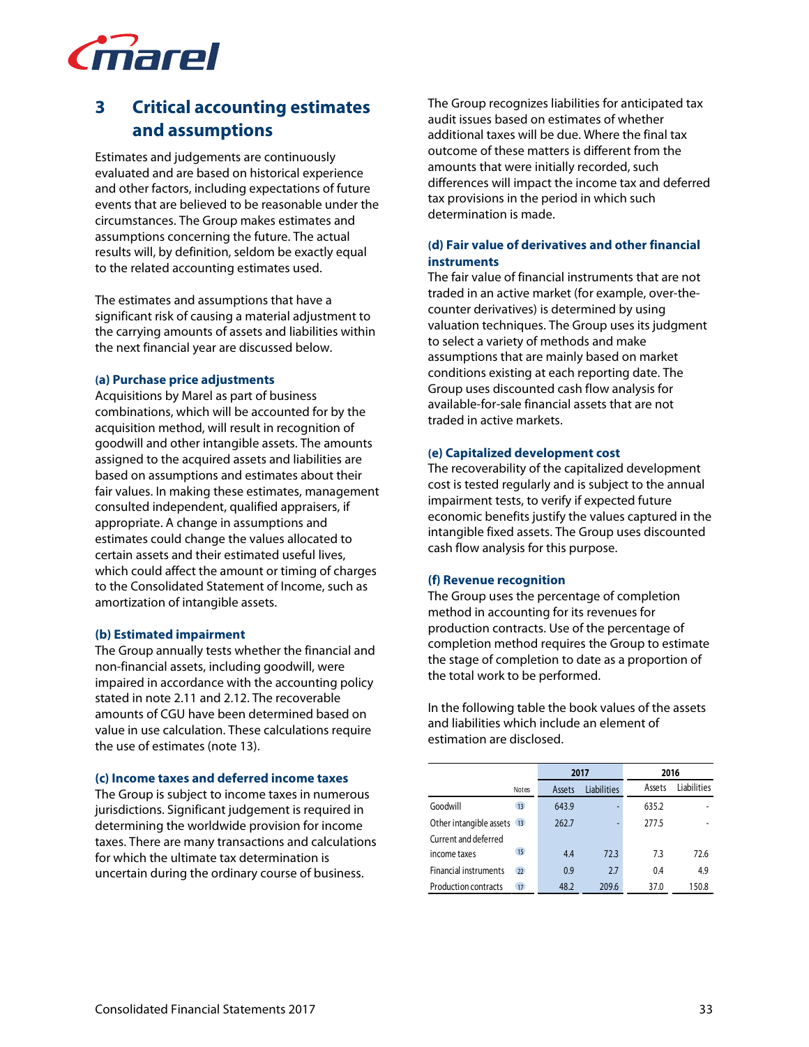# 3 Critical accounting estimates and assumptions

Estimates and judgements are continuously evaluated and are based on historical experience and other factors, including expectations of future events that are believed to be reasonable under the circumstances. The Group makes estimates and assumptions concerning the future. The actual results will, by definition, seldom be exactly equal to the related accounting estimates used.

The estimates and assumptions that have a significant risk of causing a material adjustment to the carrying amounts of assets and liabilities within the next financial year are discussed below.

### (a) Purchase price adjustments

Acquisitions by Marel as part of business combinations, which will be accounted for by the acquisition method, will result in recognition of goodwill and other intangible assets. The amounts assigned to the acquired assets and liabilities are based on assumptions and estimates about their fair values. In making these estimates, management consulted independent, qualified appraisers, if appropriate. A change in assumptions and estimates could change the values allocated to certain assets and their estimated useful lives, which could affect the amount or timing of charges to the Consolidated Statement of Income, such as amortization of intangible assets.

### (b) Estimated impairment

The Group annually tests whether the financial and non-financial assets, including goodwill, were impaired in accordance with the accounting policy stated in note 2.11 and 2.12. The recoverable amounts of CGU have been determined based on value in use calculation. These calculations require the use of estimates (note 13).

### (c) Income taxes and deferred income taxes

The Group is subject to income taxes in numerous jurisdictions. Significant judgement is required in determining the worldwide provision for income taxes. There are many transactions and calculations for which the ultimate tax determination is uncertain during the ordinary course of business.

The Group recognizes liabilities for anticipated tax audit issues based on estimates of whether additional taxes will be due. Where the final tax outcome of these matters is different from the amounts that were initially recorded, such differences will impact the income tax and deferred tax provisions in the period in which such determination is made.

### (d) Fair value of derivatives and other financial instruments

The fair value of financial instruments that are not traded in an active market (for example, over-the-counter derivatives) is determined by using valuation techniques. The Group uses its judgment to select a variety of methods and make assumptions that are mainly based on market conditions existing at each reporting date. The Group uses discounted cash flow analysis for available-for-sale financial assets that are not traded in active markets.

### (e) Capitalized development cost

The recoverability of the capitalized development cost is tested regularly and is subject to the annual impairment tests, to verify if expected future economic benefits justify the values captured in the intangible fixed assets. The Group uses discounted cash flow analysis for this purpose.

### (f) Revenue recognition

The Group uses the percentage of completion method in accounting for its revenues for production contracts. Use of the percentage of completion method requires the Group to estimate the stage of completion to date as a proportion of the total work to be performed.

In the following table the book values of the assets and liabilities which include an element of estimation are disclosed.

| | | 2017 | | 2016 | |
|---|---|---|---|---|---|
| | Notes | Assets | Liabilities | Assets | Liabilities |
| Goodwill | 13 | 643.9 | - | 635.2 | - |
| Other intangible assets | 13 | 262.7 | - | 277.5 | - |
| Current and deferred income taxes | 15 | 4.4 | 72.3 | 7.3 | 72.6 |
| Financial instruments | 22 | 0.9 | 2.7 | 0.4 | 4.9 |
| Production contracts | 17 | 48.2 | 209.6 | 37.0 | 150.8 |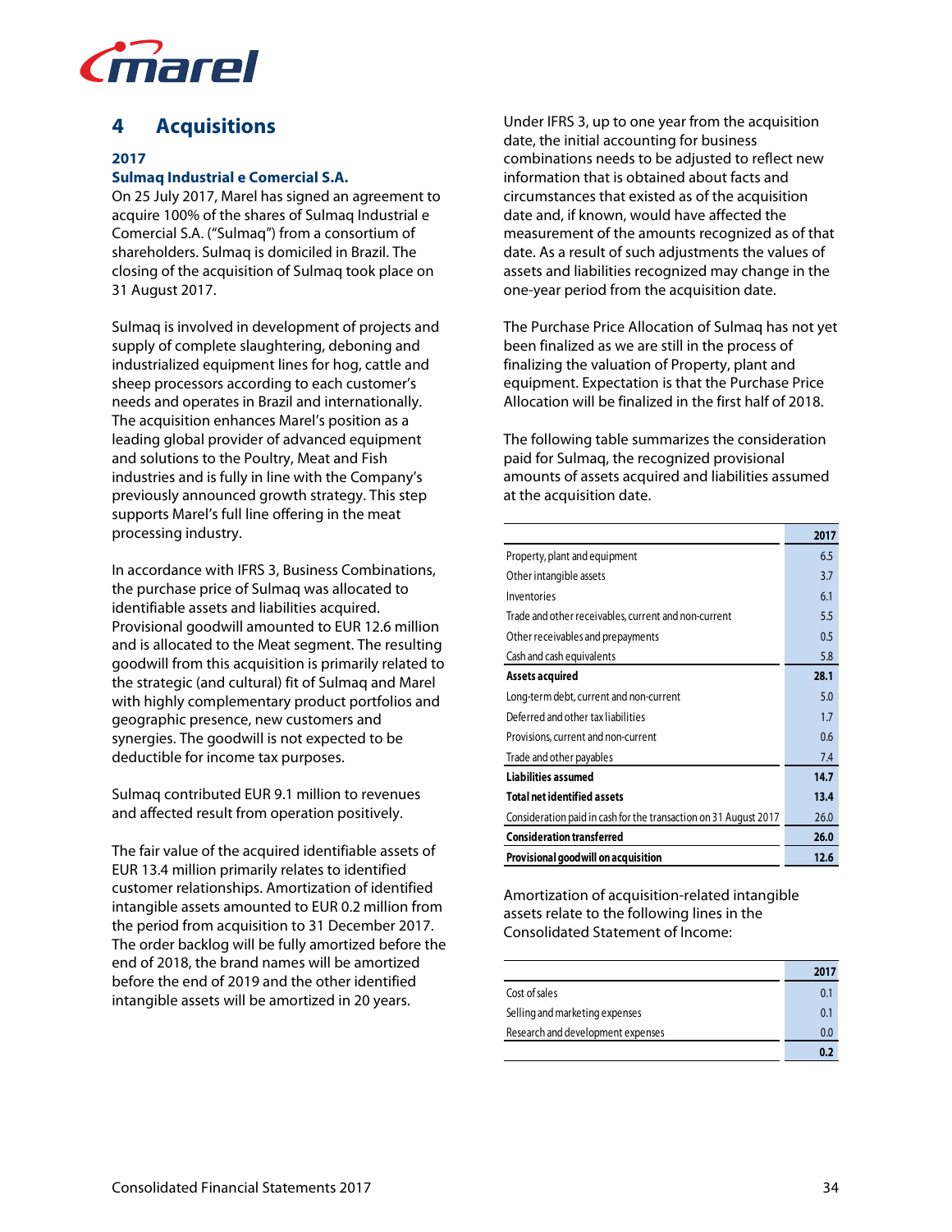## 4 Acquisitions

### 2017

### Sulmaq Industrial e Comercial S.A.

On 25 July 2017, Marel has signed an agreement to acquire 100% of the shares of Sulmaq Industrial e Comercial S.A. ("Sulmaq") from a consortium of shareholders. Sulmaq is domiciled in Brazil. The closing of the acquisition of Sulmaq took place on 31 August 2017.

Sulmaq is involved in development of projects and supply of complete slaughtering, deboning and industrialized equipment lines for hog, cattle and sheep processors according to each customer's needs and operates in Brazil and internationally. The acquisition enhances Marel's position as a leading global provider of advanced equipment and solutions to the Poultry, Meat and Fish industries and is fully in line with the Company's previously announced growth strategy. This step supports Marel's full line offering in the meat processing industry.

In accordance with IFRS 3, Business Combinations, the purchase price of Sulmaq was allocated to identifiable assets and liabilities acquired. Provisional goodwill amounted to EUR 12.6 million and is allocated to the Meat segment. The resulting goodwill from this acquisition is primarily related to the strategic (and cultural) fit of Sulmaq and Marel with highly complementary product portfolios and geographic presence, new customers and synergies. The goodwill is not expected to be deductible for income tax purposes.

Sulmaq contributed EUR 9.1 million to revenues and affected result from operation positively.

The fair value of the acquired identifiable assets of EUR 13.4 million primarily relates to identified customer relationships. Amortization of identified intangible assets amounted to EUR 0.2 million from the period from acquisition to 31 December 2017. The order backlog will be fully amortized before the end of 2018, the brand names will be amortized before the end of 2019 and the other identified intangible assets will be amortized in 20 years.

Under IFRS 3, up to one year from the acquisition date, the initial accounting for business combinations needs to be adjusted to reflect new information that is obtained about facts and circumstances that existed as of the acquisition date and, if known, would have affected the measurement of the amounts recognized as of that date. As a result of such adjustments the values of assets and liabilities recognized may change in the one-year period from the acquisition date.

The Purchase Price Allocation of Sulmaq has not yet been finalized as we are still in the process of finalizing the valuation of Property, plant and equipment. Expectation is that the Purchase Price Allocation will be finalized in the first half of 2018.

The following table summarizes the consideration paid for Sulmaq, the recognized provisional amounts of assets acquired and liabilities assumed at the acquisition date.

| | 2017 |
|---|---|
| Property, plant and equipment | 6.5 |
| Other intangible assets | 3.7 |
| Inventories | 6.1 |
| Trade and other receivables, current and non-current | 5.5 |
| Other receivables and prepayments | 0.5 |
| Cash and cash equivalents | 5.8 |
| **Assets acquired** | **28.1** |
| Long-term debt, current and non-current | 5.0 |
| Deferred and other tax liabilities | 1.7 |
| Provisions, current and non-current | 0.6 |
| Trade and other payables | 7.4 |
| **Liabilities assumed** | **14.7** |
| **Total net identified assets** | **13.4** |
| Consideration paid in cash for the transaction on 31 August 2017 | 26.0 |
| **Consideration transferred** | **26.0** |
| **Provisional goodwill on acquisition** | **12.6** |

Amortization of acquisition-related intangible assets relate to the following lines in the Consolidated Statement of Income:

| | 2017 |
|---|---|
| Cost of sales | 0.1 |
| Selling and marketing expenses | 0.1 |
| Research and development expenses | 0.0 |
| | **0.2** |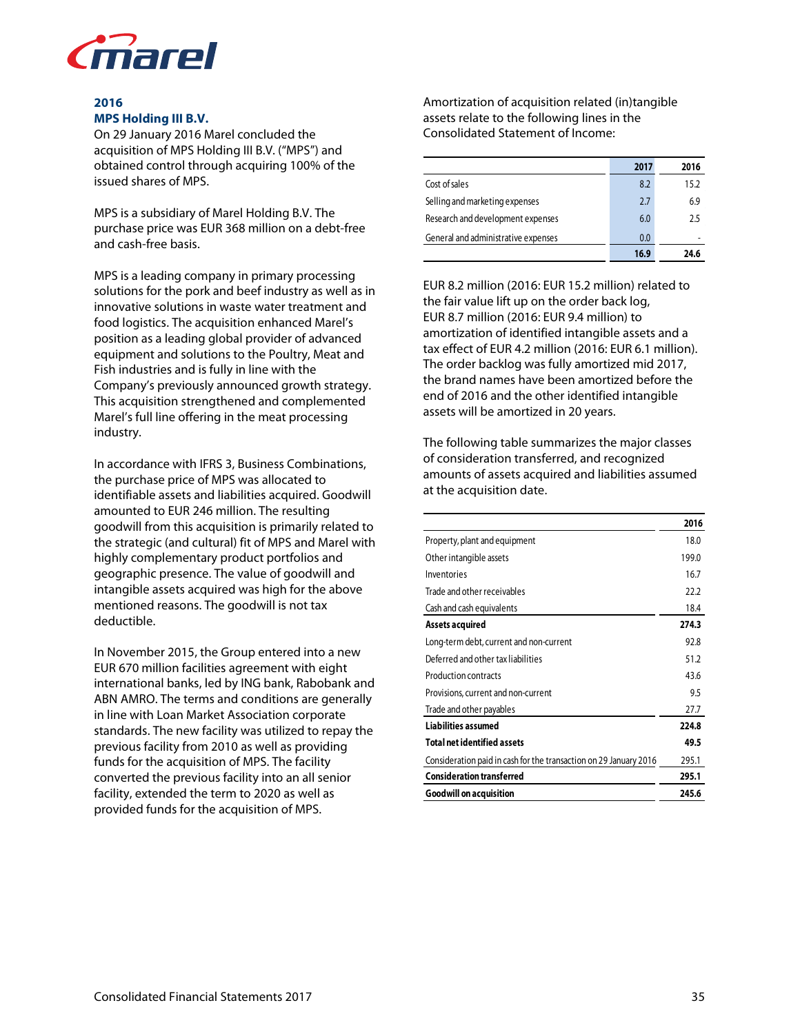## 2016

### MPS Holding III B.V.

On 29 January 2016 Marel concluded the acquisition of MPS Holding III B.V. ("MPS") and obtained control through acquiring 100% of the issued shares of MPS.

MPS is a subsidiary of Marel Holding B.V. The purchase price was EUR 368 million on a debt-free and cash-free basis.

MPS is a leading company in primary processing solutions for the pork and beef industry as well as in innovative solutions in waste water treatment and food logistics. The acquisition enhanced Marel's position as a leading global provider of advanced equipment and solutions to the Poultry, Meat and Fish industries and is fully in line with the Company's previously announced growth strategy. This acquisition strengthened and complemented Marel's full line offering in the meat processing industry.

In accordance with IFRS 3, Business Combinations, the purchase price of MPS was allocated to identifiable assets and liabilities acquired. Goodwill amounted to EUR 246 million. The resulting goodwill from this acquisition is primarily related to the strategic (and cultural) fit of MPS and Marel with highly complementary product portfolios and geographic presence. The value of goodwill and intangible assets acquired was high for the above mentioned reasons. The goodwill is not tax deductible.

In November 2015, the Group entered into a new EUR 670 million facilities agreement with eight international banks, led by ING bank, Rabobank and ABN AMRO. The terms and conditions are generally in line with Loan Market Association corporate standards. The new facility was utilized to repay the previous facility from 2010 as well as providing funds for the acquisition of MPS. The facility converted the previous facility into an all senior facility, extended the term to 2020 as well as provided funds for the acquisition of MPS.

Amortization of acquisition related (in)tangible assets relate to the following lines in the Consolidated Statement of Income:

| | 2017 | 2016 |
|---|---|---|
| Cost of sales | 8.2 | 15.2 |
| Selling and marketing expenses | 2.7 | 6.9 |
| Research and development expenses | 6.0 | 2.5 |
| General and administrative expenses | 0.0 | - |
| | **16.9** | **24.6** |

EUR 8.2 million (2016: EUR 15.2 million) related to the fair value lift up on the order back log, EUR 8.7 million (2016: EUR 9.4 million) to amortization of identified intangible assets and a tax effect of EUR 4.2 million (2016: EUR 6.1 million). The order backlog was fully amortized mid 2017, the brand names have been amortized before the end of 2016 and the other identified intangible assets will be amortized in 20 years.

The following table summarizes the major classes of consideration transferred, and recognized amounts of assets acquired and liabilities assumed at the acquisition date.

| | 2016 |
|---|---|
| Property, plant and equipment | 18.0 |
| Other intangible assets | 199.0 |
| Inventories | 16.7 |
| Trade and other receivables | 22.2 |
| Cash and cash equivalents | 18.4 |
| **Assets acquired** | **274.3** |
| Long-term debt, current and non-current | 92.8 |
| Deferred and other tax liabilities | 51.2 |
| Production contracts | 43.6 |
| Provisions, current and non-current | 9.5 |
| Trade and other payables | 27.7 |
| **Liabilities assumed** | **224.8** |
| **Total net identified assets** | **49.5** |
| Consideration paid in cash for the transaction on 29 January 2016 | 295.1 |
| **Consideration transferred** | **295.1** |
| **Goodwill on acquisition** | **245.6** |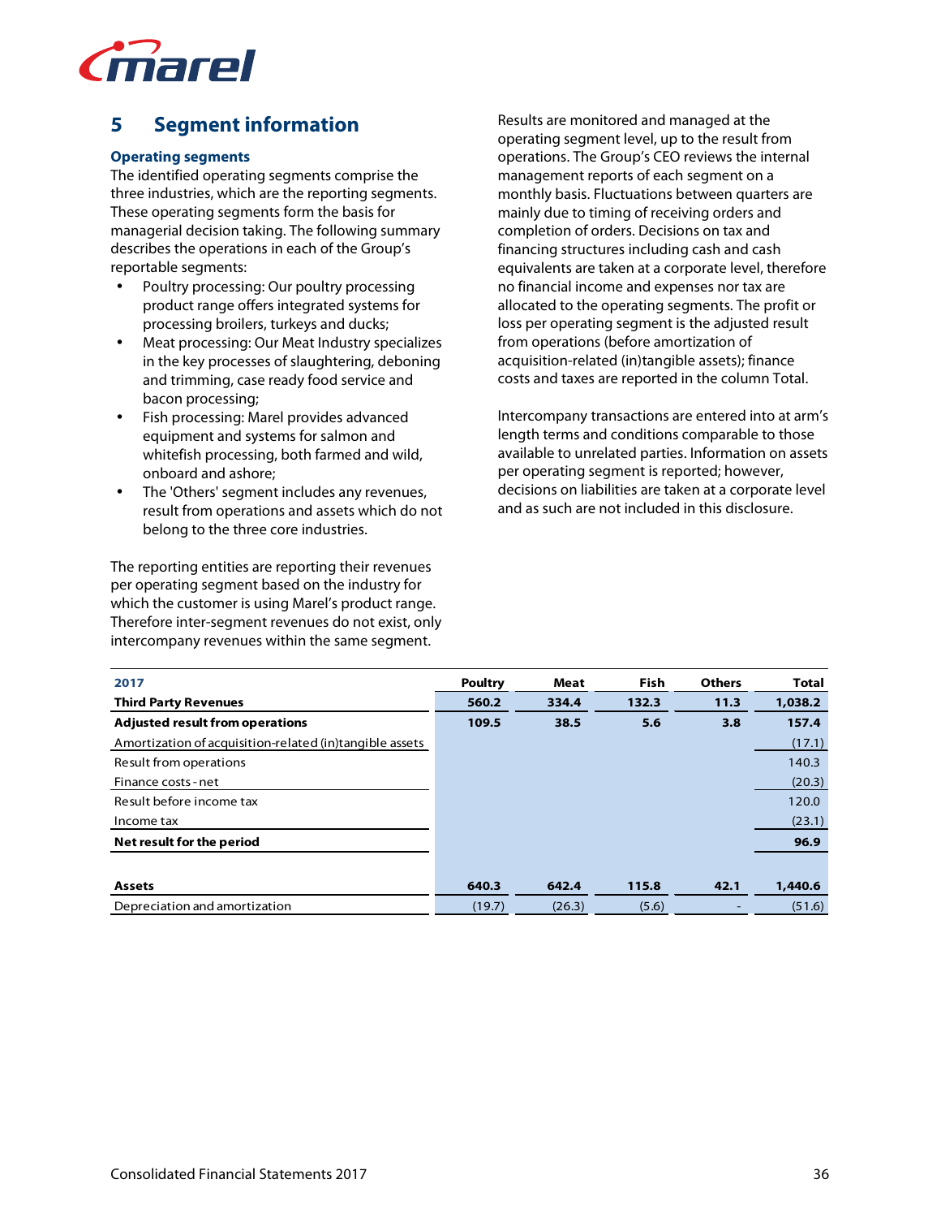## 5 Segment information

### Operating segments

The identified operating segments comprise the three industries, which are the reporting segments. These operating segments form the basis for managerial decision taking. The following summary describes the operations in each of the Group's reportable segments:

- Poultry processing: Our poultry processing product range offers integrated systems for processing broilers, turkeys and ducks;
- Meat processing: Our Meat Industry specializes in the key processes of slaughtering, deboning and trimming, case ready food service and bacon processing;
- Fish processing: Marel provides advanced equipment and systems for salmon and whitefish processing, both farmed and wild, onboard and ashore;
- The 'Others' segment includes any revenues, result from operations and assets which do not belong to the three core industries.

The reporting entities are reporting their revenues per operating segment based on the industry for which the customer is using Marel's product range. Therefore inter-segment revenues do not exist, only intercompany revenues within the same segment.

Results are monitored and managed at the operating segment level, up to the result from operations. The Group's CEO reviews the internal management reports of each segment on a monthly basis. Fluctuations between quarters are mainly due to timing of receiving orders and completion of orders. Decisions on tax and financing structures including cash and cash equivalents are taken at a corporate level, therefore no financial income and expenses nor tax are allocated to the operating segments. The profit or loss per operating segment is the adjusted result from operations (before amortization of acquisition-related (in)tangible assets); finance costs and taxes are reported in the column Total.

Intercompany transactions are entered into at arm's length terms and conditions comparable to those available to unrelated parties. Information on assets per operating segment is reported; however, decisions on liabilities are taken at a corporate level and as such are not included in this disclosure.

| 2017 | Poultry | Meat | Fish | Others | Total |
|---|---|---|---|---|---|
| **Third Party Revenues** | **560.2** | **334.4** | **132.3** | **11.3** | **1,038.2** |
| **Adjusted result from operations** | **109.5** | **38.5** | **5.6** | **3.8** | **157.4** |
| Amortization of acquisition-related (in)tangible assets | | | | | (17.1) |
| Result from operations | | | | | 140.3 |
| Finance costs - net | | | | | (20.3) |
| Result before income tax | | | | | 120.0 |
| Income tax | | | | | (23.1) |
| **Net result for the period** | | | | | **96.9** |
| | | | | | |
| **Assets** | **640.3** | **642.4** | **115.8** | **42.1** | **1,440.6** |
| Depreciation and amortization | (19.7) | (26.3) | (5.6) | - | (51.6) |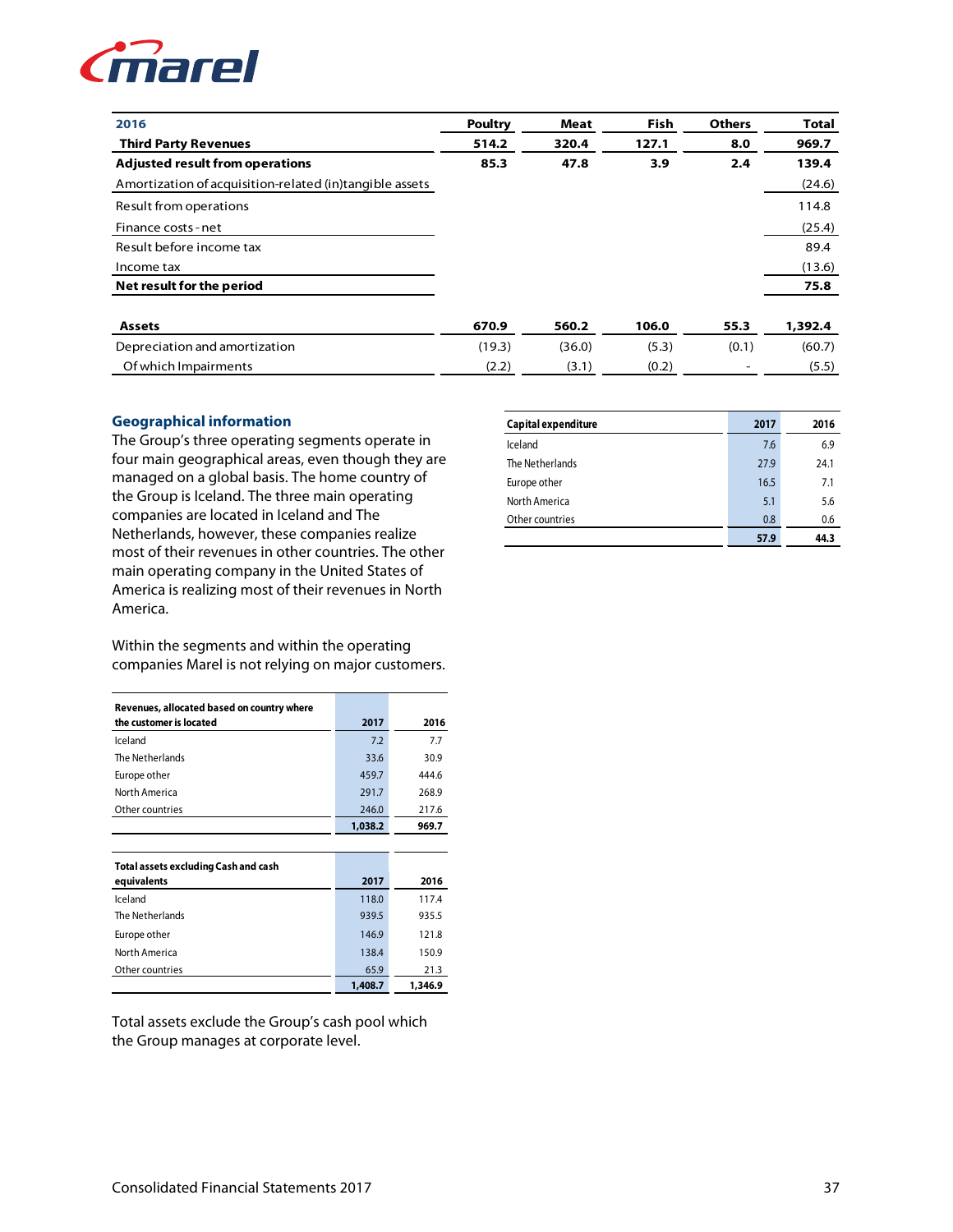| 2016 | Poultry | Meat | Fish | Others | Total |
|---|---|---|---|---|---|
| **Third Party Revenues** | **514.2** | **320.4** | **127.1** | **8.0** | **969.7** |
| **Adjusted result from operations** | **85.3** | **47.8** | **3.9** | **2.4** | **139.4** |
| Amortization of acquisition-related (in)tangible assets | | | | | (24.6) |
| Result from operations | | | | | 114.8 |
| Finance costs - net | | | | | (25.4) |
| Result before income tax | | | | | 89.4 |
| Income tax | | | | | (13.6) |
| **Net result for the period** | | | | | **75.8** |
| | | | | | |
| **Assets** | **670.9** | **560.2** | **106.0** | **55.3** | **1,392.4** |
| Depreciation and amortization | (19.3) | (36.0) | (5.3) | (0.1) | (60.7) |
| Of which Impairments | (2.2) | (3.1) | (0.2) | - | (5.5) |

### Geographical information

The Group's three operating segments operate in four main geographical areas, even though they are managed on a global basis. The home country of the Group is Iceland. The three main operating companies are located in Iceland and The Netherlands, however, these companies realize most of their revenues in other countries. The other main operating company in the United States of America is realizing most of their revenues in North America.

Within the segments and within the operating companies Marel is not relying on major customers.

| Revenues, allocated based on country where the customer is located | 2017 | 2016 |
|---|---|---|
| Iceland | 7.2 | 7.7 |
| The Netherlands | 33.6 | 30.9 |
| Europe other | 459.7 | 444.6 |
| North America | 291.7 | 268.9 |
| Other countries | 246.0 | 217.6 |
| | **1,038.2** | **969.7** |

| Total assets excluding Cash and cash equivalents | 2017 | 2016 |
|---|---|---|
| Iceland | 118.0 | 117.4 |
| The Netherlands | 939.5 | 935.5 |
| Europe other | 146.9 | 121.8 |
| North America | 138.4 | 150.9 |
| Other countries | 65.9 | 21.3 |
| | **1,408.7** | **1,346.9** |

Total assets exclude the Group's cash pool which the Group manages at corporate level.

| Capital expenditure | 2017 | 2016 |
|---|---|---|
| Iceland | 7.6 | 6.9 |
| The Netherlands | 27.9 | 24.1 |
| Europe other | 16.5 | 7.1 |
| North America | 5.1 | 5.6 |
| Other countries | 0.8 | 0.6 |
| | **57.9** | **44.3** |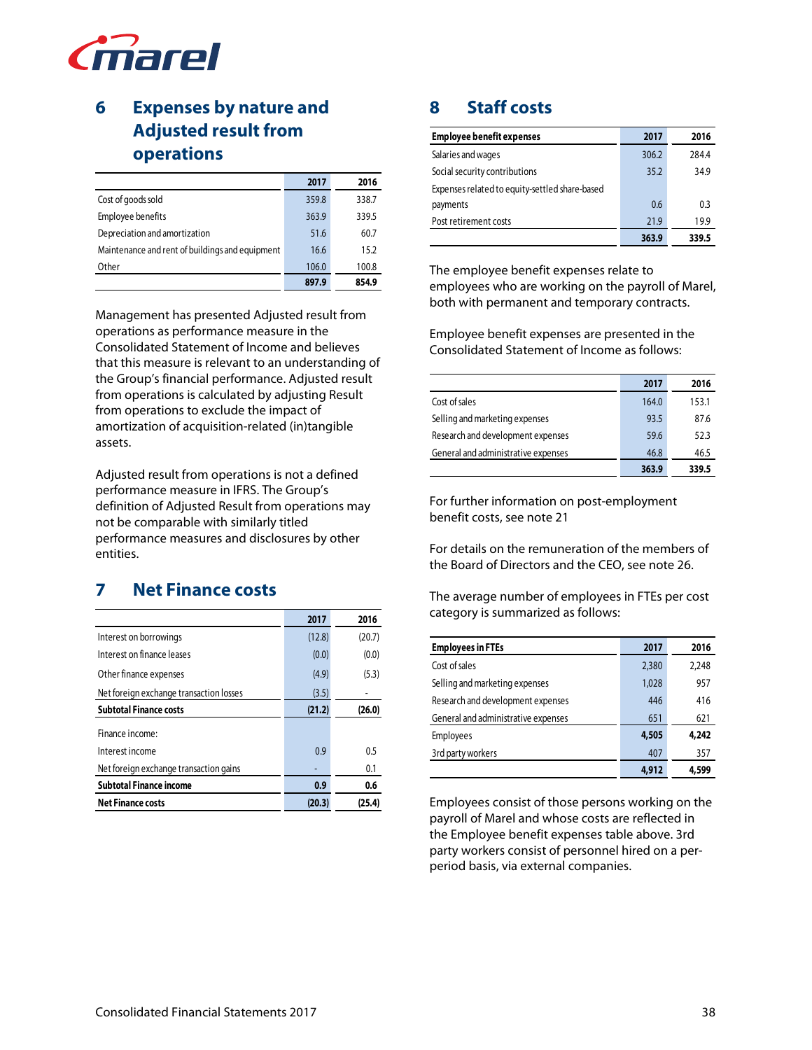## 6 Expenses by nature and Adjusted result from operations

| | 2017 | 2016 |
|---|---|---|
| Cost of goods sold | 359.8 | 338.7 |
| Employee benefits | 363.9 | 339.5 |
| Depreciation and amortization | 51.6 | 60.7 |
| Maintenance and rent of buildings and equipment | 16.6 | 15.2 |
| Other | 106.0 | 100.8 |
| | **897.9** | **854.9** |

Management has presented Adjusted result from operations as performance measure in the Consolidated Statement of Income and believes that this measure is relevant to an understanding of the Group's financial performance. Adjusted result from operations is calculated by adjusting Result from operations to exclude the impact of amortization of acquisition-related (in)tangible assets.

Adjusted result from operations is not a defined performance measure in IFRS. The Group's definition of Adjusted Result from operations may not be comparable with similarly titled performance measures and disclosures by other entities.

## 7 Net Finance costs

| | 2017 | 2016 |
|---|---|---|
| Interest on borrowings | (12.8) | (20.7) |
| Interest on finance leases | (0.0) | (0.0) |
| Other finance expenses | (4.9) | (5.3) |
| Net foreign exchange transaction losses | (3.5) | - |
| **Subtotal Finance costs** | **(21.2)** | **(26.0)** |
| Finance income: | | |
| Interest income | 0.9 | 0.5 |
| Net foreign exchange transaction gains | - | 0.1 |
| **Subtotal Finance income** | **0.9** | **0.6** |
| **Net Finance costs** | **(20.3)** | **(25.4)** |

## 8 Staff costs

| Employee benefit expenses | 2017 | 2016 |
|---|---|---|
| Salaries and wages | 306.2 | 284.4 |
| Social security contributions | 35.2 | 34.9 |
| Expenses related to equity-settled share-based payments | 0.6 | 0.3 |
| Post retirement costs | 21.9 | 19.9 |
| | **363.9** | **339.5** |

The employee benefit expenses relate to employees who are working on the payroll of Marel, both with permanent and temporary contracts.

Employee benefit expenses are presented in the Consolidated Statement of Income as follows:

| | 2017 | 2016 |
|---|---|---|
| Cost of sales | 164.0 | 153.1 |
| Selling and marketing expenses | 93.5 | 87.6 |
| Research and development expenses | 59.6 | 52.3 |
| General and administrative expenses | 46.8 | 46.5 |
| | **363.9** | **339.5** |

For further information on post-employment benefit costs, see note 21

For details on the remuneration of the members of the Board of Directors and the CEO, see note 26.

The average number of employees in FTEs per cost category is summarized as follows:

| Employees in FTEs | 2017 | 2016 |
|---|---|---|
| Cost of sales | 2,380 | 2,248 |
| Selling and marketing expenses | 1,028 | 957 |
| Research and development expenses | 446 | 416 |
| General and administrative expenses | 651 | 621 |
| Employees | **4,505** | **4,242** |
| 3rd party workers | 407 | 357 |
| | **4,912** | **4,599** |

Employees consist of those persons working on the payroll of Marel and whose costs are reflected in the Employee benefit expenses table above. 3rd party workers consist of personnel hired on a per-period basis, via external companies.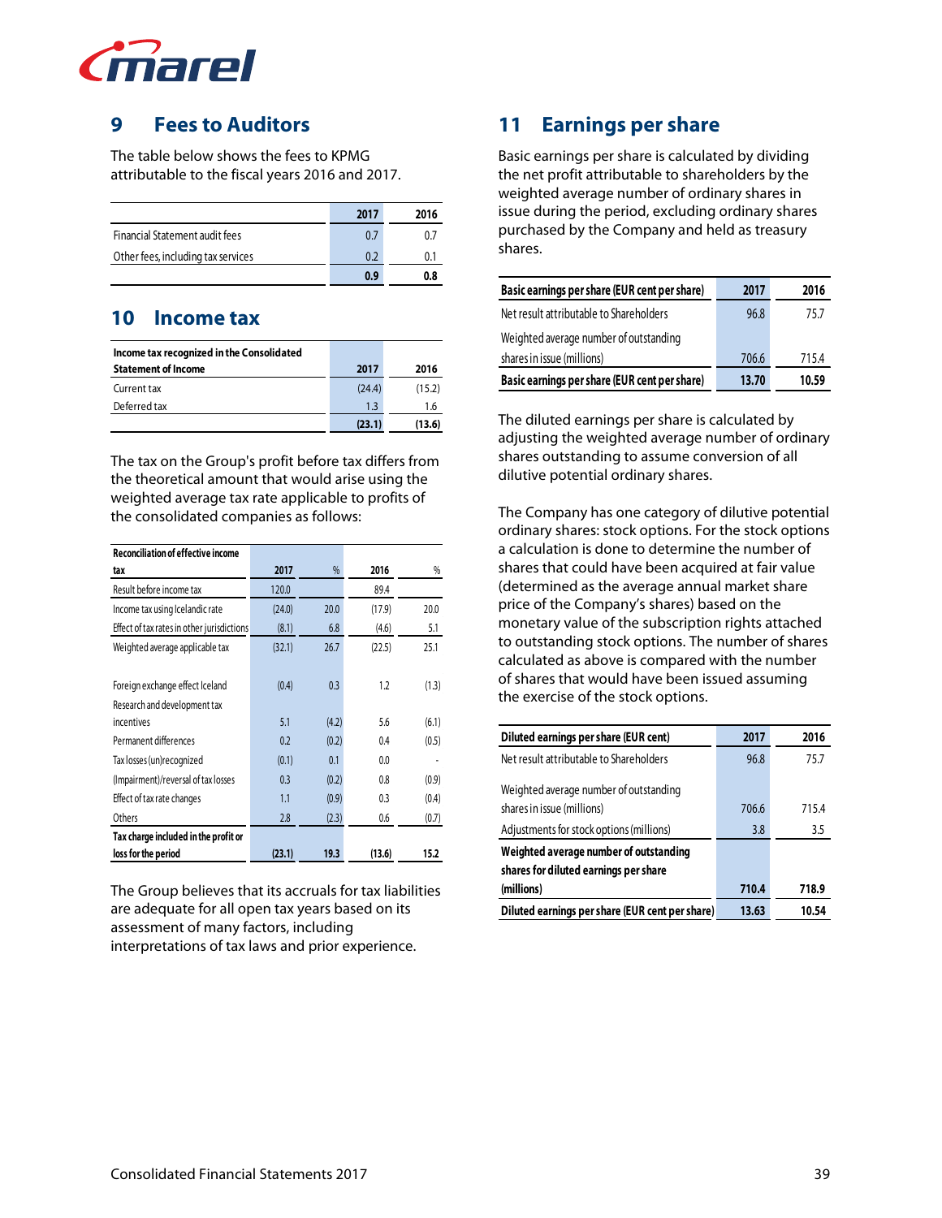## 9 Fees to Auditors

The table below shows the fees to KPMG attributable to the fiscal years 2016 and 2017.

| | 2017 | 2016 |
|---|---|---|
| Financial Statement audit fees | 0.7 | 0.7 |
| Other fees, including tax services | 0.2 | 0.1 |
| | **0.9** | **0.8** |

## 10 Income tax

| Income tax recognized in the Consolidated Statement of Income | 2017 | 2016 |
|---|---|---|
| Current tax | (24.4) | (15.2) |
| Deferred tax | 1.3 | 1.6 |
| | **(23.1)** | **(13.6)** |

The tax on the Group's profit before tax differs from the theoretical amount that would arise using the weighted average tax rate applicable to profits of the consolidated companies as follows:

| Reconciliation of effective income tax | 2017 | % | 2016 | % |
|---|---|---|---|---|
| Result before income tax | 120.0 | | 89.4 | |
| Income tax using Icelandic rate | (24.0) | 20.0 | (17.9) | 20.0 |
| Effect of tax rates in other jurisdictions | (8.1) | 6.8 | (4.6) | 5.1 |
| Weighted average applicable tax | (32.1) | 26.7 | (22.5) | 25.1 |
| Foreign exchange effect Iceland | (0.4) | 0.3 | 1.2 | (1.3) |
| Research and development tax incentives | 5.1 | (4.2) | 5.6 | (6.1) |
| Permanent differences | 0.2 | (0.2) | 0.4 | (0.5) |
| Tax losses (un)recognized | (0.1) | 0.1 | 0.0 | - |
| (Impairment)/reversal of tax losses | 0.3 | (0.2) | 0.8 | (0.9) |
| Effect of tax rate changes | 1.1 | (0.9) | 0.3 | (0.4) |
| Others | 2.8 | (2.3) | 0.6 | (0.7) |
| **Tax charge included in the profit or loss for the period** | **(23.1)** | **19.3** | **(13.6)** | **15.2** |

The Group believes that its accruals for tax liabilities are adequate for all open tax years based on its assessment of many factors, including interpretations of tax laws and prior experience.

## 11 Earnings per share

Basic earnings per share is calculated by dividing the net profit attributable to shareholders by the weighted average number of ordinary shares in issue during the period, excluding ordinary shares purchased by the Company and held as treasury shares.

| Basic earnings per share (EUR cent per share) | 2017 | 2016 |
|---|---|---|
| Net result attributable to Shareholders | 96.8 | 75.7 |
| Weighted average number of outstanding shares in issue (millions) | 706.6 | 715.4 |
| **Basic earnings per share (EUR cent per share)** | **13.70** | **10.59** |

The diluted earnings per share is calculated by adjusting the weighted average number of ordinary shares outstanding to assume conversion of all dilutive potential ordinary shares.

The Company has one category of dilutive potential ordinary shares: stock options. For the stock options a calculation is done to determine the number of shares that could have been acquired at fair value (determined as the average annual market share price of the Company's shares) based on the monetary value of the subscription rights attached to outstanding stock options. The number of shares calculated as above is compared with the number of shares that would have been issued assuming the exercise of the stock options.

| Diluted earnings per share (EUR cent) | 2017 | 2016 |
|---|---|---|
| Net result attributable to Shareholders | 96.8 | 75.7 |
| Weighted average number of outstanding shares in issue (millions) | 706.6 | 715.4 |
| Adjustments for stock options (millions) | 3.8 | 3.5 |
| **Weighted average number of outstanding shares for diluted earnings per share (millions)** | **710.4** | **718.9** |
| **Diluted earnings per share (EUR cent per share)** | **13.63** | **10.54** |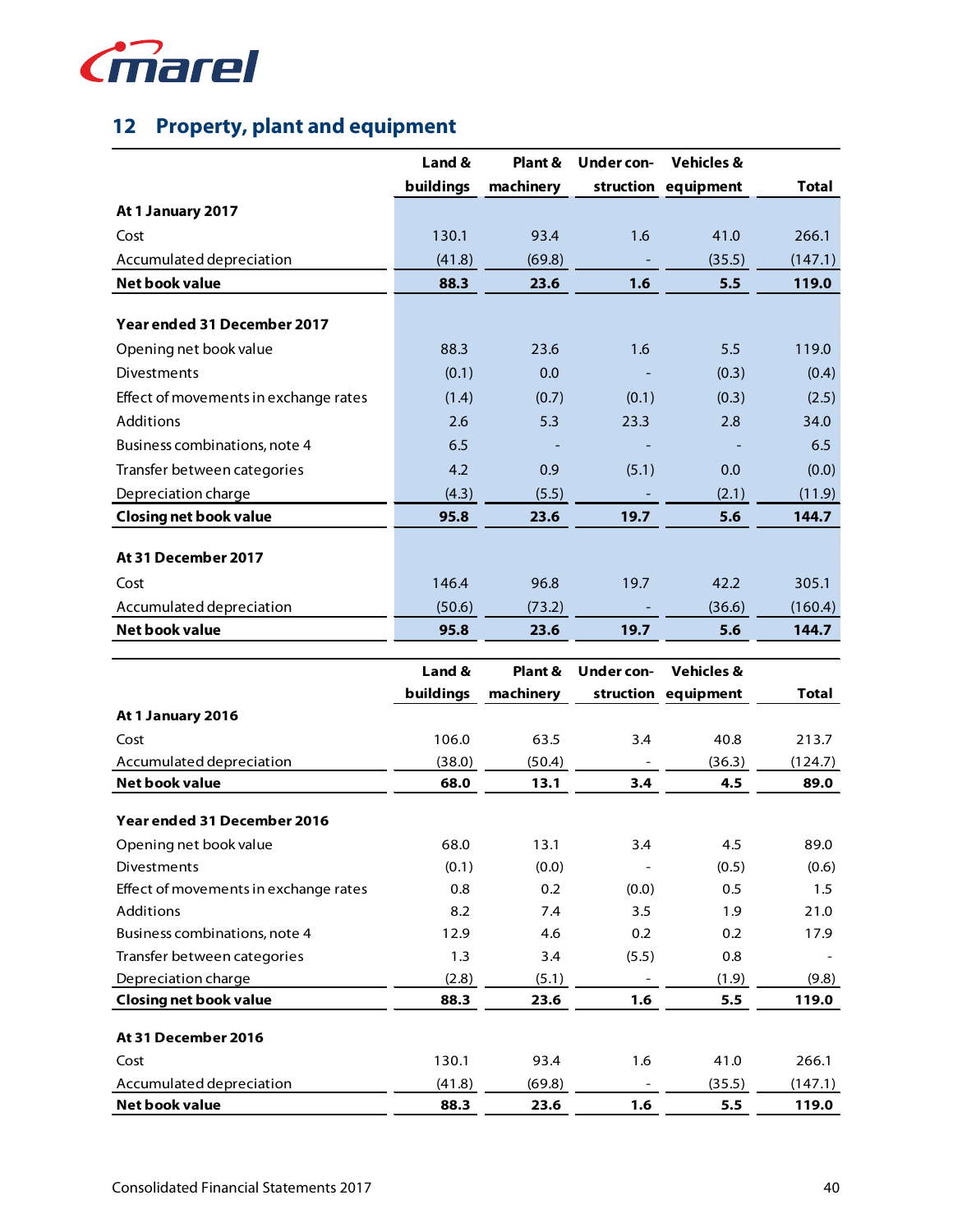## 12 Property, plant and equipment

| | Land & buildings | Plant & machinery | Under con-struction | Vehicles & equipment | Total |
|---|---|---|---|---|---|
| **At 1 January 2017** | | | | | |
| Cost | 130.1 | 93.4 | 1.6 | 41.0 | 266.1 |
| Accumulated depreciation | (41.8) | (69.8) | - | (35.5) | (147.1) |
| **Net book value** | **88.3** | **23.6** | **1.6** | **5.5** | **119.0** |
| | | | | | |
| **Year ended 31 December 2017** | | | | | |
| Opening net book value | 88.3 | 23.6 | 1.6 | 5.5 | 119.0 |
| Divestments | (0.1) | 0.0 | - | (0.3) | (0.4) |
| Effect of movements in exchange rates | (1.4) | (0.7) | (0.1) | (0.3) | (2.5) |
| Additions | 2.6 | 5.3 | 23.3 | 2.8 | 34.0 |
| Business combinations, note 4 | 6.5 | - | - | - | 6.5 |
| Transfer between categories | 4.2 | 0.9 | (5.1) | 0.0 | (0.0) |
| Depreciation charge | (4.3) | (5.5) | - | (2.1) | (11.9) |
| **Closing net book value** | **95.8** | **23.6** | **19.7** | **5.6** | **144.7** |
| | | | | | |
| **At 31 December 2017** | | | | | |
| Cost | 146.4 | 96.8 | 19.7 | 42.2 | 305.1 |
| Accumulated depreciation | (50.6) | (73.2) | - | (36.6) | (160.4) |
| **Net book value** | **95.8** | **23.6** | **19.7** | **5.6** | **144.7** |

| | Land & buildings | Plant & machinery | Under con-struction | Vehicles & equipment | Total |
|---|---|---|---|---|---|
| **At 1 January 2016** | | | | | |
| Cost | 106.0 | 63.5 | 3.4 | 40.8 | 213.7 |
| Accumulated depreciation | (38.0) | (50.4) | - | (36.3) | (124.7) |
| **Net book value** | **68.0** | **13.1** | **3.4** | **4.5** | **89.0** |
| | | | | | |
| **Year ended 31 December 2016** | | | | | |
| Opening net book value | 68.0 | 13.1 | 3.4 | 4.5 | 89.0 |
| Divestments | (0.1) | (0.0) | - | (0.5) | (0.6) |
| Effect of movements in exchange rates | 0.8 | 0.2 | (0.0) | 0.5 | 1.5 |
| Additions | 8.2 | 7.4 | 3.5 | 1.9 | 21.0 |
| Business combinations, note 4 | 12.9 | 4.6 | 0.2 | 0.2 | 17.9 |
| Transfer between categories | 1.3 | 3.4 | (5.5) | 0.8 | - |
| Depreciation charge | (2.8) | (5.1) | - | (1.9) | (9.8) |
| **Closing net book value** | **88.3** | **23.6** | **1.6** | **5.5** | **119.0** |
| | | | | | |
| **At 31 December 2016** | | | | | |
| Cost | 130.1 | 93.4 | 1.6 | 41.0 | 266.1 |
| Accumulated depreciation | (41.8) | (69.8) | - | (35.5) | (147.1) |
| **Net book value** | **88.3** | **23.6** | **1.6** | **5.5** | **119.0** |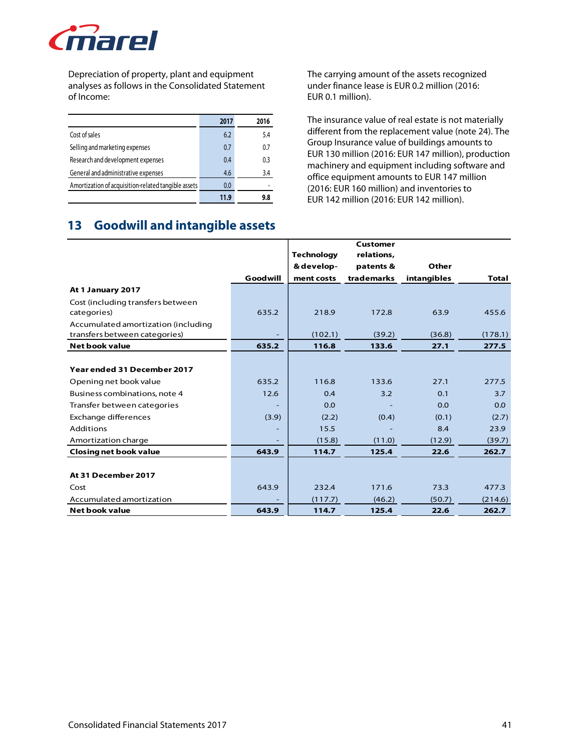Depreciation of property, plant and equipment analyses as follows in the Consolidated Statement of Income:

| | 2017 | 2016 |
|---|---|---|
| Cost of sales | 6.2 | 5.4 |
| Selling and marketing expenses | 0.7 | 0.7 |
| Research and development expenses | 0.4 | 0.3 |
| General and administrative expenses | 4.6 | 3.4 |
| Amortization of acquisition-related tangible assets | 0.0 | - |
| | 11.9 | 9.8 |

The carrying amount of the assets recognized under finance lease is EUR 0.2 million (2016: EUR 0.1 million).

The insurance value of real estate is not materially different from the replacement value (note 24). The Group Insurance value of buildings amounts to EUR 130 million (2016: EUR 147 million), production machinery and equipment including software and office equipment amounts to EUR 147 million (2016: EUR 160 million) and inventories to EUR 142 million (2016: EUR 142 million).

## 13 Goodwill and intangible assets

| | Goodwill | Technology & development costs | Customer relations, patents & trademarks | Other intangibles | Total |
|---|---|---|---|---|---|
| **At 1 January 2017** | | | | | |
| Cost (including transfers between categories) | 635.2 | 218.9 | 172.8 | 63.9 | 455.6 |
| Accumulated amortization (including transfers between categories) | - | (102.1) | (39.2) | (36.8) | (178.1) |
| **Net book value** | **635.2** | **116.8** | **133.6** | **27.1** | **277.5** |
| | | | | | |
| **Year ended 31 December 2017** | | | | | |
| Opening net book value | 635.2 | 116.8 | 133.6 | 27.1 | 277.5 |
| Business combinations, note 4 | 12.6 | 0.4 | 3.2 | 0.1 | 3.7 |
| Transfer between categories | - | 0.0 | - | 0.0 | 0.0 |
| Exchange differences | (3.9) | (2.2) | (0.4) | (0.1) | (2.7) |
| Additions | - | 15.5 | - | 8.4 | 23.9 |
| Amortization charge | - | (15.8) | (11.0) | (12.9) | (39.7) |
| **Closing net book value** | **643.9** | **114.7** | **125.4** | **22.6** | **262.7** |
| | | | | | |
| **At 31 December 2017** | | | | | |
| Cost | 643.9 | 232.4 | 171.6 | 73.3 | 477.3 |
| Accumulated amortization | - | (117.7) | (46.2) | (50.7) | (214.6) |
| **Net book value** | **643.9** | **114.7** | **125.4** | **22.6** | **262.7** |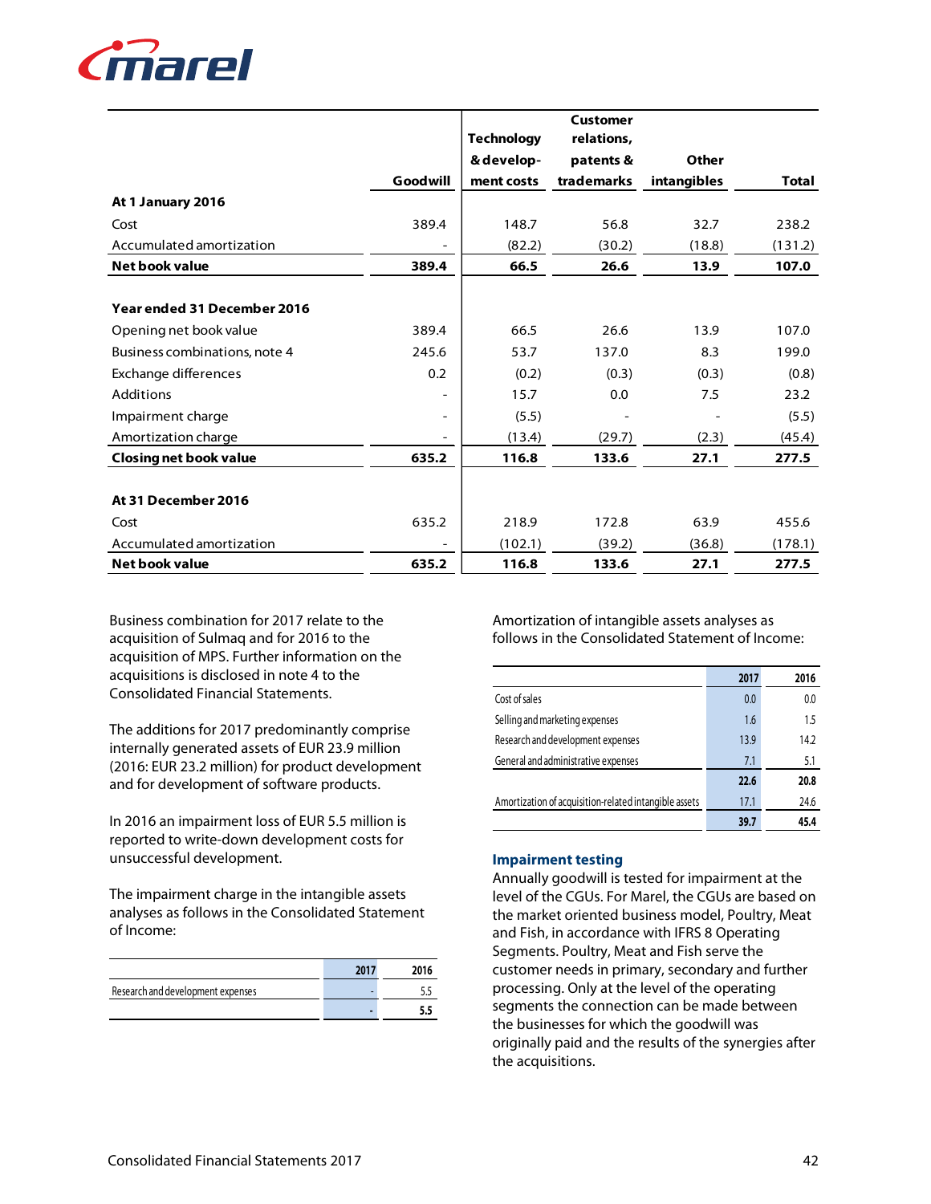| | Goodwill | Technology & develop-ment costs | Customer relations, patents & trademarks | Other intangibles | Total |
|---|---|---|---|---|---|
| **At 1 January 2016** | | | | | |
| Cost | 389.4 | 148.7 | 56.8 | 32.7 | 238.2 |
| Accumulated amortization | - | (82.2) | (30.2) | (18.8) | (131.2) |
| **Net book value** | **389.4** | **66.5** | **26.6** | **13.9** | **107.0** |
| | | | | | |
| **Year ended 31 December 2016** | | | | | |
| Opening net book value | 389.4 | 66.5 | 26.6 | 13.9 | 107.0 |
| Business combinations, note 4 | 245.6 | 53.7 | 137.0 | 8.3 | 199.0 |
| Exchange differences | 0.2 | (0.2) | (0.3) | (0.3) | (0.8) |
| Additions | - | 15.7 | 0.0 | 7.5 | 23.2 |
| Impairment charge | - | (5.5) | - | - | (5.5) |
| Amortization charge | - | (13.4) | (29.7) | (2.3) | (45.4) |
| **Closing net book value** | **635.2** | **116.8** | **133.6** | **27.1** | **277.5** |
| | | | | | |
| **At 31 December 2016** | | | | | |
| Cost | 635.2 | 218.9 | 172.8 | 63.9 | 455.6 |
| Accumulated amortization | - | (102.1) | (39.2) | (36.8) | (178.1) |
| **Net book value** | **635.2** | **116.8** | **133.6** | **27.1** | **277.5** |

Business combination for 2017 relate to the acquisition of Sulmaq and for 2016 to the acquisition of MPS. Further information on the acquisitions is disclosed in note 4 to the Consolidated Financial Statements.

The additions for 2017 predominantly comprise internally generated assets of EUR 23.9 million (2016: EUR 23.2 million) for product development and for development of software products.

In 2016 an impairment loss of EUR 5.5 million is reported to write-down development costs for unsuccessful development.

The impairment charge in the intangible assets analyses as follows in the Consolidated Statement of Income:

| | 2017 | 2016 |
|---|---|---|
| Research and development expenses | - | 5.5 |
| | **-** | **5.5** |

Amortization of intangible assets analyses as follows in the Consolidated Statement of Income:

| | 2017 | 2016 |
|---|---|---|
| Cost of sales | 0.0 | 0.0 |
| Selling and marketing expenses | 1.6 | 1.5 |
| Research and development expenses | 13.9 | 14.2 |
| General and administrative expenses | 7.1 | 5.1 |
| | **22.6** | **20.8** |
| Amortization of acquisition-related intangible assets | 17.1 | 24.6 |
| | **39.7** | **45.4** |

### Impairment testing

Annually goodwill is tested for impairment at the level of the CGUs. For Marel, the CGUs are based on the market oriented business model, Poultry, Meat and Fish, in accordance with IFRS 8 Operating Segments. Poultry, Meat and Fish serve the customer needs in primary, secondary and further processing. Only at the level of the operating segments the connection can be made between the businesses for which the goodwill was originally paid and the results of the synergies after the acquisitions.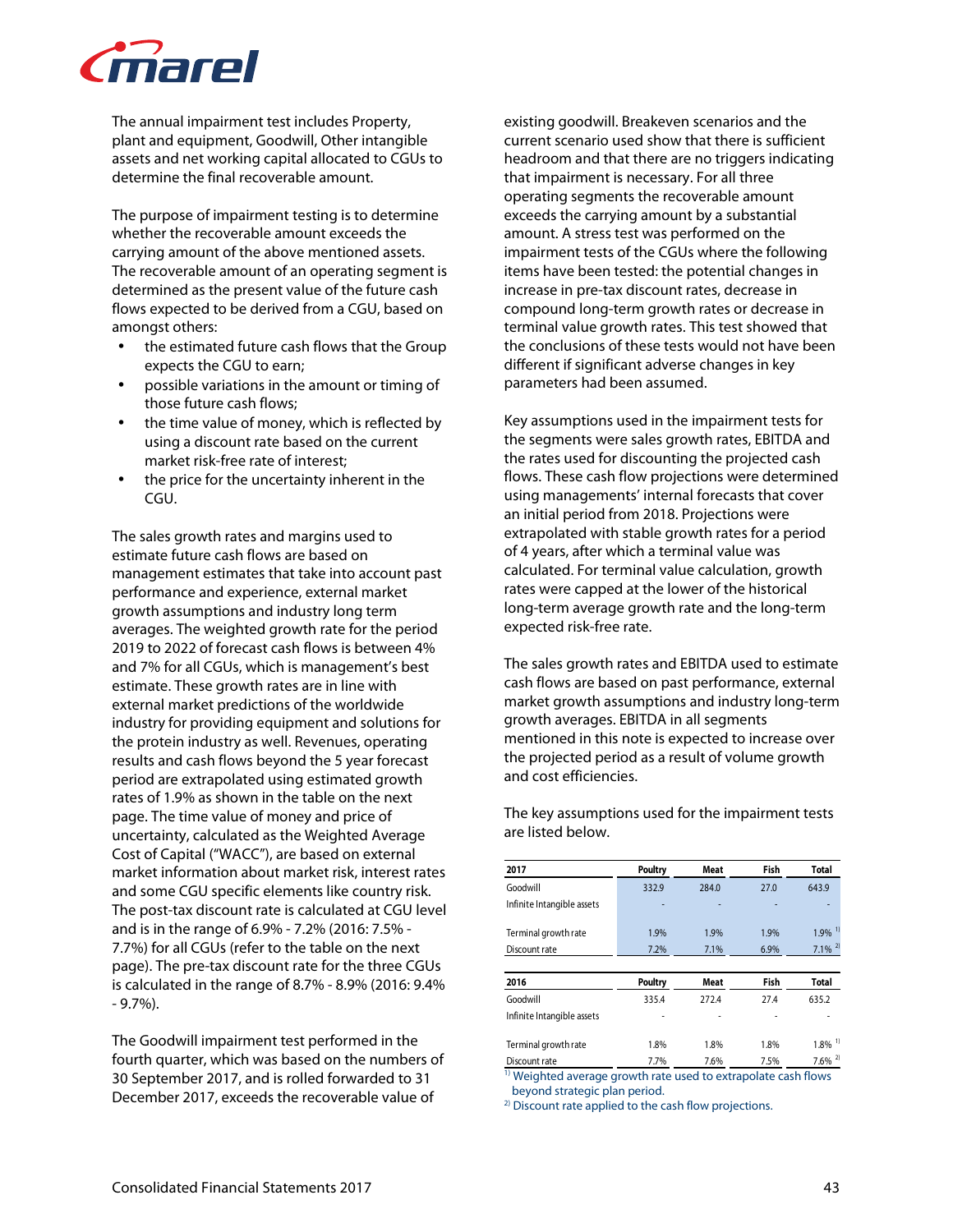The annual impairment test includes Property, plant and equipment, Goodwill, Other intangible assets and net working capital allocated to CGUs to determine the final recoverable amount.

The purpose of impairment testing is to determine whether the recoverable amount exceeds the carrying amount of the above mentioned assets. The recoverable amount of an operating segment is determined as the present value of the future cash flows expected to be derived from a CGU, based on amongst others:

- the estimated future cash flows that the Group expects the CGU to earn;
- possible variations in the amount or timing of those future cash flows;
- the time value of money, which is reflected by using a discount rate based on the current market risk-free rate of interest;
- the price for the uncertainty inherent in the CGU.

The sales growth rates and margins used to estimate future cash flows are based on management estimates that take into account past performance and experience, external market growth assumptions and industry long term averages. The weighted growth rate for the period 2019 to 2022 of forecast cash flows is between 4% and 7% for all CGUs, which is management's best estimate. These growth rates are in line with external market predictions of the worldwide industry for providing equipment and solutions for the protein industry as well. Revenues, operating results and cash flows beyond the 5 year forecast period are extrapolated using estimated growth rates of 1.9% as shown in the table on the next page. The time value of money and price of uncertainty, calculated as the Weighted Average Cost of Capital ("WACC"), are based on external market information about market risk, interest rates and some CGU specific elements like country risk. The post-tax discount rate is calculated at CGU level and is in the range of 6.9% - 7.2% (2016: 7.5% - 7.7%) for all CGUs (refer to the table on the next page). The pre-tax discount rate for the three CGUs is calculated in the range of 8.7% - 8.9% (2016: 9.4% - 9.7%).

The Goodwill impairment test performed in the fourth quarter, which was based on the numbers of 30 September 2017, and is rolled forwarded to 31 December 2017, exceeds the recoverable value of existing goodwill. Breakeven scenarios and the current scenario used show that there is sufficient headroom and that there are no triggers indicating that impairment is necessary. For all three operating segments the recoverable amount exceeds the carrying amount by a substantial amount. A stress test was performed on the impairment tests of the CGUs where the following items have been tested: the potential changes in increase in pre-tax discount rates, decrease in compound long-term growth rates or decrease in terminal value growth rates. This test showed that the conclusions of these tests would not have been different if significant adverse changes in key parameters had been assumed.

Key assumptions used in the impairment tests for the segments were sales growth rates, EBITDA and the rates used for discounting the projected cash flows. These cash flow projections were determined using managements' internal forecasts that cover an initial period from 2018. Projections were extrapolated with stable growth rates for a period of 4 years, after which a terminal value was calculated. For terminal value calculation, growth rates were capped at the lower of the historical long-term average growth rate and the long-term expected risk-free rate.

The sales growth rates and EBITDA used to estimate cash flows are based on past performance, external market growth assumptions and industry long-term growth averages. EBITDA in all segments mentioned in this note is expected to increase over the projected period as a result of volume growth and cost efficiencies.

The key assumptions used for the impairment tests are listed below.

| 2017 | Poultry | Meat | Fish | Total |
|---|---|---|---|---|
| Goodwill | 332.9 | 284.0 | 27.0 | 643.9 |
| Infinite Intangible assets | - | - | - | - |
| Terminal growth rate | 1.9% | 1.9% | 1.9% | 1.9% [1] |
| Discount rate | 7.2% | 7.1% | 6.9% | 7.1% [2] |

| 2016 | Poultry | Meat | Fish | Total |
|---|---|---|---|---|
| Goodwill | 335.4 | 272.4 | 27.4 | 635.2 |
| Infinite Intangible assets | - | - | - | - |
| Terminal growth rate | 1.8% | 1.8% | 1.8% | 1.8% [1] |
| Discount rate | 7.7% | 7.6% | 7.5% | 7.6% [2] |

[1] Weighted average growth rate used to extrapolate cash flows beyond strategic plan period.

[2] Discount rate applied to the cash flow projections.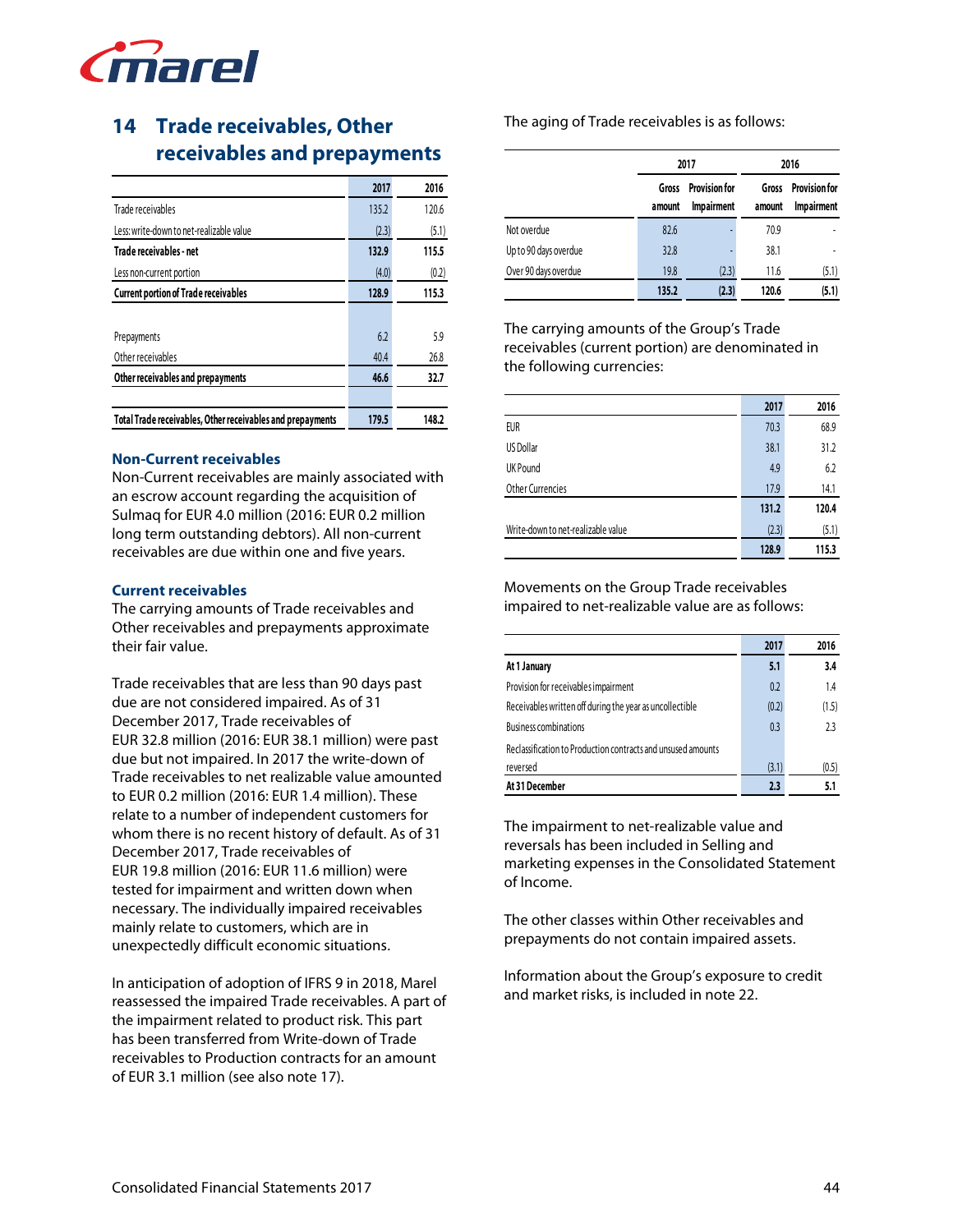## 14 Trade receivables, Other receivables and prepayments

| | 2017 | 2016 |
|---|---|---|
| Trade receivables | 135.2 | 120.6 |
| Less: write-down to net-realizable value | (2.3) | (5.1) |
| **Trade receivables - net** | **132.9** | **115.5** |
| Less non-current portion | (4.0) | (0.2) |
| **Current portion of Trade receivables** | **128.9** | **115.3** |
| | | |
| Prepayments | 6.2 | 5.9 |
| Other receivables | 40.4 | 26.8 |
| **Other receivables and prepayments** | **46.6** | **32.7** |
| | | |
| **Total Trade receivables, Other receivables and prepayments** | **179.5** | **148.2** |

### Non-Current receivables

Non-Current receivables are mainly associated with an escrow account regarding the acquisition of Sulmaq for EUR 4.0 million (2016: EUR 0.2 million long term outstanding debtors). All non-current receivables are due within one and five years.

### Current receivables

The carrying amounts of Trade receivables and Other receivables and prepayments approximate their fair value.

Trade receivables that are less than 90 days past due are not considered impaired. As of 31 December 2017, Trade receivables of EUR 32.8 million (2016: EUR 38.1 million) were past due but not impaired. In 2017 the write-down of Trade receivables to net realizable value amounted to EUR 0.2 million (2016: EUR 1.4 million). These relate to a number of independent customers for whom there is no recent history of default. As of 31 December 2017, Trade receivables of EUR 19.8 million (2016: EUR 11.6 million) were tested for impairment and written down when necessary. The individually impaired receivables mainly relate to customers, which are in unexpectedly difficult economic situations.

In anticipation of adoption of IFRS 9 in 2018, Marel reassessed the impaired Trade receivables. A part of the impairment related to product risk. This part has been transferred from Write-down of Trade receivables to Production contracts for an amount of EUR 3.1 million (see also note 17).

The aging of Trade receivables is as follows:

| | 2017 | | 2016 | |
|---|---|---|---|---|
| | Gross amount | Provision for Impairment | Gross amount | Provision for Impairment |
| Not overdue | 82.6 | - | 70.9 | - |
| Up to 90 days overdue | 32.8 | - | 38.1 | - |
| Over 90 days overdue | 19.8 | (2.3) | 11.6 | (5.1) |
| | **135.2** | **(2.3)** | **120.6** | **(5.1)** |

The carrying amounts of the Group's Trade receivables (current portion) are denominated in the following currencies:

| | 2017 | 2016 |
|---|---|---|
| EUR | 70.3 | 68.9 |
| US Dollar | 38.1 | 31.2 |
| UK Pound | 4.9 | 6.2 |
| Other Currencies | 17.9 | 14.1 |
| | **131.2** | **120.4** |
| Write-down to net-realizable value | (2.3) | (5.1) |
| | **128.9** | **115.3** |

Movements on the Group Trade receivables impaired to net-realizable value are as follows:

| | 2017 | 2016 |
|---|---|---|
| **At 1 January** | **5.1** | **3.4** |
| Provision for receivables impairment | 0.2 | 1.4 |
| Receivables written off during the year as uncollectible | (0.2) | (1.5) |
| Business combinations | 0.3 | 2.3 |
| Reclassification to Production contracts and unused amounts reversed | (3.1) | (0.5) |
| **At 31 December** | **2.3** | **5.1** |

The impairment to net-realizable value and reversals has been included in Selling and marketing expenses in the Consolidated Statement of Income.

The other classes within Other receivables and prepayments do not contain impaired assets.

Information about the Group's exposure to credit and market risks, is included in note 22.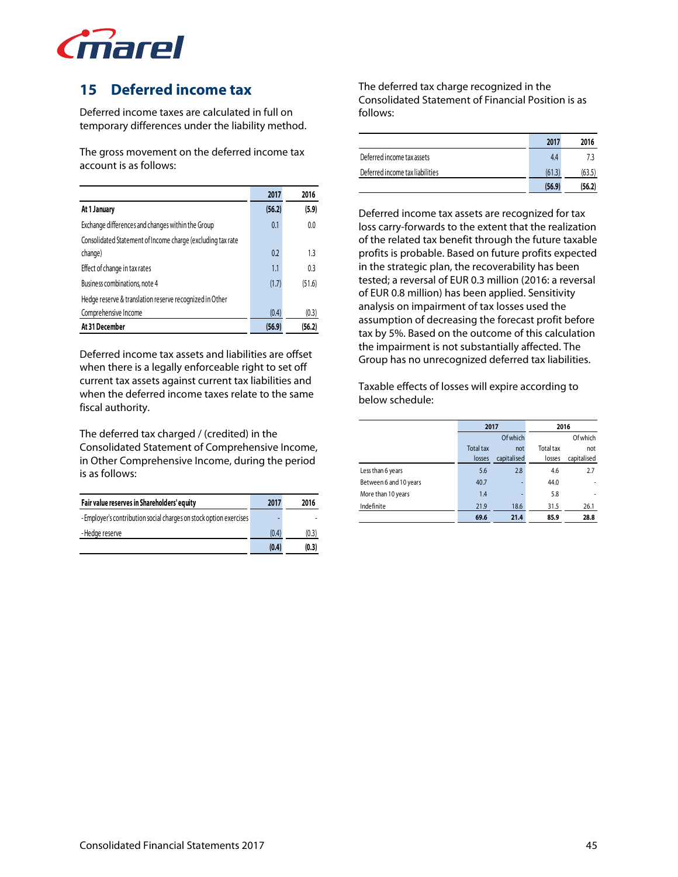## 15 Deferred income tax

Deferred income taxes are calculated in full on temporary differences under the liability method.

The gross movement on the deferred income tax account is as follows:

| | 2017 | 2016 |
|---|---|---|
| **At 1 January** | **(56.2)** | **(5.9)** |
| Exchange differences and changes within the Group | 0.1 | 0.0 |
| Consolidated Statement of Income charge (excluding tax rate change) | 0.2 | 1.3 |
| Effect of change in tax rates | 1.1 | 0.3 |
| Business combinations, note 4 | (1.7) | (51.6) |
| Hedge reserve & translation reserve recognized in Other Comprehensive Income | (0.4) | (0.3) |
| **At 31 December** | **(56.9)** | **(56.2)** |

Deferred income tax assets and liabilities are offset when there is a legally enforceable right to set off current tax assets against current tax liabilities and when the deferred income taxes relate to the same fiscal authority.

The deferred tax charged / (credited) in the Consolidated Statement of Comprehensive Income, in Other Comprehensive Income, during the period is as follows:

| **Fair value reserves in Shareholders' equity** | 2017 | 2016 |
|---|---|---|
| - Employer's contribution social charges on stock option exercises | - | - |
| - Hedge reserve | (0.4) | (0.3) |
| | **(0.4)** | **(0.3)** |

The deferred tax charge recognized in the Consolidated Statement of Financial Position is as follows:

| | 2017 | 2016 |
|---|---|---|
| Deferred income tax assets | 4.4 | 7.3 |
| Deferred income tax liabilities | (61.3) | (63.5) |
| | **(56.9)** | **(56.2)** |

Deferred income tax assets are recognized for tax loss carry-forwards to the extent that the realization of the related tax benefit through the future taxable profits is probable. Based on future profits expected in the strategic plan, the recoverability has been tested; a reversal of EUR 0.3 million (2016: a reversal of EUR 0.8 million) has been applied. Sensitivity analysis on impairment of tax losses used the assumption of decreasing the forecast profit before tax by 5%. Based on the outcome of this calculation the impairment is not substantially affected. The Group has no unrecognized deferred tax liabilities.

Taxable effects of losses will expire according to below schedule:

| | 2017 | | 2016 | |
|---|---|---|---|---|
| | Total tax losses | Of which not capitalised | Total tax losses | Of which not capitalised |
| Less than 6 years | 5.6 | 2.8 | 4.6 | 2.7 |
| Between 6 and 10 years | 40.7 | - | 44.0 | - |
| More than 10 years | 1.4 | - | 5.8 | - |
| Indefinite | 21.9 | 18.6 | 31.5 | 26.1 |
| | **69.6** | **21.4** | **85.9** | **28.8** |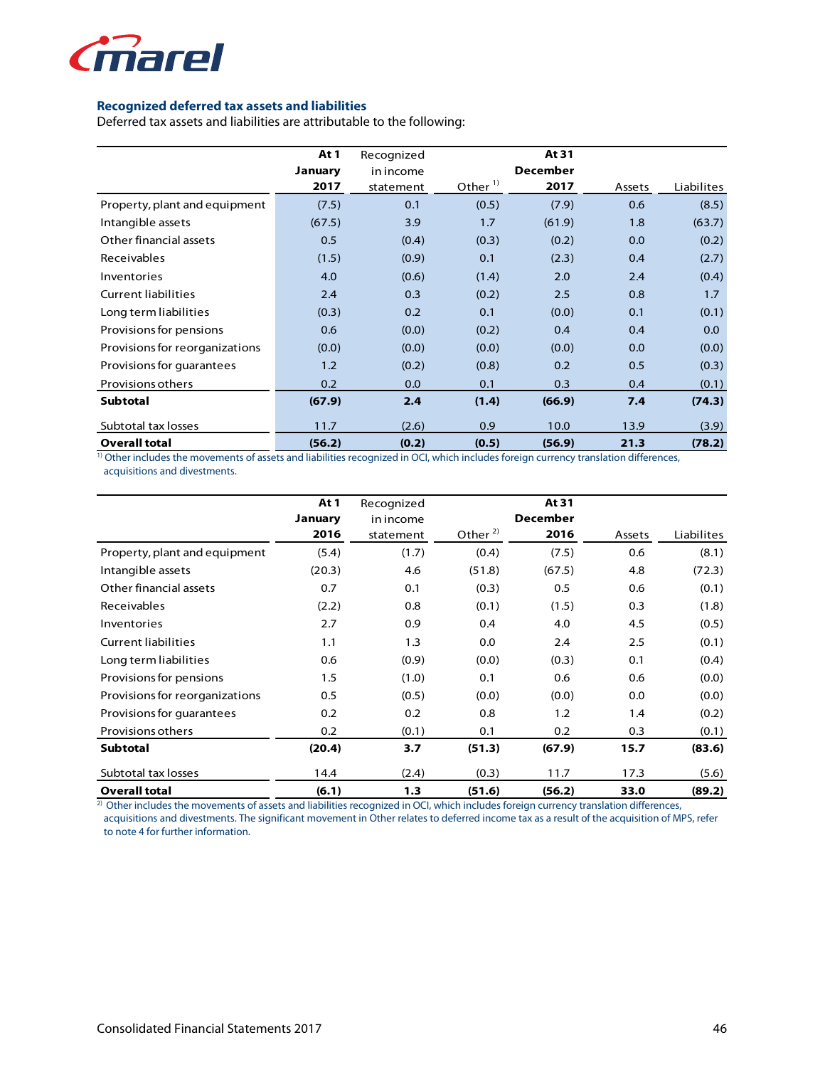### Recognized deferred tax assets and liabilities

Deferred tax assets and liabilities are attributable to the following:

| | At 1 January 2017 | Recognized in income statement | Other [1] | At 31 December 2017 | Assets | Liabilites |
|---|---|---|---|---|---|---|
| Property, plant and equipment | (7.5) | 0.1 | (0.5) | (7.9) | 0.6 | (8.5) |
| Intangible assets | (67.5) | 3.9 | 1.7 | (61.9) | 1.8 | (63.7) |
| Other financial assets | 0.5 | (0.4) | (0.3) | (0.2) | 0.0 | (0.2) |
| Receivables | (1.5) | (0.9) | 0.1 | (2.3) | 0.4 | (2.7) |
| Inventories | 4.0 | (0.6) | (1.4) | 2.0 | 2.4 | (0.4) |
| Current liabilities | 2.4 | 0.3 | (0.2) | 2.5 | 0.8 | 1.7 |
| Long term liabilities | (0.3) | 0.2 | 0.1 | (0.0) | 0.1 | (0.1) |
| Provisions for pensions | 0.6 | (0.0) | (0.2) | 0.4 | 0.4 | 0.0 |
| Provisions for reorganizations | (0.0) | (0.0) | (0.0) | (0.0) | 0.0 | (0.0) |
| Provisions for guarantees | 1.2 | (0.2) | (0.8) | 0.2 | 0.5 | (0.3) |
| Provisions others | 0.2 | 0.0 | 0.1 | 0.3 | 0.4 | (0.1) |
| **Subtotal** | **(67.9)** | **2.4** | **(1.4)** | **(66.9)** | **7.4** | **(74.3)** |
| Subtotal tax losses | 11.7 | (2.6) | 0.9 | 10.0 | 13.9 | (3.9) |
| **Overall total** | **(56.2)** | **(0.2)** | **(0.5)** | **(56.9)** | **21.3** | **(78.2)** |

[1] Other includes the movements of assets and liabilities recognized in OCI, which includes foreign currency translation differences, acquisitions and divestments.

| | At 1 January 2016 | Recognized in income statement | Other [2] | At 31 December 2016 | Assets | Liabilites |
|---|---|---|---|---|---|---|
| Property, plant and equipment | (5.4) | (1.7) | (0.4) | (7.5) | 0.6 | (8.1) |
| Intangible assets | (20.3) | 4.6 | (51.8) | (67.5) | 4.8 | (72.3) |
| Other financial assets | 0.7 | 0.1 | (0.3) | 0.5 | 0.6 | (0.1) |
| Receivables | (2.2) | 0.8 | (0.1) | (1.5) | 0.3 | (1.8) |
| Inventories | 2.7 | 0.9 | 0.4 | 4.0 | 4.5 | (0.5) |
| Current liabilities | 1.1 | 1.3 | 0.0 | 2.4 | 2.5 | (0.1) |
| Long term liabilities | 0.6 | (0.9) | (0.0) | (0.3) | 0.1 | (0.4) |
| Provisions for pensions | 1.5 | (1.0) | 0.1 | 0.6 | 0.6 | (0.0) |
| Provisions for reorganizations | 0.5 | (0.5) | (0.0) | (0.0) | 0.0 | (0.0) |
| Provisions for guarantees | 0.2 | 0.2 | 0.8 | 1.2 | 1.4 | (0.2) |
| Provisions others | 0.2 | (0.1) | 0.1 | 0.2 | 0.3 | (0.1) |
| **Subtotal** | **(20.4)** | **3.7** | **(51.3)** | **(67.9)** | **15.7** | **(83.6)** |
| Subtotal tax losses | 14.4 | (2.4) | (0.3) | 11.7 | 17.3 | (5.6) |
| **Overall total** | **(6.1)** | **1.3** | **(51.6)** | **(56.2)** | **33.0** | **(89.2)** |

[2] Other includes the movements of assets and liabilities recognized in OCI, which includes foreign currency translation differences, acquisitions and divestments. The significant movement in Other relates to deferred income tax as a result of the acquisition of MPS, refer to note 4 for further information.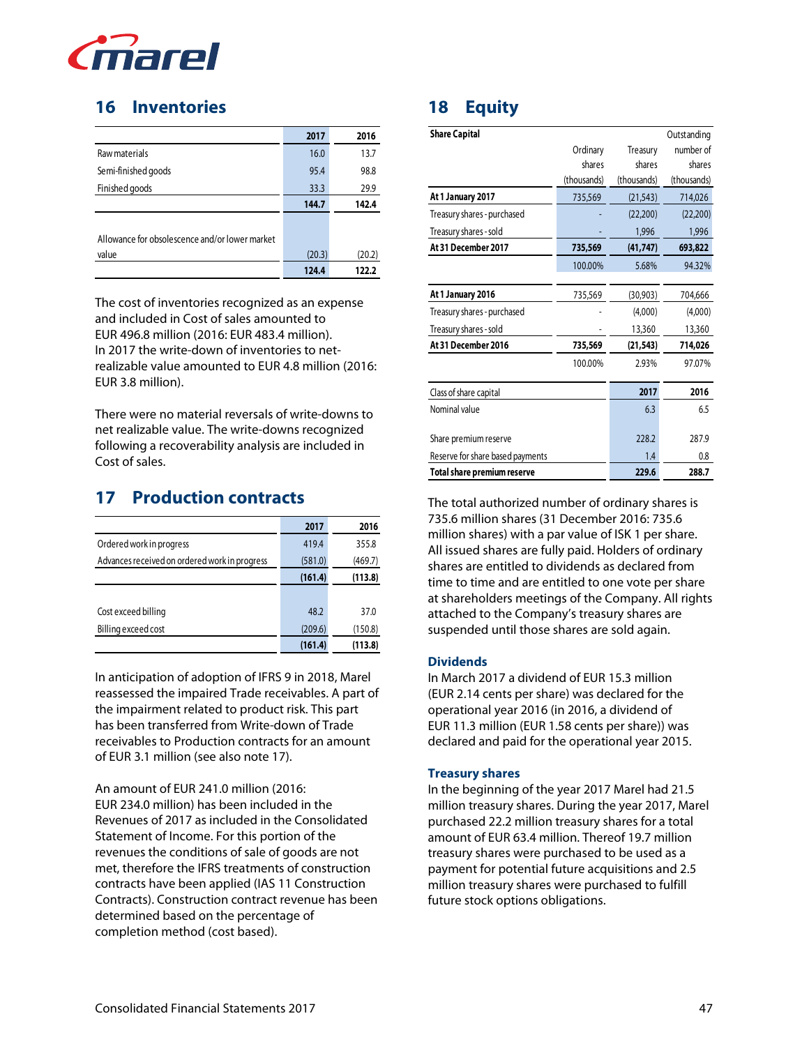## 16 Inventories

| | 2017 | 2016 |
|---|---|---|
| Raw materials | 16.0 | 13.7 |
| Semi-finished goods | 95.4 | 98.8 |
| Finished goods | 33.3 | 29.9 |
| | **144.7** | **142.4** |
| | | |
| Allowance for obsolescence and/or lower market value | (20.3) | (20.2) |
| | **124.4** | **122.2** |

The cost of inventories recognized as an expense and included in Cost of sales amounted to EUR 496.8 million (2016: EUR 483.4 million). In 2017 the write-down of inventories to net-realizable value amounted to EUR 4.8 million (2016: EUR 3.8 million).

There were no material reversals of write-downs to net realizable value. The write-downs recognized following a recoverability analysis are included in Cost of sales.

## 17 Production contracts

| | 2017 | 2016 |
|---|---|---|
| Ordered work in progress | 419.4 | 355.8 |
| Advances received on ordered work in progress | (581.0) | (469.7) |
| | **(161.4)** | **(113.8)** |
| | | |
| Cost exceed billing | 48.2 | 37.0 |
| Billing exceed cost | (209.6) | (150.8) |
| | **(161.4)** | **(113.8)** |

In anticipation of adoption of IFRS 9 in 2018, Marel reassessed the impaired Trade receivables. A part of the impairment related to product risk. This part has been transferred from Write-down of Trade receivables to Production contracts for an amount of EUR 3.1 million (see also note 17).

An amount of EUR 241.0 million (2016: EUR 234.0 million) has been included in the Revenues of 2017 as included in the Consolidated Statement of Income. For this portion of the revenues the conditions of sale of goods are not met, therefore the IFRS treatments of construction contracts have been applied (IAS 11 Construction Contracts). Construction contract revenue has been determined based on the percentage of completion method (cost based).

## 18 Equity

| **Share Capital** | Ordinary shares (thousands) | Treasury shares (thousands) | Outstanding number of shares (thousands) |
|---|---|---|---|
| **At 1 January 2017** | 735,569 | (21,543) | 714,026 |
| Treasury shares - purchased | - | (22,200) | (22,200) |
| Treasury shares - sold | - | 1,996 | 1,996 |
| **At 31 December 2017** | **735,569** | **(41,747)** | **693,822** |
| | 100.00% | 5.68% | 94.32% |
| | | | |
| **At 1 January 2016** | 735,569 | (30,903) | 704,666 |
| Treasury shares - purchased | - | (4,000) | (4,000) |
| Treasury shares - sold | - | 13,360 | 13,360 |
| **At 31 December 2016** | **735,569** | **(21,543)** | **714,026** |
| | 100.00% | 2.93% | 97.07% |

| Class of share capital | 2017 | 2016 |
|---|---|---|
| Nominal value | 6.3 | 6.5 |
| | | |
| Share premium reserve | 228.2 | 287.9 |
| Reserve for share based payments | 1.4 | 0.8 |
| **Total share premium reserve** | **229.6** | **288.7** |

The total authorized number of ordinary shares is 735.6 million shares (31 December 2016: 735.6 million shares) with a par value of ISK 1 per share. All issued shares are fully paid. Holders of ordinary shares are entitled to dividends as declared from time to time and are entitled to one vote per share at shareholders meetings of the Company. All rights attached to the Company's treasury shares are suspended until those shares are sold again.

### Dividends

In March 2017 a dividend of EUR 15.3 million (EUR 2.14 cents per share) was declared for the operational year 2016 (in 2016, a dividend of EUR 11.3 million (EUR 1.58 cents per share)) was declared and paid for the operational year 2015.

### Treasury shares

In the beginning of the year 2017 Marel had 21.5 million treasury shares. During the year 2017, Marel purchased 22.2 million treasury shares for a total amount of EUR 63.4 million. Thereof 19.7 million treasury shares were purchased to be used as a payment for potential future acquisitions and 2.5 million treasury shares were purchased to fulfill future stock options obligations.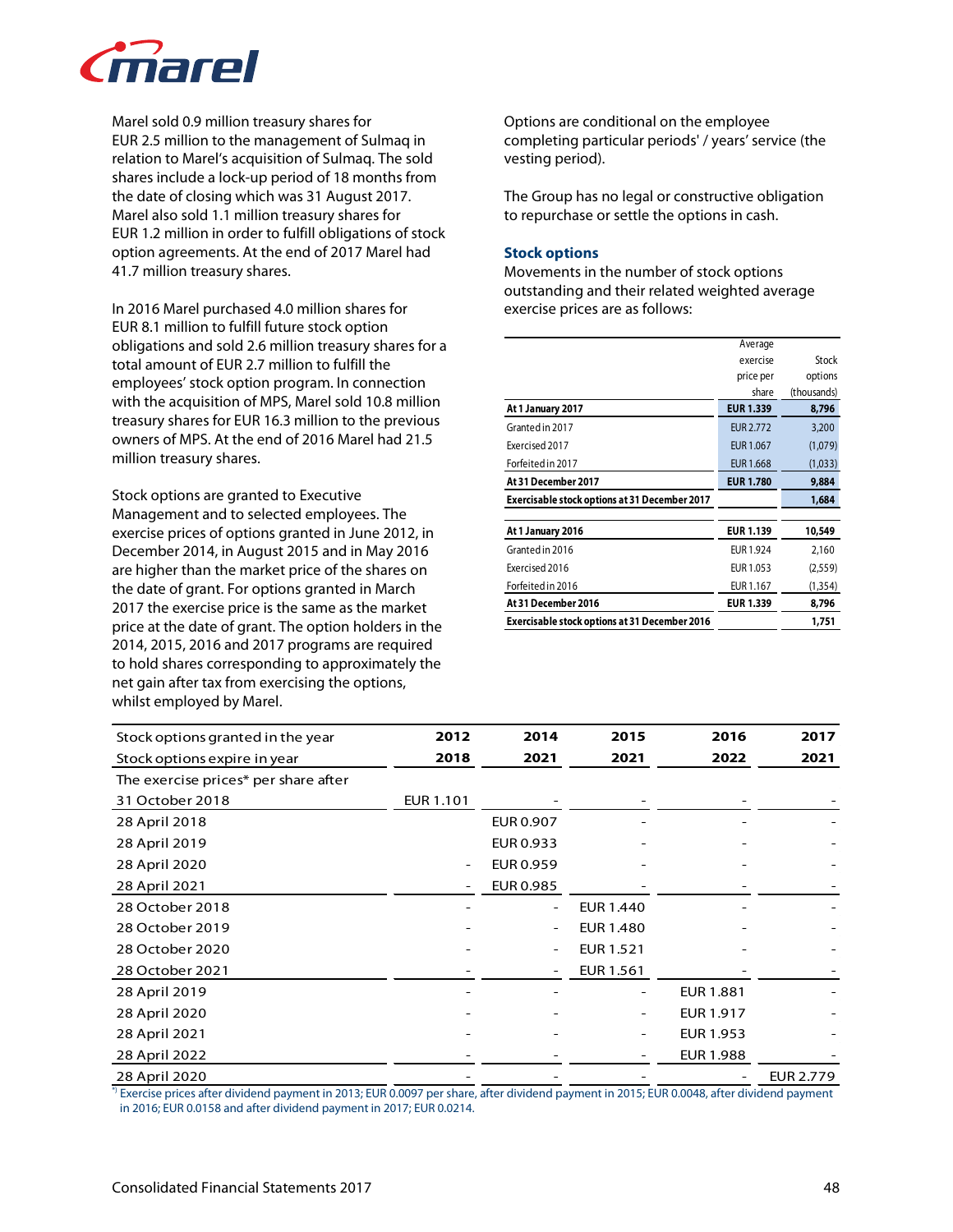Marel sold 0.9 million treasury shares for EUR 2.5 million to the management of Sulmaq in relation to Marel's acquisition of Sulmaq. The sold shares include a lock-up period of 18 months from the date of closing which was 31 August 2017. Marel also sold 1.1 million treasury shares for EUR 1.2 million in order to fulfill obligations of stock option agreements. At the end of 2017 Marel had 41.7 million treasury shares.

In 2016 Marel purchased 4.0 million shares for EUR 8.1 million to fulfill future stock option obligations and sold 2.6 million treasury shares for a total amount of EUR 2.7 million to fulfill the employees' stock option program. In connection with the acquisition of MPS, Marel sold 10.8 million treasury shares for EUR 16.3 million to the previous owners of MPS. At the end of 2016 Marel had 21.5 million treasury shares.

Stock options are granted to Executive Management and to selected employees. The exercise prices of options granted in June 2012, in December 2014, in August 2015 and in May 2016 are higher than the market price of the shares on the date of grant. For options granted in March 2017 the exercise price is the same as the market price at the date of grant. The option holders in the 2014, 2015, 2016 and 2017 programs are required to hold shares corresponding to approximately the net gain after tax from exercising the options, whilst employed by Marel.

Options are conditional on the employee completing particular periods' / years' service (the vesting period).

The Group has no legal or constructive obligation to repurchase or settle the options in cash.

### Stock options

Movements in the number of stock options outstanding and their related weighted average exercise prices are as follows:

| | Average exercise price per share | Stock options (thousands) |
|---|---|---|
| **At 1 January 2017** | **EUR 1.339** | **8,796** |
| Granted in 2017 | EUR 2.772 | 3,200 |
| Exercised 2017 | EUR 1.067 | (1,079) |
| Forfeited in 2017 | EUR 1.668 | (1,033) |
| **At 31 December 2017** | **EUR 1.780** | **9,884** |
| **Exercisable stock options at 31 December 2017** | | **1,684** |
| | | |
| **At 1 January 2016** | **EUR 1.139** | **10,549** |
| Granted in 2016 | EUR 1.924 | 2,160 |
| Exercised 2016 | EUR 1.053 | (2,559) |
| Forfeited in 2016 | EUR 1.167 | (1,354) |
| **At 31 December 2016** | **EUR 1.339** | **8,796** |
| **Exercisable stock options at 31 December 2016** | | **1,751** |

| Stock options granted in the year | **2012** | **2014** | **2015** | **2016** | **2017** |
|---|---|---|---|---|---|
| Stock options expire in year | **2018** | **2021** | **2021** | **2022** | **2021** |
| The exercise prices* per share after | | | | | |
| 31 October 2018 | EUR 1.101 | - | - | - | - |
| 28 April 2018 | | EUR 0.907 | - | - | - |
| 28 April 2019 | | EUR 0.933 | - | - | - |
| 28 April 2020 | - | EUR 0.959 | - | - | - |
| 28 April 2021 | - | EUR 0.985 | - | - | - |
| 28 October 2018 | - | - | EUR 1.440 | - | - |
| 28 October 2019 | - | - | EUR 1.480 | - | - |
| 28 October 2020 | - | - | EUR 1.521 | - | - |
| 28 October 2021 | - | - | EUR 1.561 | - | - |
| 28 April 2019 | - | - | - | EUR 1.881 | - |
| 28 April 2020 | - | - | - | EUR 1.917 | - |
| 28 April 2021 | - | - | - | EUR 1.953 | - |
| 28 April 2022 | - | - | - | EUR 1.988 | - |
| 28 April 2020 | - | - | - | - | EUR 2.779 |

*) Exercise prices after dividend payment in 2013; EUR 0.0097 per share, after dividend payment in 2015; EUR 0.0048, after dividend payment in 2016; EUR 0.0158 and after dividend payment in 2017; EUR 0.0214.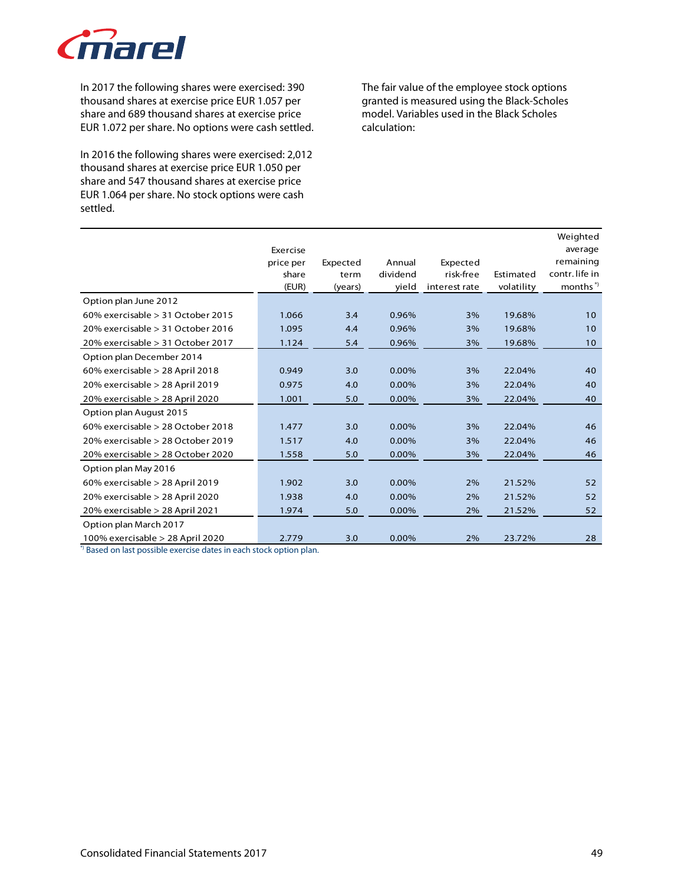In 2017 the following shares were exercised: 390 thousand shares at exercise price EUR 1.057 per share and 689 thousand shares at exercise price EUR 1.072 per share. No options were cash settled.

In 2016 the following shares were exercised: 2,012 thousand shares at exercise price EUR 1.050 per share and 547 thousand shares at exercise price EUR 1.064 per share. No stock options were cash settled.

The fair value of the employee stock options granted is measured using the Black-Scholes model. Variables used in the Black Scholes calculation:

| | Exercise price per share (EUR) | Expected term (years) | Annual dividend yield | Expected risk-free interest rate | Estimated volatility | Weighted average remaining contr. life in months *) |
|---|---|---|---|---|---|---|
| Option plan June 2012 | | | | | | |
| 60% exercisable > 31 October 2015 | 1.066 | 3.4 | 0.96% | 3% | 19.68% | 10 |
| 20% exercisable > 31 October 2016 | 1.095 | 4.4 | 0.96% | 3% | 19.68% | 10 |
| 20% exercisable > 31 October 2017 | 1.124 | 5.4 | 0.96% | 3% | 19.68% | 10 |
| Option plan December 2014 | | | | | | |
| 60% exercisable > 28 April 2018 | 0.949 | 3.0 | 0.00% | 3% | 22.04% | 40 |
| 20% exercisable > 28 April 2019 | 0.975 | 4.0 | 0.00% | 3% | 22.04% | 40 |
| 20% exercisable > 28 April 2020 | 1.001 | 5.0 | 0.00% | 3% | 22.04% | 40 |
| Option plan August 2015 | | | | | | |
| 60% exercisable > 28 October 2018 | 1.477 | 3.0 | 0.00% | 3% | 22.04% | 46 |
| 20% exercisable > 28 October 2019 | 1.517 | 4.0 | 0.00% | 3% | 22.04% | 46 |
| 20% exercisable > 28 October 2020 | 1.558 | 5.0 | 0.00% | 3% | 22.04% | 46 |
| Option plan May 2016 | | | | | | |
| 60% exercisable > 28 April 2019 | 1.902 | 3.0 | 0.00% | 2% | 21.52% | 52 |
| 20% exercisable > 28 April 2020 | 1.938 | 4.0 | 0.00% | 2% | 21.52% | 52 |
| 20% exercisable > 28 April 2021 | 1.974 | 5.0 | 0.00% | 2% | 21.52% | 52 |
| Option plan March 2017 | | | | | | |
| 100% exercisable > 28 April 2020 | 2.779 | 3.0 | 0.00% | 2% | 23.72% | 28 |

*) Based on last possible exercise dates in each stock option plan.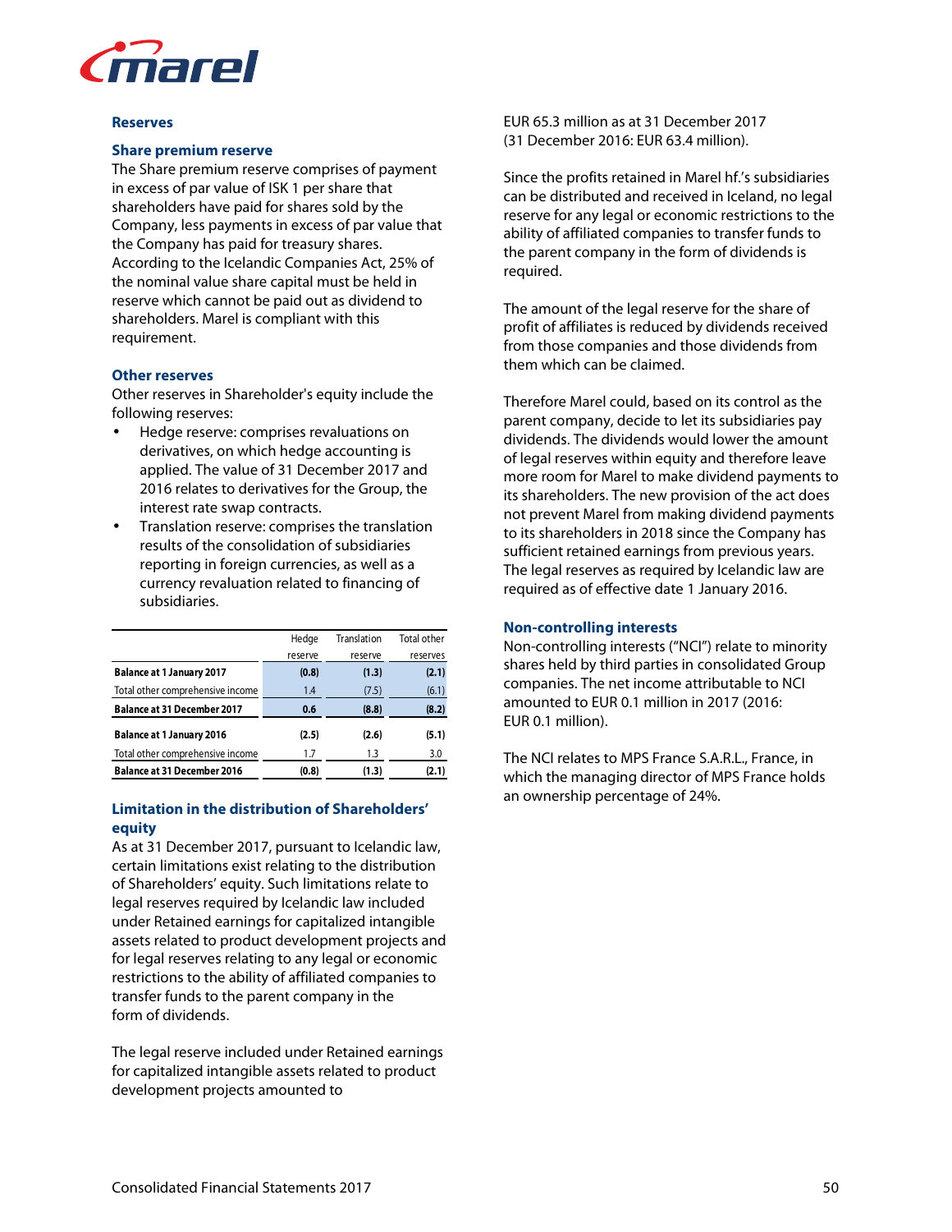## Reserves

### Share premium reserve

The Share premium reserve comprises of payment in excess of par value of ISK 1 per share that shareholders have paid for shares sold by the Company, less payments in excess of par value that the Company has paid for treasury shares. According to the Icelandic Companies Act, 25% of the nominal value share capital must be held in reserve which cannot be paid out as dividend to shareholders. Marel is compliant with this requirement.

### Other reserves

Other reserves in Shareholder's equity include the following reserves:

- Hedge reserve: comprises revaluations on derivatives, on which hedge accounting is applied. The value of 31 December 2017 and 2016 relates to derivatives for the Group, the interest rate swap contracts.
- Translation reserve: comprises the translation results of the consolidation of subsidiaries reporting in foreign currencies, as well as a currency revaluation related to financing of subsidiaries.

| | Hedge reserve | Translation reserve | Total other reserves |
|---|---|---|---|
| **Balance at 1 January 2017** | **(0.8)** | **(1.3)** | **(2.1)** |
| Total other comprehensive income | 1.4 | (7.5) | (6.1) |
| **Balance at 31 December 2017** | **0.6** | **(8.8)** | **(8.2)** |
| **Balance at 1 January 2016** | **(2.5)** | **(2.6)** | **(5.1)** |
| Total other comprehensive income | 1.7 | 1.3 | 3.0 |
| **Balance at 31 December 2016** | **(0.8)** | **(1.3)** | **(2.1)** |

### Limitation in the distribution of Shareholders' equity

As at 31 December 2017, pursuant to Icelandic law, certain limitations exist relating to the distribution of Shareholders' equity. Such limitations relate to legal reserves required by Icelandic law included under Retained earnings for capitalized intangible assets related to product development projects and for legal reserves relating to any legal or economic restrictions to the ability of affiliated companies to transfer funds to the parent company in the form of dividends.

The legal reserve included under Retained earnings for capitalized intangible assets related to product development projects amounted to EUR 65.3 million as at 31 December 2017 (31 December 2016: EUR 63.4 million).

Since the profits retained in Marel hf.'s subsidiaries can be distributed and received in Iceland, no legal reserve for any legal or economic restrictions to the ability of affiliated companies to transfer funds to the parent company in the form of dividends is required.

The amount of the legal reserve for the share of profit of affiliates is reduced by dividends received from those companies and those dividends from them which can be claimed.

Therefore Marel could, based on its control as the parent company, decide to let its subsidiaries pay dividends. The dividends would lower the amount of legal reserves within equity and therefore leave more room for Marel to make dividend payments to its shareholders. The new provision of the act does not prevent Marel from making dividend payments to its shareholders in 2018 since the Company has sufficient retained earnings from previous years. The legal reserves as required by Icelandic law are required as of effective date 1 January 2016.

### Non-controlling interests

Non-controlling interests ("NCI") relate to minority shares held by third parties in consolidated Group companies. The net income attributable to NCI amounted to EUR 0.1 million in 2017 (2016: EUR 0.1 million).

The NCI relates to MPS France S.A.R.L., France, in which the managing director of MPS France holds an ownership percentage of 24%.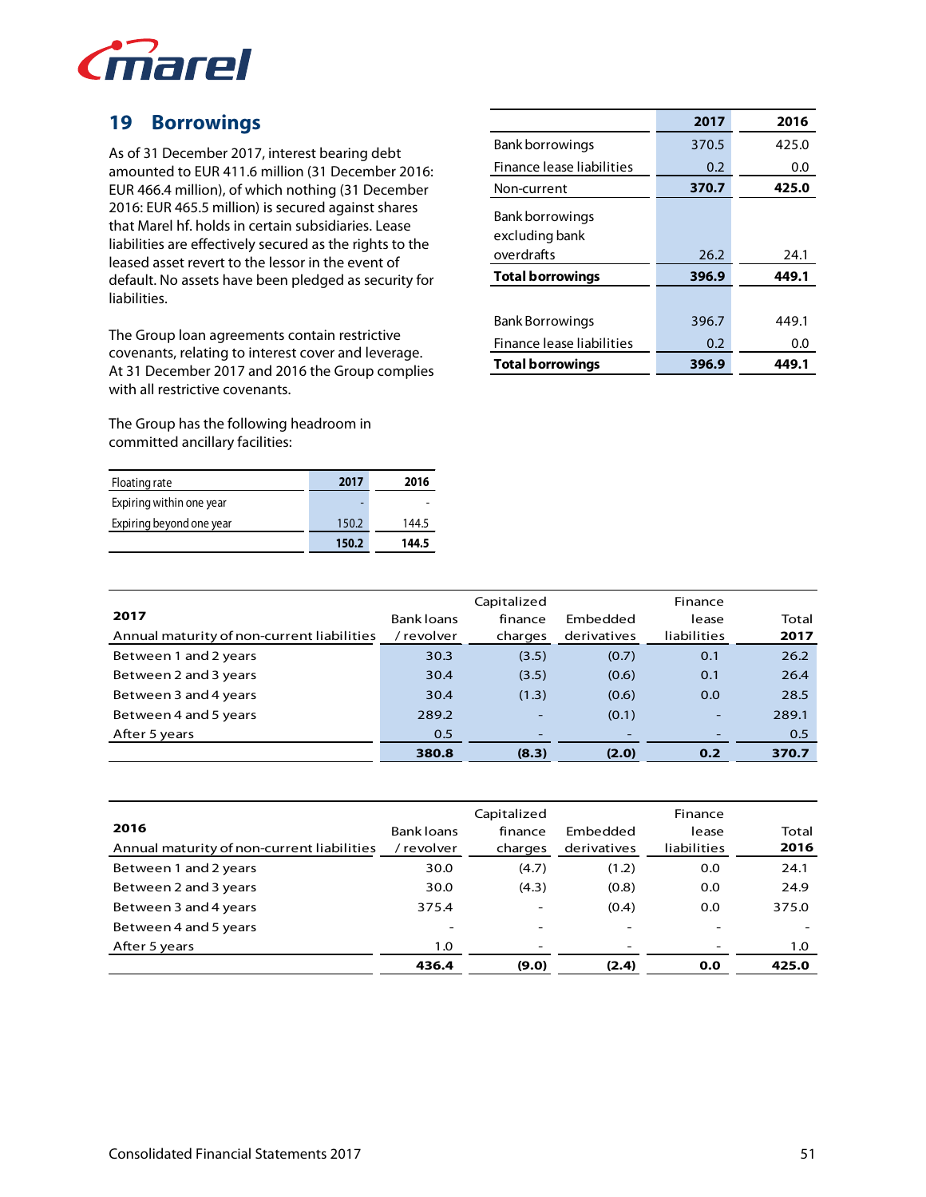## 19 Borrowings

As of 31 December 2017, interest bearing debt amounted to EUR 411.6 million (31 December 2016: EUR 466.4 million), of which nothing (31 December 2016: EUR 465.5 million) is secured against shares that Marel hf. holds in certain subsidiaries. Lease liabilities are effectively secured as the rights to the leased asset revert to the lessor in the event of default. No assets have been pledged as security for liabilities.

The Group loan agreements contain restrictive covenants, relating to interest cover and leverage. At 31 December 2017 and 2016 the Group complies with all restrictive covenants.

The Group has the following headroom in committed ancillary facilities:

| Floating rate | 2017 | 2016 |
|---|---|---|
| Expiring within one year | - | - |
| Expiring beyond one year | 150.2 | 144.5 |
| | **150.2** | **144.5** |

| | 2017 | 2016 |
|---|---|---|
| Bank borrowings | 370.5 | 425.0 |
| Finance lease liabilities | 0.2 | 0.0 |
| Non-current | **370.7** | **425.0** |
| Bank borrowings excluding bank overdrafts | 26.2 | 24.1 |
| **Total borrowings** | **396.9** | **449.1** |
| | | |
| Bank Borrowings | 396.7 | 449.1 |
| Finance lease liabilities | 0.2 | 0.0 |
| **Total borrowings** | **396.9** | **449.1** |

| **2017** Annual maturity of non-current liabilities | Bank loans / revolver | Capitalized finance charges | Embedded derivatives | Finance lease liabilities | Total 2017 |
|---|---|---|---|---|---|
| Between 1 and 2 years | 30.3 | (3.5) | (0.7) | 0.1 | 26.2 |
| Between 2 and 3 years | 30.4 | (3.5) | (0.6) | 0.1 | 26.4 |
| Between 3 and 4 years | 30.4 | (1.3) | (0.6) | 0.0 | 28.5 |
| Between 4 and 5 years | 289.2 | - | (0.1) | - | 289.1 |
| After 5 years | 0.5 | - | - | - | 0.5 |
| | **380.8** | **(8.3)** | **(2.0)** | **0.2** | **370.7** |

| **2016** Annual maturity of non-current liabilities | Bank loans / revolver | Capitalized finance charges | Embedded derivatives | Finance lease liabilities | Total 2016 |
|---|---|---|---|---|---|
| Between 1 and 2 years | 30.0 | (4.7) | (1.2) | 0.0 | 24.1 |
| Between 2 and 3 years | 30.0 | (4.3) | (0.8) | 0.0 | 24.9 |
| Between 3 and 4 years | 375.4 | - | (0.4) | 0.0 | 375.0 |
| Between 4 and 5 years | - | - | - | - | - |
| After 5 years | 1.0 | - | - | - | 1.0 |
| | **436.4** | **(9.0)** | **(2.4)** | **0.0** | **425.0** |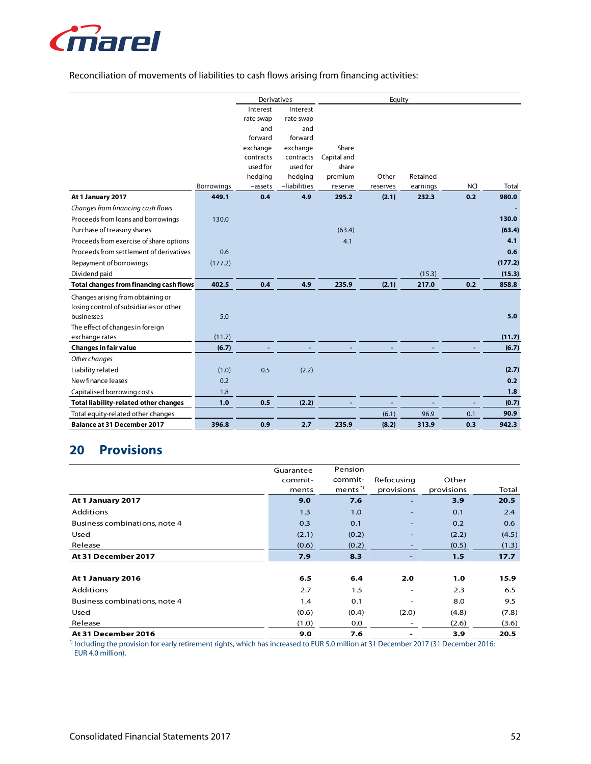Reconciliation of movements of liabilities to cash flows arising from financing activities:

| | | Derivatives | | Equity | | | | |
|---|---|---|---|---|---|---|---|---|
| | Borrowings | Interest rate swap and forward exchange contracts used for hedging –assets | Interest rate swap and forward exchange contracts used for hedging –liabilities | Share Capital and share premium reserve | Other reserves | Retained earnings | NCI | Total |
| **At 1 January 2017** | **449.1** | **0.4** | **4.9** | **295.2** | **(2.1)** | **232.3** | **0.2** | **980.0** |
| *Changes from financing cash flows* | | | | | | | | - |
| Proceeds from loans and borrowings | 130.0 | | | | | | | **130.0** |
| Purchase of treasury shares | | | | (63.4) | | | | **(63.4)** |
| Proceeds from exercise of share options | | | | 4.1 | | | | **4.1** |
| Proceeds from settlement of derivatives | 0.6 | | | | | | | **0.6** |
| Repayment of borrowings | (177.2) | | | | | | | **(177.2)** |
| Dividend paid | | | | | | (15.3) | | **(15.3)** |
| **Total changes from financing cash flows** | **402.5** | **0.4** | **4.9** | **235.9** | **(2.1)** | **217.0** | **0.2** | **858.8** |
| Changes arising from obtaining or losing control of subsidiaries or other businesses | 5.0 | | | | | | | **5.0** |
| The effect of changes in foreign exchange rates | (11.7) | | | | | | | **(11.7)** |
| **Changes in fair value** | **(6.7)** | **-** | **-** | **-** | **-** | **-** | **-** | **(6.7)** |
| *Other changes* | | | | | | | | |
| Liability related | (1.0) | 0.5 | (2.2) | | | | | **(2.7)** |
| New finance leases | 0.2 | | | | | | | **0.2** |
| Capitalised borrowing costs | 1.8 | | | | | | | **1.8** |
| **Total liability-related other changes** | **1.0** | **0.5** | **(2.2)** | **-** | **-** | **-** | **-** | **(0.7)** |
| Total equity-related other changes | | | | | (6.1) | 96.9 | 0.1 | **90.9** |
| **Balance at 31 December 2017** | **396.8** | **0.9** | **2.7** | **235.9** | **(8.2)** | **313.9** | **0.3** | **942.3** |

## 20 Provisions

| | Guarantee commit-ments | Pension commit-ments [*)] | Refocusing provisions | Other provisions | Total |
|---|---|---|---|---|---|
| **At 1 January 2017** | **9.0** | **7.6** | - | **3.9** | **20.5** |
| Additions | 1.3 | 1.0 | - | 0.1 | 2.4 |
| Business combinations, note 4 | 0.3 | 0.1 | - | 0.2 | 0.6 |
| Used | (2.1) | (0.2) | - | (2.2) | (4.5) |
| Release | (0.6) | (0.2) | - | (0.5) | (1.3) |
| **At 31 December 2017** | **7.9** | **8.3** | **-** | **1.5** | **17.7** |
| | | | | | |
| **At 1 January 2016** | **6.5** | **6.4** | **2.0** | **1.0** | **15.9** |
| Additions | 2.7 | 1.5 | - | 2.3 | 6.5 |
| Business combinations, note 4 | 1.4 | 0.1 | - | 8.0 | 9.5 |
| Used | (0.6) | (0.4) | (2.0) | (4.8) | (7.8) |
| Release | (1.0) | 0.0 | - | (2.6) | (3.6) |
| **At 31 December 2016** | **9.0** | **7.6** | **-** | **3.9** | **20.5** |

[*)] Including the provision for early retirement rights, which has increased to EUR 5.0 million at 31 December 2017 (31 December 2016: EUR 4.0 million).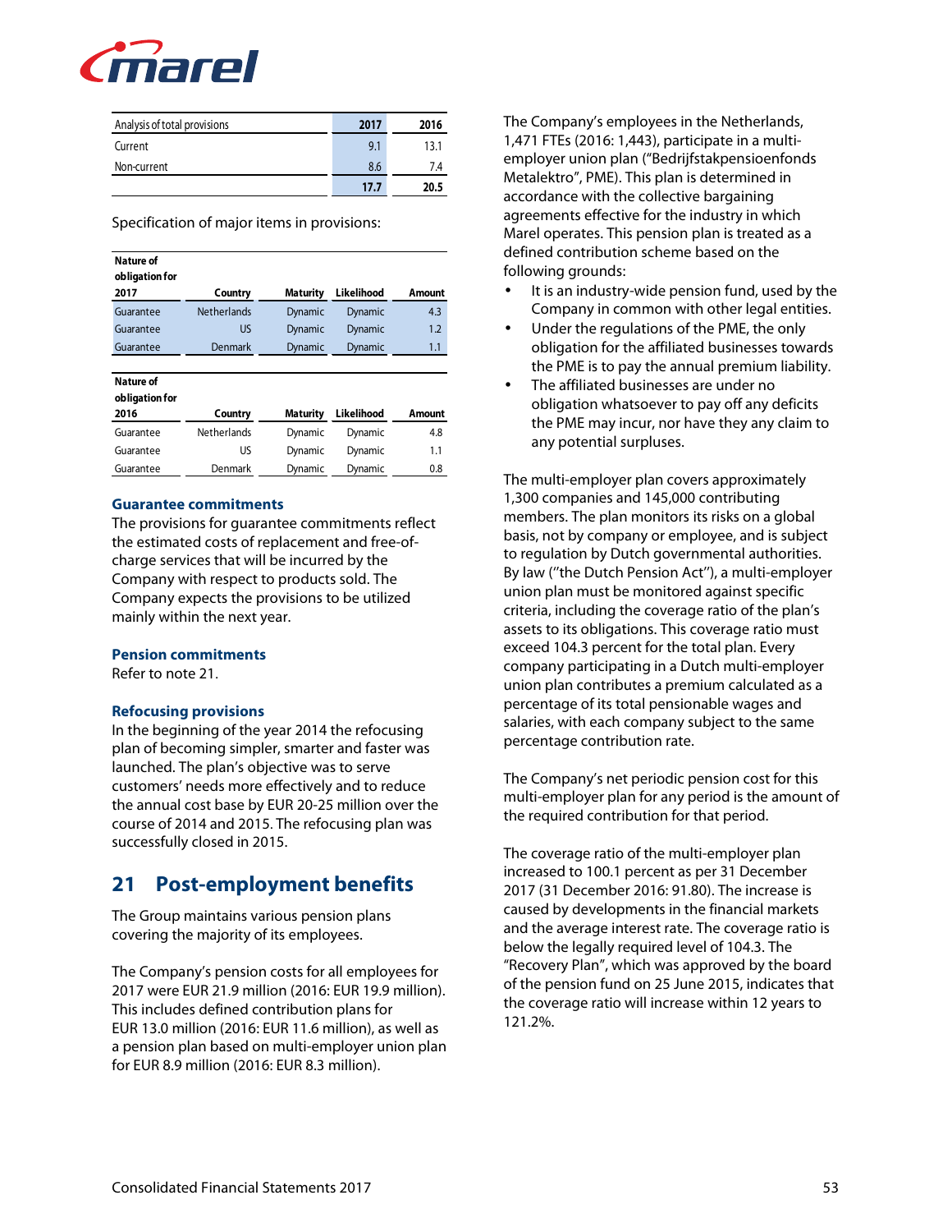| Analysis of total provisions | 2017 | 2016 |
|---|---|---|
| Current | 9.1 | 13.1 |
| Non-current | 8.6 | 7.4 |
| | 17.7 | 20.5 |

Specification of major items in provisions:

| Nature of obligation for 2017 | Country | Maturity | Likelihood | Amount |
|---|---|---|---|---|
| Guarantee | Netherlands | Dynamic | Dynamic | 4.3 |
| Guarantee | US | Dynamic | Dynamic | 1.2 |
| Guarantee | Denmark | Dynamic | Dynamic | 1.1 |

| Nature of obligation for 2016 | Country | Maturity | Likelihood | Amount |
|---|---|---|---|---|
| Guarantee | Netherlands | Dynamic | Dynamic | 4.8 |
| Guarantee | US | Dynamic | Dynamic | 1.1 |
| Guarantee | Denmark | Dynamic | Dynamic | 0.8 |

### Guarantee commitments

The provisions for guarantee commitments reflect the estimated costs of replacement and free-of-charge services that will be incurred by the Company with respect to products sold. The Company expects the provisions to be utilized mainly within the next year.

### Pension commitments

Refer to note 21.

### Refocusing provisions

In the beginning of the year 2014 the refocusing plan of becoming simpler, smarter and faster was launched. The plan's objective was to serve customers' needs more effectively and to reduce the annual cost base by EUR 20-25 million over the course of 2014 and 2015. The refocusing plan was successfully closed in 2015.

## 21 Post-employment benefits

The Group maintains various pension plans covering the majority of its employees.

The Company's pension costs for all employees for 2017 were EUR 21.9 million (2016: EUR 19.9 million). This includes defined contribution plans for EUR 13.0 million (2016: EUR 11.6 million), as well as a pension plan based on multi-employer union plan for EUR 8.9 million (2016: EUR 8.3 million).

The Company's employees in the Netherlands, 1,471 FTEs (2016: 1,443), participate in a multi-employer union plan ("Bedrijfstakpensioenfonds Metalektro", PME). This plan is determined in accordance with the collective bargaining agreements effective for the industry in which Marel operates. This pension plan is treated as a defined contribution scheme based on the following grounds:

- It is an industry-wide pension fund, used by the Company in common with other legal entities.
- Under the regulations of the PME, the only obligation for the affiliated businesses towards the PME is to pay the annual premium liability.
- The affiliated businesses are under no obligation whatsoever to pay off any deficits the PME may incur, nor have they any claim to any potential surpluses.

The multi-employer plan covers approximately 1,300 companies and 145,000 contributing members. The plan monitors its risks on a global basis, not by company or employee, and is subject to regulation by Dutch governmental authorities. By law ("the Dutch Pension Act"), a multi-employer union plan must be monitored against specific criteria, including the coverage ratio of the plan's assets to its obligations. This coverage ratio must exceed 104.3 percent for the total plan. Every company participating in a Dutch multi-employer union plan contributes a premium calculated as a percentage of its total pensionable wages and salaries, with each company subject to the same percentage contribution rate.

The Company's net periodic pension cost for this multi-employer plan for any period is the amount of the required contribution for that period.

The coverage ratio of the multi-employer plan increased to 100.1 percent as per 31 December 2017 (31 December 2016: 91.80). The increase is caused by developments in the financial markets and the average interest rate. The coverage ratio is below the legally required level of 104.3. The "Recovery Plan", which was approved by the board of the pension fund on 25 June 2015, indicates that the coverage ratio will increase within 12 years to 121.2%.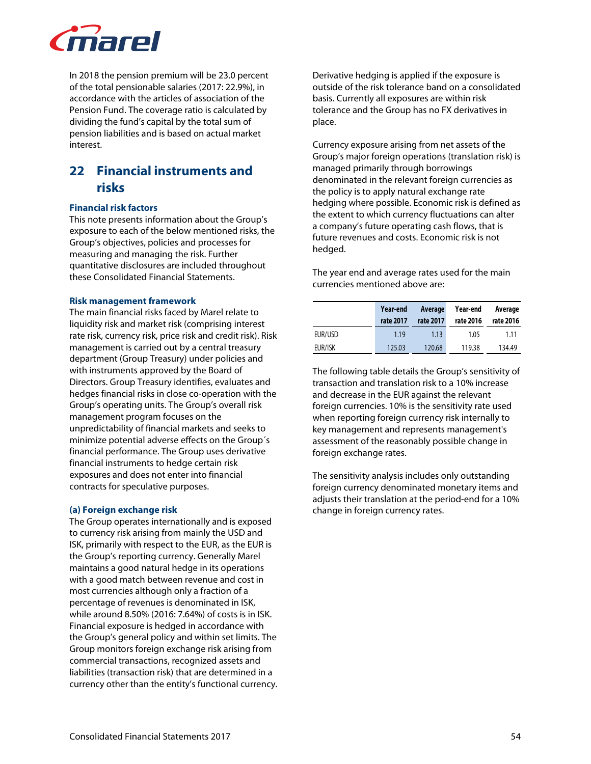In 2018 the pension premium will be 23.0 percent of the total pensionable salaries (2017: 22.9%), in accordance with the articles of association of the Pension Fund. The coverage ratio is calculated by dividing the fund's capital by the total sum of pension liabilities and is based on actual market interest.

## 22 Financial instruments and risks

### Financial risk factors

This note presents information about the Group's exposure to each of the below mentioned risks, the Group's objectives, policies and processes for measuring and managing the risk. Further quantitative disclosures are included throughout these Consolidated Financial Statements.

### Risk management framework

The main financial risks faced by Marel relate to liquidity risk and market risk (comprising interest rate risk, currency risk, price risk and credit risk). Risk management is carried out by a central treasury department (Group Treasury) under policies and with instruments approved by the Board of Directors. Group Treasury identifies, evaluates and hedges financial risks in close co-operation with the Group's operating units. The Group's overall risk management program focuses on the unpredictability of financial markets and seeks to minimize potential adverse effects on the Group´s financial performance. The Group uses derivative financial instruments to hedge certain risk exposures and does not enter into financial contracts for speculative purposes.

### (a) Foreign exchange risk

The Group operates internationally and is exposed to currency risk arising from mainly the USD and ISK, primarily with respect to the EUR, as the EUR is the Group's reporting currency. Generally Marel maintains a good natural hedge in its operations with a good match between revenue and cost in most currencies although only a fraction of a percentage of revenues is denominated in ISK, while around 8.50% (2016: 7.64%) of costs is in ISK. Financial exposure is hedged in accordance with the Group's general policy and within set limits. The Group monitors foreign exchange risk arising from commercial transactions, recognized assets and liabilities (transaction risk) that are determined in a currency other than the entity's functional currency.

Derivative hedging is applied if the exposure is outside of the risk tolerance band on a consolidated basis. Currently all exposures are within risk tolerance and the Group has no FX derivatives in place.

Currency exposure arising from net assets of the Group's major foreign operations (translation risk) is managed primarily through borrowings denominated in the relevant foreign currencies as the policy is to apply natural exchange rate hedging where possible. Economic risk is defined as the extent to which currency fluctuations can alter a company's future operating cash flows, that is future revenues and costs. Economic risk is not hedged.

The year end and average rates used for the main currencies mentioned above are:

| | Year-end rate 2017 | Average rate 2017 | Year-end rate 2016 | Average rate 2016 |
|---|---|---|---|---|
| EUR/USD | 1.19 | 1.13 | 1.05 | 1.11 |
| EUR/ISK | 125.03 | 120.68 | 119.38 | 134.49 |

The following table details the Group's sensitivity of transaction and translation risk to a 10% increase and decrease in the EUR against the relevant foreign currencies. 10% is the sensitivity rate used when reporting foreign currency risk internally to key management and represents management's assessment of the reasonably possible change in foreign exchange rates.

The sensitivity analysis includes only outstanding foreign currency denominated monetary items and adjusts their translation at the period-end for a 10% change in foreign currency rates.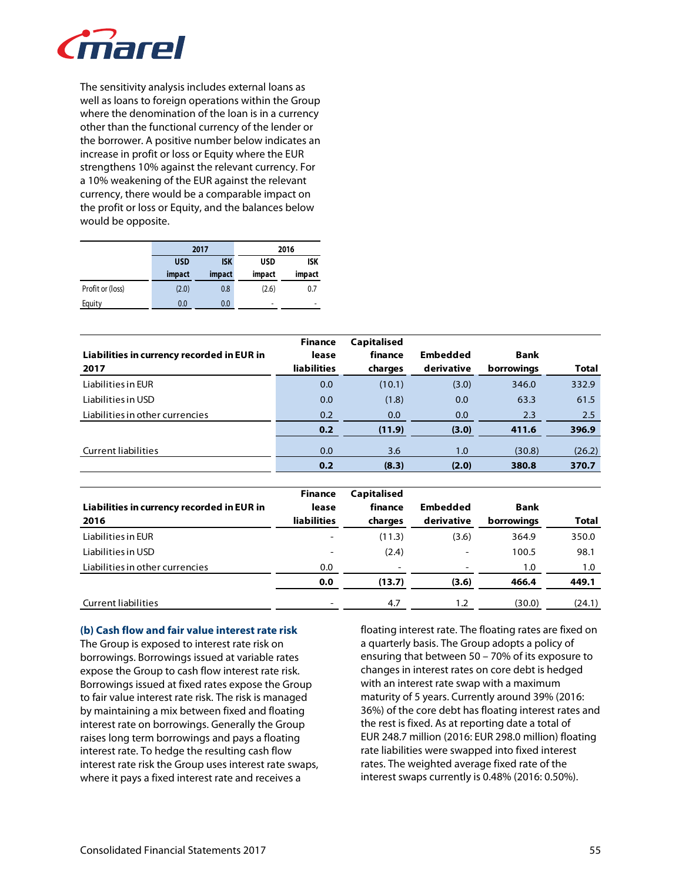The sensitivity analysis includes external loans as well as loans to foreign operations within the Group where the denomination of the loan is in a currency other than the functional currency of the lender or the borrower. A positive number below indicates an increase in profit or loss or Equity where the EUR strengthens 10% against the relevant currency. For a 10% weakening of the EUR against the relevant currency, there would be a comparable impact on the profit or loss or Equity, and the balances below would be opposite.

| | 2017 | | 2016 | |
|---|---|---|---|---|
| | USD impact | ISK impact | USD impact | ISK impact |
| Profit or (loss) | (2.0) | 0.8 | (2.6) | 0.7 |
| Equity | 0.0 | 0.0 | - | - |

| Liabilities in currency recorded in EUR in 2017 | Finance lease liabilities | Capitalised finance charges | Embedded derivative | Bank borrowings | Total |
|---|---|---|---|---|---|
| Liabilities in EUR | 0.0 | (10.1) | (3.0) | 346.0 | 332.9 |
| Liabilities in USD | 0.0 | (1.8) | 0.0 | 63.3 | 61.5 |
| Liabilities in other currencies | 0.2 | 0.0 | 0.0 | 2.3 | 2.5 |
| | **0.2** | **(11.9)** | **(3.0)** | **411.6** | **396.9** |
| Current liabilities | 0.0 | 3.6 | 1.0 | (30.8) | (26.2) |
| | **0.2** | **(8.3)** | **(2.0)** | **380.8** | **370.7** |

| Liabilities in currency recorded in EUR in 2016 | Finance lease liabilities | Capitalised finance charges | Embedded derivative | Bank borrowings | Total |
|---|---|---|---|---|---|
| Liabilities in EUR | - | (11.3) | (3.6) | 364.9 | 350.0 |
| Liabilities in USD | - | (2.4) | - | 100.5 | 98.1 |
| Liabilities in other currencies | 0.0 | - | - | 1.0 | 1.0 |
| | **0.0** | **(13.7)** | **(3.6)** | **466.4** | **449.1** |
| Current liabilities | - | 4.7 | 1.2 | (30.0) | (24.1) |

### (b) Cash flow and fair value interest rate risk

The Group is exposed to interest rate risk on borrowings. Borrowings issued at variable rates expose the Group to cash flow interest rate risk. Borrowings issued at fixed rates expose the Group to fair value interest rate risk. The risk is managed by maintaining a mix between fixed and floating interest rate on borrowings. Generally the Group raises long term borrowings and pays a floating interest rate. To hedge the resulting cash flow interest rate risk the Group uses interest rate swaps, where it pays a fixed interest rate and receives a floating interest rate. The floating rates are fixed on a quarterly basis. The Group adopts a policy of ensuring that between 50 – 70% of its exposure to changes in interest rates on core debt is hedged with an interest rate swap with a maximum maturity of 5 years. Currently around 39% (2016: 36%) of the core debt has floating interest rates and the rest is fixed. As at reporting date a total of EUR 248.7 million (2016: EUR 298.0 million) floating rate liabilities were swapped into fixed interest rates. The weighted average fixed rate of the interest swaps currently is 0.48% (2016: 0.50%).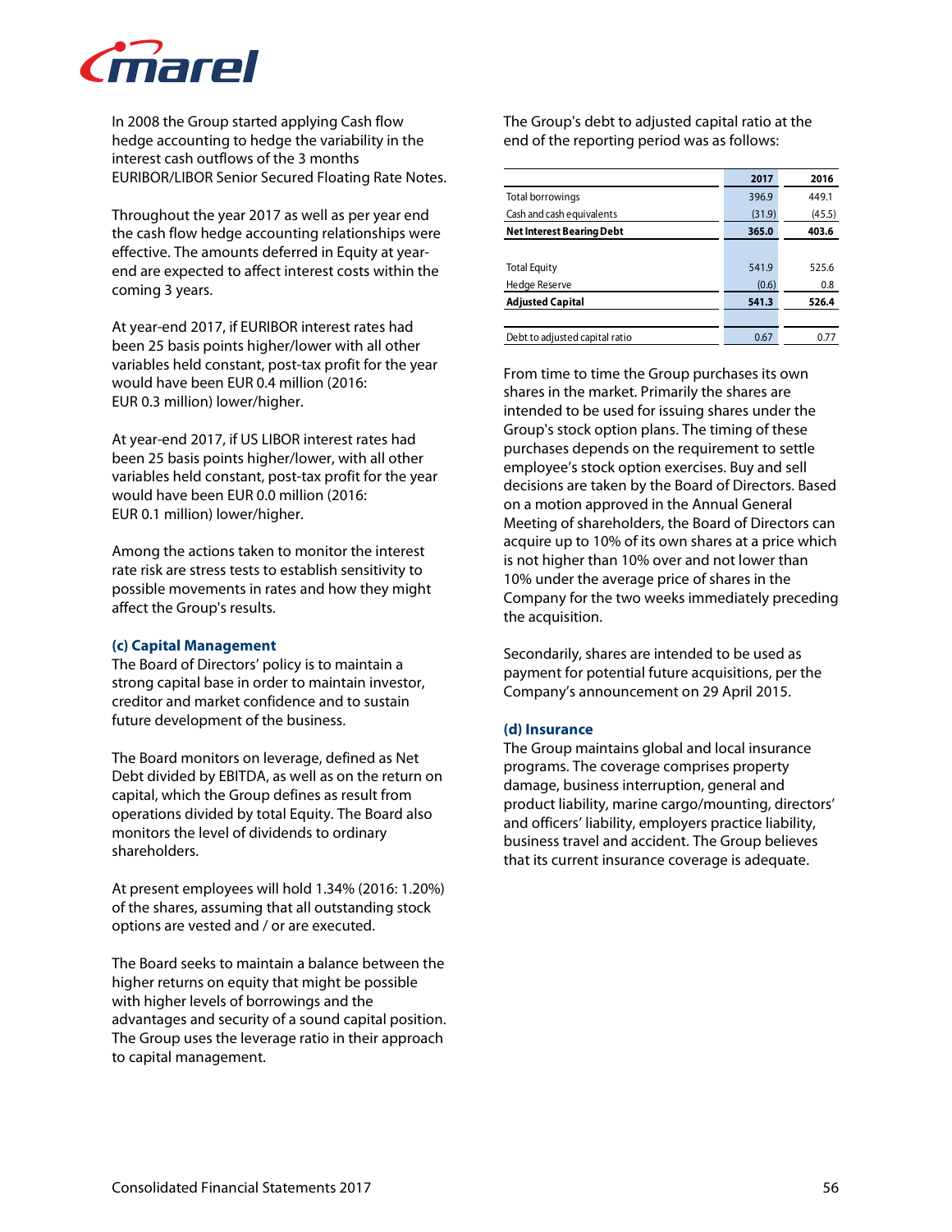In 2008 the Group started applying Cash flow hedge accounting to hedge the variability in the interest cash outflows of the 3 months EURIBOR/LIBOR Senior Secured Floating Rate Notes.

Throughout the year 2017 as well as per year end the cash flow hedge accounting relationships were effective. The amounts deferred in Equity at year-end are expected to affect interest costs within the coming 3 years.

At year-end 2017, if EURIBOR interest rates had been 25 basis points higher/lower with all other variables held constant, post-tax profit for the year would have been EUR 0.4 million (2016: EUR 0.3 million) lower/higher.

At year-end 2017, if US LIBOR interest rates had been 25 basis points higher/lower, with all other variables held constant, post-tax profit for the year would have been EUR 0.0 million (2016: EUR 0.1 million) lower/higher.

Among the actions taken to monitor the interest rate risk are stress tests to establish sensitivity to possible movements in rates and how they might affect the Group's results.

### (c) Capital Management

The Board of Directors' policy is to maintain a strong capital base in order to maintain investor, creditor and market confidence and to sustain future development of the business.

The Board monitors on leverage, defined as Net Debt divided by EBITDA, as well as on the return on capital, which the Group defines as result from operations divided by total Equity. The Board also monitors the level of dividends to ordinary shareholders.

At present employees will hold 1.34% (2016: 1.20%) of the shares, assuming that all outstanding stock options are vested and / or are executed.

The Board seeks to maintain a balance between the higher returns on equity that might be possible with higher levels of borrowings and the advantages and security of a sound capital position. The Group uses the leverage ratio in their approach to capital management.

The Group's debt to adjusted capital ratio at the end of the reporting period was as follows:

| | 2017 | 2016 |
|---|---|---|
| Total borrowings | 396.9 | 449.1 |
| Cash and cash equivalents | (31.9) | (45.5) |
| **Net Interest Bearing Debt** | **365.0** | **403.6** |
| | | |
| Total Equity | 541.9 | 525.6 |
| Hedge Reserve | (0.6) | 0.8 |
| **Adjusted Capital** | **541.3** | **526.4** |
| | | |
| Debt to adjusted capital ratio | 0.67 | 0.77 |

From time to time the Group purchases its own shares in the market. Primarily the shares are intended to be used for issuing shares under the Group's stock option plans. The timing of these purchases depends on the requirement to settle employee's stock option exercises. Buy and sell decisions are taken by the Board of Directors. Based on a motion approved in the Annual General Meeting of shareholders, the Board of Directors can acquire up to 10% of its own shares at a price which is not higher than 10% over and not lower than 10% under the average price of shares in the Company for the two weeks immediately preceding the acquisition.

Secondarily, shares are intended to be used as payment for potential future acquisitions, per the Company's announcement on 29 April 2015.

### (d) Insurance

The Group maintains global and local insurance programs. The coverage comprises property damage, business interruption, general and product liability, marine cargo/mounting, directors' and officers' liability, employers practice liability, business travel and accident. The Group believes that its current insurance coverage is adequate.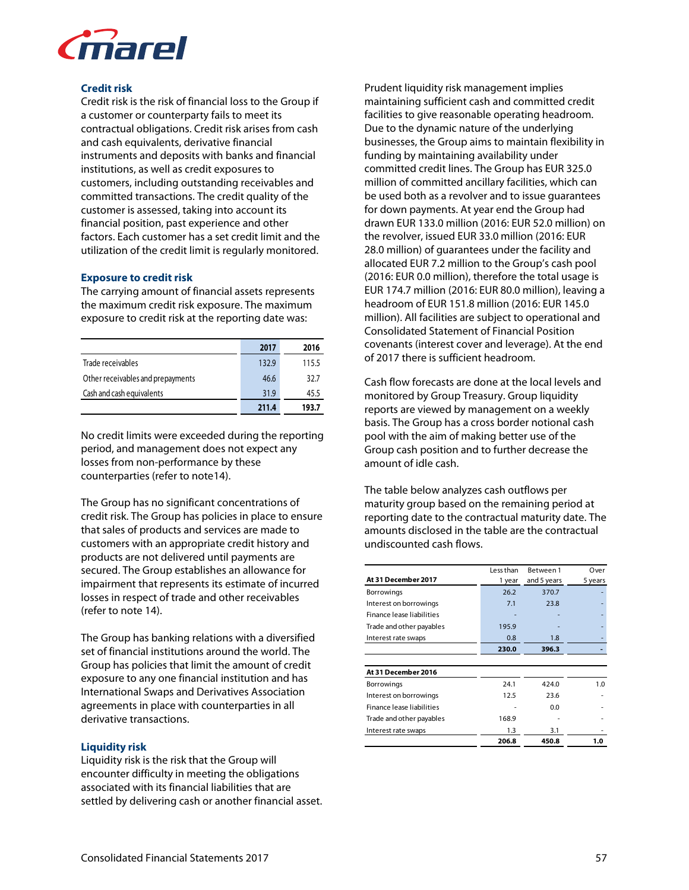### Credit risk

Credit risk is the risk of financial loss to the Group if a customer or counterparty fails to meet its contractual obligations. Credit risk arises from cash and cash equivalents, derivative financial instruments and deposits with banks and financial institutions, as well as credit exposures to customers, including outstanding receivables and committed transactions. The credit quality of the customer is assessed, taking into account its financial position, past experience and other factors. Each customer has a set credit limit and the utilization of the credit limit is regularly monitored.

### Exposure to credit risk

The carrying amount of financial assets represents the maximum credit risk exposure. The maximum exposure to credit risk at the reporting date was:

| | 2017 | 2016 |
|---|---|---|
| Trade receivables | 132.9 | 115.5 |
| Other receivables and prepayments | 46.6 | 32.7 |
| Cash and cash equivalents | 31.9 | 45.5 |
| | **211.4** | **193.7** |

No credit limits were exceeded during the reporting period, and management does not expect any losses from non-performance by these counterparties (refer to note14).

The Group has no significant concentrations of credit risk. The Group has policies in place to ensure that sales of products and services are made to customers with an appropriate credit history and products are not delivered until payments are secured. The Group establishes an allowance for impairment that represents its estimate of incurred losses in respect of trade and other receivables (refer to note 14).

The Group has banking relations with a diversified set of financial institutions around the world. The Group has policies that limit the amount of credit exposure to any one financial institution and has International Swaps and Derivatives Association agreements in place with counterparties in all derivative transactions.

### Liquidity risk

Liquidity risk is the risk that the Group will encounter difficulty in meeting the obligations associated with its financial liabilities that are settled by delivering cash or another financial asset.

Prudent liquidity risk management implies maintaining sufficient cash and committed credit facilities to give reasonable operating headroom. Due to the dynamic nature of the underlying businesses, the Group aims to maintain flexibility in funding by maintaining availability under committed credit lines. The Group has EUR 325.0 million of committed ancillary facilities, which can be used both as a revolver and to issue guarantees for down payments. At year end the Group had drawn EUR 133.0 million (2016: EUR 52.0 million) on the revolver, issued EUR 33.0 million (2016: EUR 28.0 million) of guarantees under the facility and allocated EUR 7.2 million to the Group's cash pool (2016: EUR 0.0 million), therefore the total usage is EUR 174.7 million (2016: EUR 80.0 million), leaving a headroom of EUR 151.8 million (2016: EUR 145.0 million). All facilities are subject to operational and Consolidated Statement of Financial Position covenants (interest cover and leverage). At the end of 2017 there is sufficient headroom.

Cash flow forecasts are done at the local levels and monitored by Group Treasury. Group liquidity reports are viewed by management on a weekly basis. The Group has a cross border notional cash pool with the aim of making better use of the Group cash position and to further decrease the amount of idle cash.

The table below analyzes cash outflows per maturity group based on the remaining period at reporting date to the contractual maturity date. The amounts disclosed in the table are the contractual undiscounted cash flows.

| At 31 December 2017 | Less than 1 year | Between 1 and 5 years | Over 5 years |
|---|---|---|---|
| Borrowings | 26.2 | 370.7 | - |
| Interest on borrowings | 7.1 | 23.8 | - |
| Finance lease liabilities | - | - | - |
| Trade and other payables | 195.9 | - | - |
| Interest rate swaps | 0.8 | 1.8 | - |
| | **230.0** | **396.3** | **-** |
| **At 31 December 2016** | | | |
| Borrowings | 24.1 | 424.0 | 1.0 |
| Interest on borrowings | 12.5 | 23.6 | - |
| Finance lease liabilities | - | 0.0 | - |
| Trade and other payables | 168.9 | - | - |
| Interest rate swaps | 1.3 | 3.1 | - |
| | **206.8** | **450.8** | **1.0** |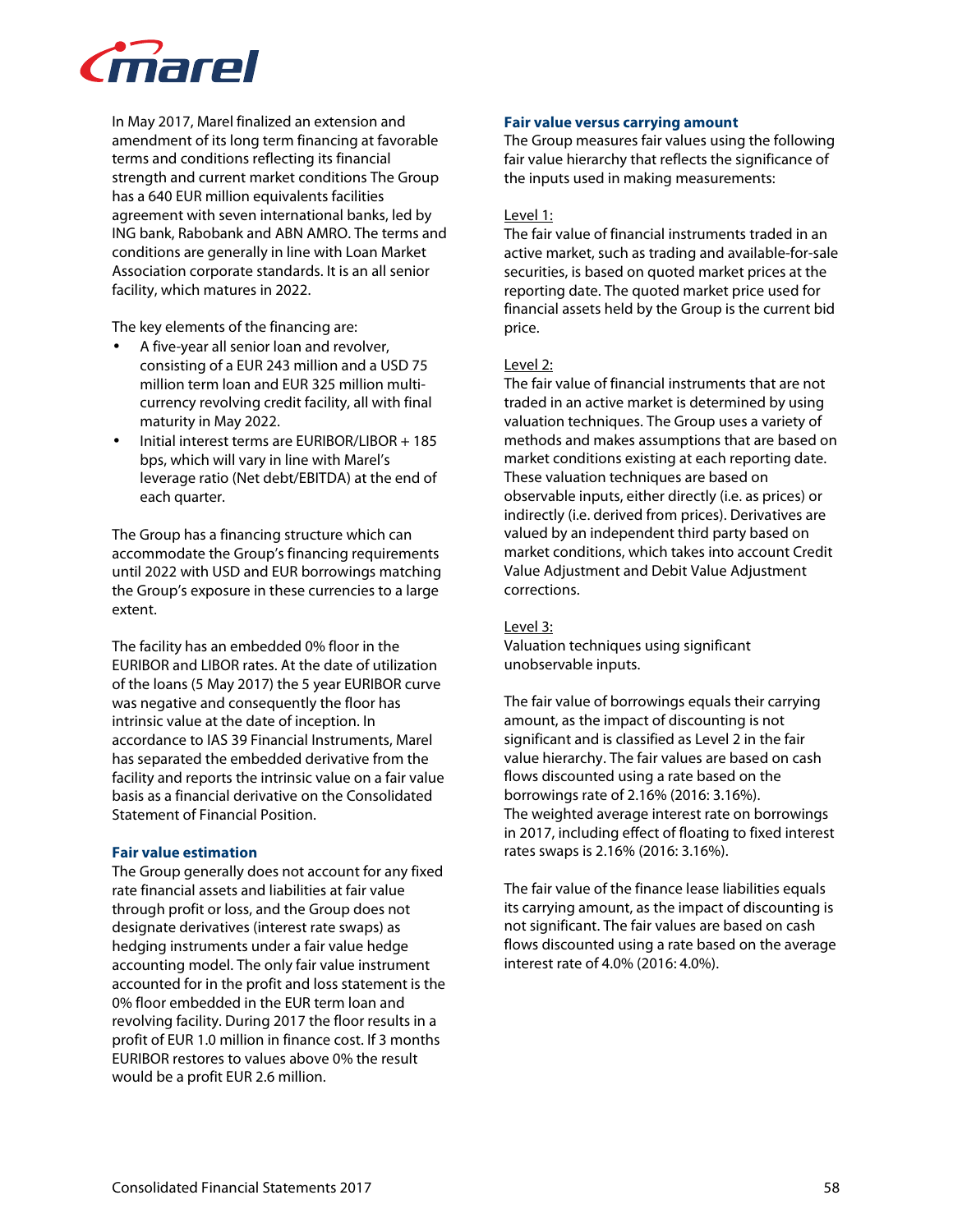In May 2017, Marel finalized an extension and amendment of its long term financing at favorable terms and conditions reflecting its financial strength and current market conditions The Group has a 640 EUR million equivalents facilities agreement with seven international banks, led by ING bank, Rabobank and ABN AMRO. The terms and conditions are generally in line with Loan Market Association corporate standards. It is an all senior facility, which matures in 2022.

The key elements of the financing are:

- A five-year all senior loan and revolver, consisting of a EUR 243 million and a USD 75 million term loan and EUR 325 million multi-currency revolving credit facility, all with final maturity in May 2022.
- Initial interest terms are EURIBOR/LIBOR + 185 bps, which will vary in line with Marel's leverage ratio (Net debt/EBITDA) at the end of each quarter.

The Group has a financing structure which can accommodate the Group's financing requirements until 2022 with USD and EUR borrowings matching the Group's exposure in these currencies to a large extent.

The facility has an embedded 0% floor in the EURIBOR and LIBOR rates. At the date of utilization of the loans (5 May 2017) the 5 year EURIBOR curve was negative and consequently the floor has intrinsic value at the date of inception. In accordance to IAS 39 Financial Instruments, Marel has separated the embedded derivative from the facility and reports the intrinsic value on a fair value basis as a financial derivative on the Consolidated Statement of Financial Position.

### Fair value estimation

The Group generally does not account for any fixed rate financial assets and liabilities at fair value through profit or loss, and the Group does not designate derivatives (interest rate swaps) as hedging instruments under a fair value hedge accounting model. The only fair value instrument accounted for in the profit and loss statement is the 0% floor embedded in the EUR term loan and revolving facility. During 2017 the floor results in a profit of EUR 1.0 million in finance cost. If 3 months EURIBOR restores to values above 0% the result would be a profit EUR 2.6 million.

### Fair value versus carrying amount

The Group measures fair values using the following fair value hierarchy that reflects the significance of the inputs used in making measurements:

Level 1:
The fair value of financial instruments traded in an active market, such as trading and available-for-sale securities, is based on quoted market prices at the reporting date. The quoted market price used for financial assets held by the Group is the current bid price.

Level 2:
The fair value of financial instruments that are not traded in an active market is determined by using valuation techniques. The Group uses a variety of methods and makes assumptions that are based on market conditions existing at each reporting date. These valuation techniques are based on observable inputs, either directly (i.e. as prices) or indirectly (i.e. derived from prices). Derivatives are valued by an independent third party based on market conditions, which takes into account Credit Value Adjustment and Debit Value Adjustment corrections.

Level 3:
Valuation techniques using significant unobservable inputs.

The fair value of borrowings equals their carrying amount, as the impact of discounting is not significant and is classified as Level 2 in the fair value hierarchy. The fair values are based on cash flows discounted using a rate based on the borrowings rate of 2.16% (2016: 3.16%).
The weighted average interest rate on borrowings in 2017, including effect of floating to fixed interest rates swaps is 2.16% (2016: 3.16%).

The fair value of the finance lease liabilities equals its carrying amount, as the impact of discounting is not significant. The fair values are based on cash flows discounted using a rate based on the average interest rate of 4.0% (2016: 4.0%).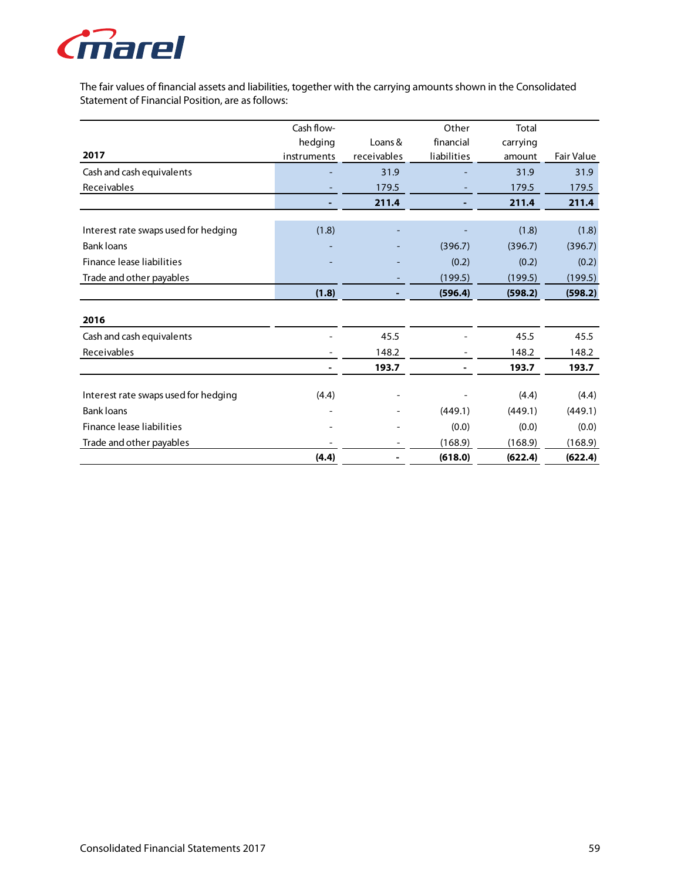The fair values of financial assets and liabilities, together with the carrying amounts shown in the Consolidated Statement of Financial Position, are as follows:

| 2017 | Cash flow-hedging instruments | Loans & receivables | Other financial liabilities | Total carrying amount | Fair Value |
|---|---|---|---|---|---|
| Cash and cash equivalents | - | 31.9 | - | 31.9 | 31.9 |
| Receivables | - | 179.5 | - | 179.5 | 179.5 |
| | **-** | **211.4** | **-** | **211.4** | **211.4** |
| | | | | | |
| Interest rate swaps used for hedging | (1.8) | - | - | (1.8) | (1.8) |
| Bank loans | - | - | (396.7) | (396.7) | (396.7) |
| Finance lease liabilities | - | - | (0.2) | (0.2) | (0.2) |
| Trade and other payables | | - | (199.5) | (199.5) | (199.5) |
| | **(1.8)** | **-** | **(596.4)** | **(598.2)** | **(598.2)** |
| **2016** | | | | | |
| Cash and cash equivalents | - | 45.5 | - | 45.5 | 45.5 |
| Receivables | - | 148.2 | - | 148.2 | 148.2 |
| | **-** | **193.7** | **-** | **193.7** | **193.7** |
| | | | | | |
| Interest rate swaps used for hedging | (4.4) | - | - | (4.4) | (4.4) |
| Bank loans | - | - | (449.1) | (449.1) | (449.1) |
| Finance lease liabilities | - | - | (0.0) | (0.0) | (0.0) |
| Trade and other payables | - | - | (168.9) | (168.9) | (168.9) |
| | **(4.4)** | **-** | **(618.0)** | **(622.4)** | **(622.4)** |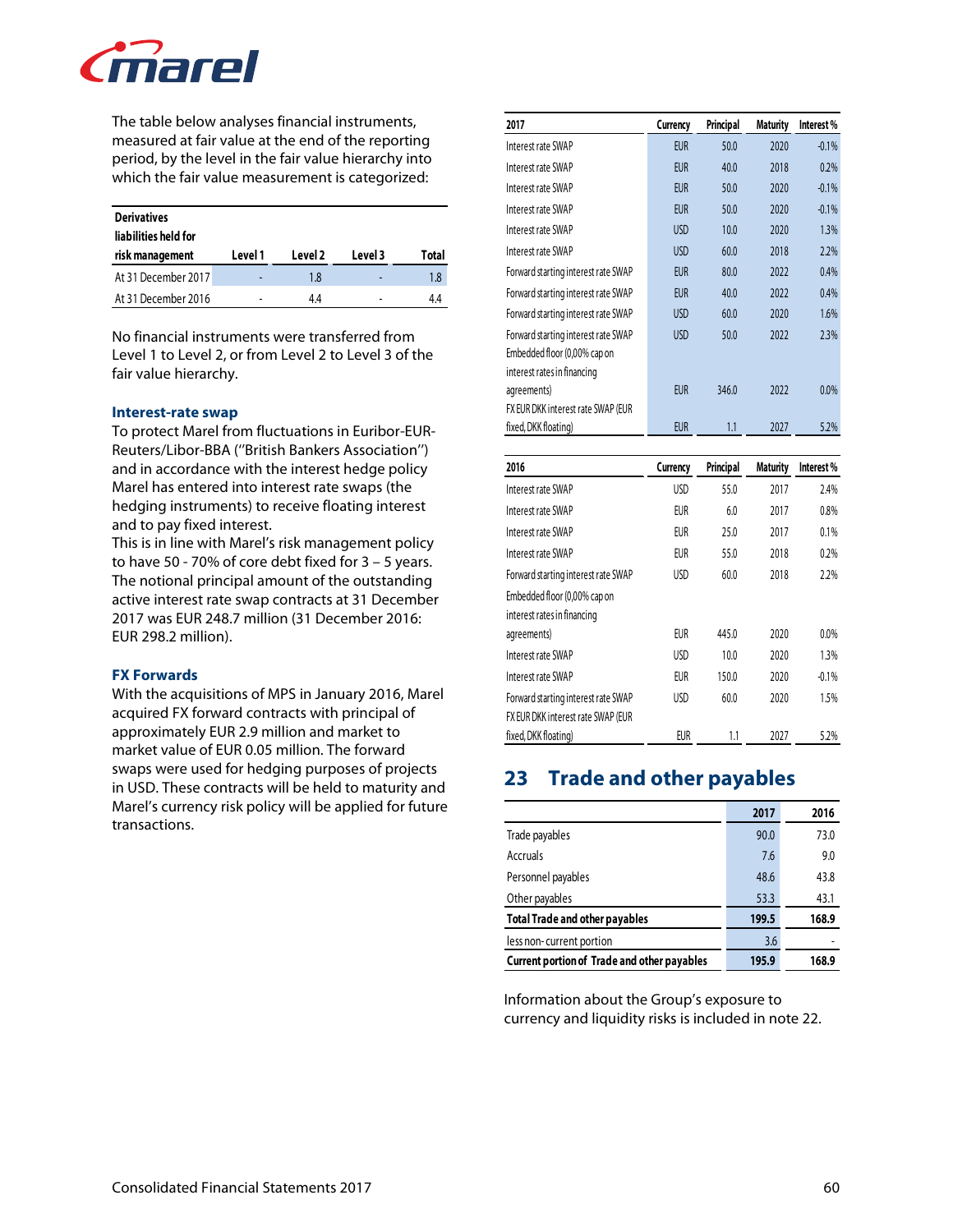The table below analyses financial instruments, measured at fair value at the end of the reporting period, by the level in the fair value hierarchy into which the fair value measurement is categorized:

| Derivatives liabilities held for risk management | Level 1 | Level 2 | Level 3 | Total |
|---|---|---|---|---|
| At 31 December 2017 | - | 1.8 | - | 1.8 |
| At 31 December 2016 | - | 4.4 | - | 4.4 |

No financial instruments were transferred from Level 1 to Level 2, or from Level 2 to Level 3 of the fair value hierarchy.

### Interest-rate swap

To protect Marel from fluctuations in Euribor-EUR-Reuters/Libor-BBA ("British Bankers Association") and in accordance with the interest hedge policy Marel has entered into interest rate swaps (the hedging instruments) to receive floating interest and to pay fixed interest.
This is in line with Marel's risk management policy to have 50 - 70% of core debt fixed for 3 – 5 years.
The notional principal amount of the outstanding active interest rate swap contracts at 31 December 2017 was EUR 248.7 million (31 December 2016: EUR 298.2 million).

### FX Forwards

With the acquisitions of MPS in January 2016, Marel acquired FX forward contracts with principal of approximately EUR 2.9 million and market to market value of EUR 0.05 million. The forward swaps were used for hedging purposes of projects in USD. These contracts will be held to maturity and Marel's currency risk policy will be applied for future transactions.

| 2017 | Currency | Principal | Maturity | Interest % |
|---|---|---|---|---|
| Interest rate SWAP | EUR | 50.0 | 2020 | -0.1% |
| Interest rate SWAP | EUR | 40.0 | 2018 | 0.2% |
| Interest rate SWAP | EUR | 50.0 | 2020 | -0.1% |
| Interest rate SWAP | EUR | 50.0 | 2020 | -0.1% |
| Interest rate SWAP | USD | 10.0 | 2020 | 1.3% |
| Interest rate SWAP | USD | 60.0 | 2018 | 2.2% |
| Forward starting interest rate SWAP | EUR | 80.0 | 2022 | 0.4% |
| Forward starting interest rate SWAP | EUR | 40.0 | 2022 | 0.4% |
| Forward starting interest rate SWAP | USD | 60.0 | 2020 | 1.6% |
| Forward starting interest rate SWAP | USD | 50.0 | 2022 | 2.3% |
| Embedded floor (0,00% cap on interest rates in financing agreements) | EUR | 346.0 | 2022 | 0.0% |
| FX EUR DKK interest rate SWAP (EUR fixed, DKK floating) | EUR | 1.1 | 2027 | 5.2% |

| 2016 | Currency | Principal | Maturity | Interest % |
|---|---|---|---|---|
| Interest rate SWAP | USD | 55.0 | 2017 | 2.4% |
| Interest rate SWAP | EUR | 6.0 | 2017 | 0.8% |
| Interest rate SWAP | EUR | 25.0 | 2017 | 0.1% |
| Interest rate SWAP | EUR | 55.0 | 2018 | 0.2% |
| Forward starting interest rate SWAP | USD | 60.0 | 2018 | 2.2% |
| Embedded floor (0,00% cap on interest rates in financing agreements) | EUR | 445.0 | 2020 | 0.0% |
| Interest rate SWAP | USD | 10.0 | 2020 | 1.3% |
| Interest rate SWAP | EUR | 150.0 | 2020 | -0.1% |
| Forward starting interest rate SWAP | USD | 60.0 | 2020 | 1.5% |
| FX EUR DKK interest rate SWAP (EUR fixed, DKK floating) | EUR | 1.1 | 2027 | 5.2% |

## 23 Trade and other payables

| | 2017 | 2016 |
|---|---|---|
| Trade payables | 90.0 | 73.0 |
| Accruals | 7.6 | 9.0 |
| Personnel payables | 48.6 | 43.8 |
| Other payables | 53.3 | 43.1 |
| **Total Trade and other payables** | **199.5** | **168.9** |
| less non-current portion | 3.6 | - |
| **Current portion of Trade and other payables** | **195.9** | **168.9** |

Information about the Group's exposure to currency and liquidity risks is included in note 22.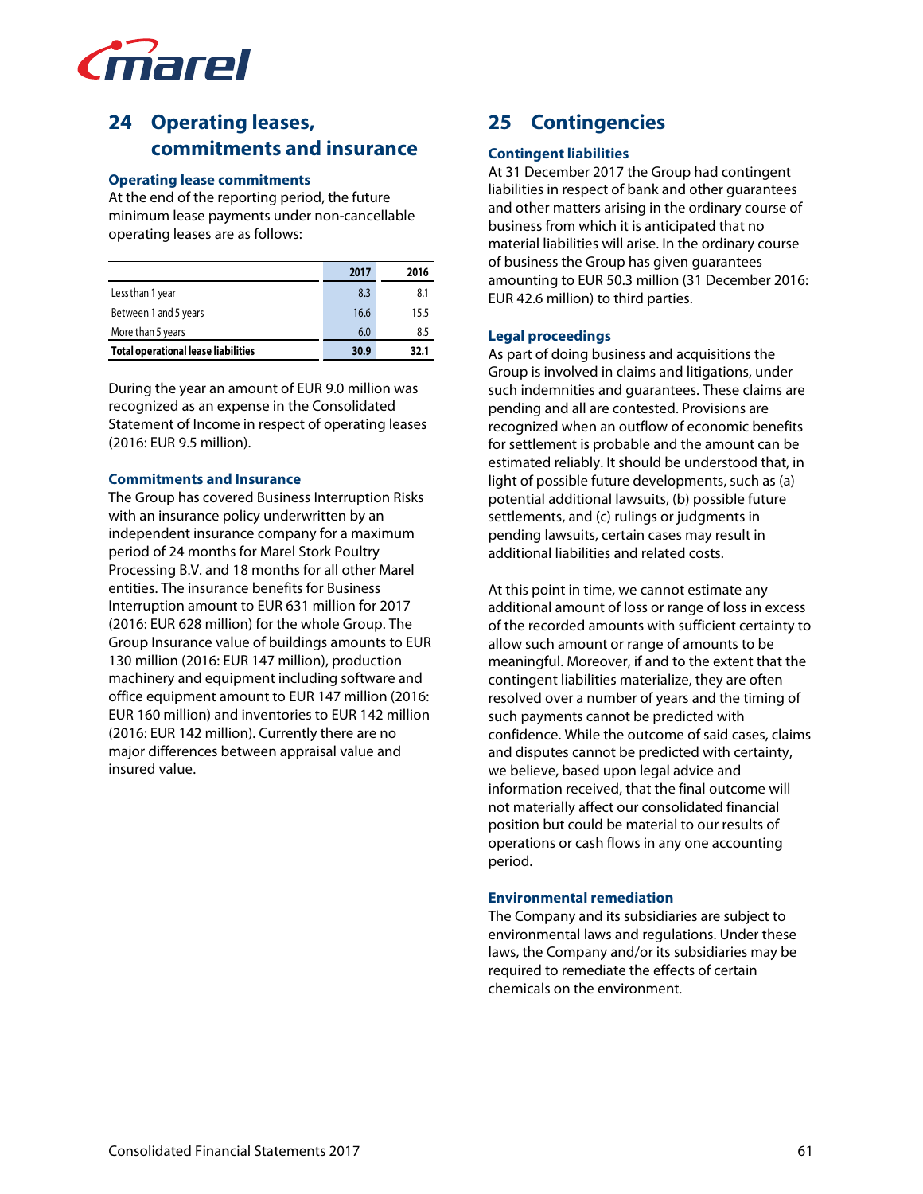## 24 Operating leases, commitments and insurance

### Operating lease commitments

At the end of the reporting period, the future minimum lease payments under non-cancellable operating leases are as follows:

| | 2017 | 2016 |
|---|---|---|
| Less than 1 year | 8.3 | 8.1 |
| Between 1 and 5 years | 16.6 | 15.5 |
| More than 5 years | 6.0 | 8.5 |
| **Total operational lease liabilities** | **30.9** | **32.1** |

During the year an amount of EUR 9.0 million was recognized as an expense in the Consolidated Statement of Income in respect of operating leases (2016: EUR 9.5 million).

### Commitments and Insurance

The Group has covered Business Interruption Risks with an insurance policy underwritten by an independent insurance company for a maximum period of 24 months for Marel Stork Poultry Processing B.V. and 18 months for all other Marel entities. The insurance benefits for Business Interruption amount to EUR 631 million for 2017 (2016: EUR 628 million) for the whole Group. The Group Insurance value of buildings amounts to EUR 130 million (2016: EUR 147 million), production machinery and equipment including software and office equipment amount to EUR 147 million (2016: EUR 160 million) and inventories to EUR 142 million (2016: EUR 142 million). Currently there are no major differences between appraisal value and insured value.

## 25 Contingencies

### Contingent liabilities

At 31 December 2017 the Group had contingent liabilities in respect of bank and other guarantees and other matters arising in the ordinary course of business from which it is anticipated that no material liabilities will arise. In the ordinary course of business the Group has given guarantees amounting to EUR 50.3 million (31 December 2016: EUR 42.6 million) to third parties.

### Legal proceedings

As part of doing business and acquisitions the Group is involved in claims and litigations, under such indemnities and guarantees. These claims are pending and all are contested. Provisions are recognized when an outflow of economic benefits for settlement is probable and the amount can be estimated reliably. It should be understood that, in light of possible future developments, such as (a) potential additional lawsuits, (b) possible future settlements, and (c) rulings or judgments in pending lawsuits, certain cases may result in additional liabilities and related costs.

At this point in time, we cannot estimate any additional amount of loss or range of loss in excess of the recorded amounts with sufficient certainty to allow such amount or range of amounts to be meaningful. Moreover, if and to the extent that the contingent liabilities materialize, they are often resolved over a number of years and the timing of such payments cannot be predicted with confidence. While the outcome of said cases, claims and disputes cannot be predicted with certainty, we believe, based upon legal advice and information received, that the final outcome will not materially affect our consolidated financial position but could be material to our results of operations or cash flows in any one accounting period.

### Environmental remediation

The Company and its subsidiaries are subject to environmental laws and regulations. Under these laws, the Company and/or its subsidiaries may be required to remediate the effects of certain chemicals on the environment.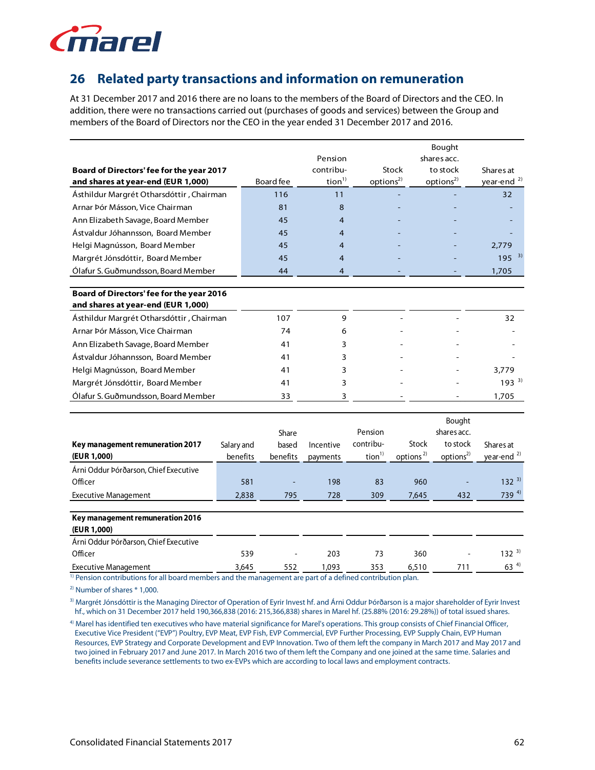## 26 Related party transactions and information on remuneration

At 31 December 2017 and 2016 there are no loans to the members of the Board of Directors and the CEO. In addition, there were no transactions carried out (purchases of goods and services) between the Group and members of the Board of Directors nor the CEO in the year ended 31 December 2017 and 2016.

| Board of Directors' fee for the year 2017 and shares at year-end (EUR 1,000) | Board fee | Pension contribution[1] | Stock options[2] | Bought shares acc. to stock options[2] | Shares at year-end [2] |
|---|---|---|---|---|---|
| Ásthildur Margrét Otharsdóttir, Chairman | 116 | 11 | - | - | 32 |
| Arnar Þór Másson, Vice Chairman | 81 | 8 | - | - | - |
| Ann Elizabeth Savage, Board Member | 45 | 4 | - | - | - |
| Ástvaldur Jóhannsson, Board Member | 45 | 4 | - | - | - |
| Helgi Magnússon, Board Member | 45 | 4 | - | - | 2,779 |
| Margrét Jónsdóttir, Board Member | 45 | 4 | - | - | 195 [3] |
| Ólafur S. Guðmundsson, Board Member | 44 | 4 | - | - | 1,705 |
| **Board of Directors' fee for the year 2016 and shares at year-end (EUR 1,000)** | | | | | |
| Ásthildur Margrét Otharsdóttir, Chairman | 107 | 9 | - | - | 32 |
| Arnar Þór Másson, Vice Chairman | 74 | 6 | - | - | - |
| Ann Elizabeth Savage, Board Member | 41 | 3 | - | - | - |
| Ástvaldur Jóhannsson, Board Member | 41 | 3 | - | - | - |
| Helgi Magnússon, Board Member | 41 | 3 | - | - | 3,779 |
| Margrét Jónsdóttir, Board Member | 41 | 3 | - | - | 193 [3] |
| Ólafur S. Guðmundsson, Board Member | 33 | 3 | - | - | 1,705 |

| Key management remuneration 2017 (EUR 1,000) | Salary and benefits | Share based benefits | Incentive payments | Pension contribution[1] | Stock options [2] | Bought shares acc. to stock options[2] | Shares at year-end [2] |
|---|---|---|---|---|---|---|---|
| Árni Oddur Þórðarson, Chief Executive Officer | 581 | - | 198 | 83 | 960 | - | 132 [3] |
| Executive Management | 2,838 | 795 | 728 | 309 | 7,645 | 432 | 739 [4] |
| **Key management remuneration 2016 (EUR 1,000)** | | | | | | | |
| Árni Oddur Þórðarson, Chief Executive Officer | 539 | - | 203 | 73 | 360 | - | 132 [3] |
| Executive Management | 3,645 | 552 | 1,093 | 353 | 6,510 | 711 | 63 [4] |

[1] Pension contributions for all board members and the management are part of a defined contribution plan.

[2] Number of shares * 1,000.

[3] Margrét Jónsdóttir is the Managing Director of Operation of Eyrir Invest hf. and Árni Oddur Þórðarson is a major shareholder of Eyrir Invest hf., which on 31 December 2017 held 190,366,838 (2016: 215,366,838) shares in Marel hf. (25.88% (2016: 29.28%)) of total issued shares.

[4] Marel has identified ten executives who have material significance for Marel's operations. This group consists of Chief Financial Officer, Executive Vice President ("EVP") Poultry, EVP Meat, EVP Fish, EVP Commercial, EVP Further Processing, EVP Supply Chain, EVP Human Resources, EVP Strategy and Corporate Development and EVP Innovation. Two of them left the company in March 2017 and May 2017 and two joined in February 2017 and June 2017. In March 2016 two of them left the Company and one joined at the same time. Salaries and benefits include severance settlements to two ex-EVPs which are according to local laws and employment contracts.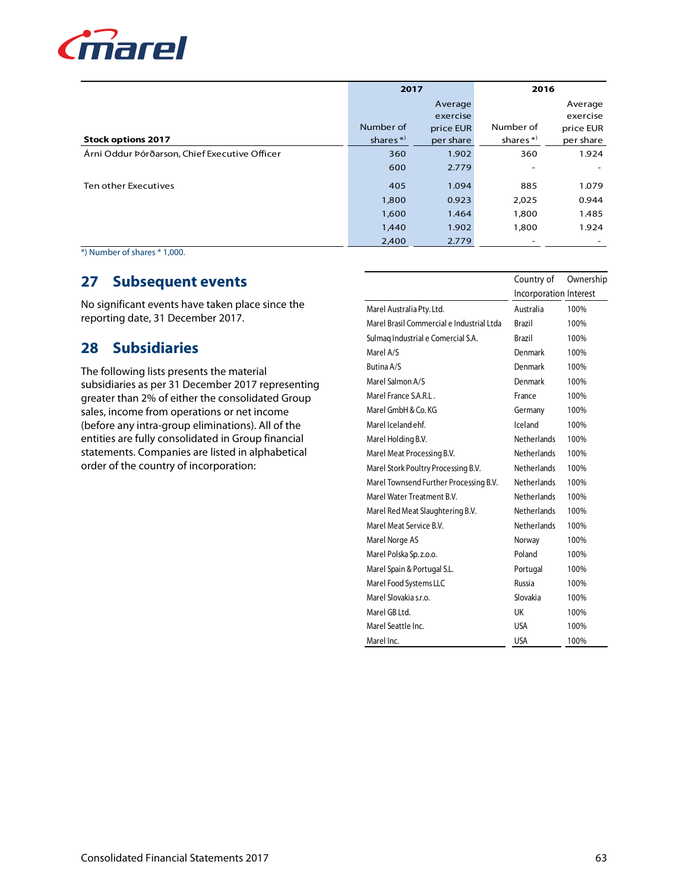| Stock options 2017 | 2017 Number of shares *) | 2017 Average exercise price EUR per share | 2016 Number of shares *) | 2016 Average exercise price EUR per share |
|---|---|---|---|---|
| Árni Oddur Þórðarson, Chief Executive Officer | 360 | 1.902 | 360 | 1.924 |
| | 600 | 2.779 | - | - |
| Ten other Executives | 405 | 1.094 | 885 | 1.079 |
| | 1,800 | 0.923 | 2,025 | 0.944 |
| | 1,600 | 1.464 | 1,800 | 1.485 |
| | 1,440 | 1.902 | 1,800 | 1.924 |
| | 2,400 | 2.779 | - | - |

*) Number of shares * 1,000.

## 27 Subsequent events

No significant events have taken place since the reporting date, 31 December 2017.

## 28 Subsidiaries

The following lists presents the material subsidiaries as per 31 December 2017 representing greater than 2% of either the consolidated Group sales, income from operations or net income (before any intra-group eliminations). All of the entities are fully consolidated in Group financial statements. Companies are listed in alphabetical order of the country of incorporation:

| | Country of Incorporation | Ownership Interest |
|---|---|---|
| Marel Australia Pty. Ltd. | Australia | 100% |
| Marel Brasil Commercial e Industrial Ltda | Brazil | 100% |
| Sulmaq Industrial e Comercial S.A. | Brazil | 100% |
| Marel A/S | Denmark | 100% |
| Butina A/S | Denmark | 100% |
| Marel Salmon A/S | Denmark | 100% |
| Marel France S.A.R.L. | France | 100% |
| Marel GmbH & Co. KG | Germany | 100% |
| Marel Iceland ehf. | Iceland | 100% |
| Marel Holding B.V. | Netherlands | 100% |
| Marel Meat Processing B.V. | Netherlands | 100% |
| Marel Stork Poultry Processing B.V. | Netherlands | 100% |
| Marel Townsend Further Processing B.V. | Netherlands | 100% |
| Marel Water Treatment B.V. | Netherlands | 100% |
| Marel Red Meat Slaughtering B.V. | Netherlands | 100% |
| Marel Meat Service B.V. | Netherlands | 100% |
| Marel Norge AS | Norway | 100% |
| Marel Polska Sp. z.o.o. | Poland | 100% |
| Marel Spain & Portugal S.L. | Portugal | 100% |
| Marel Food Systems LLC | Russia | 100% |
| Marel Slovakia s.r.o. | Slovakia | 100% |
| Marel GB Ltd. | UK | 100% |
| Marel Seattle Inc. | USA | 100% |
| Marel Inc. | USA | 100% |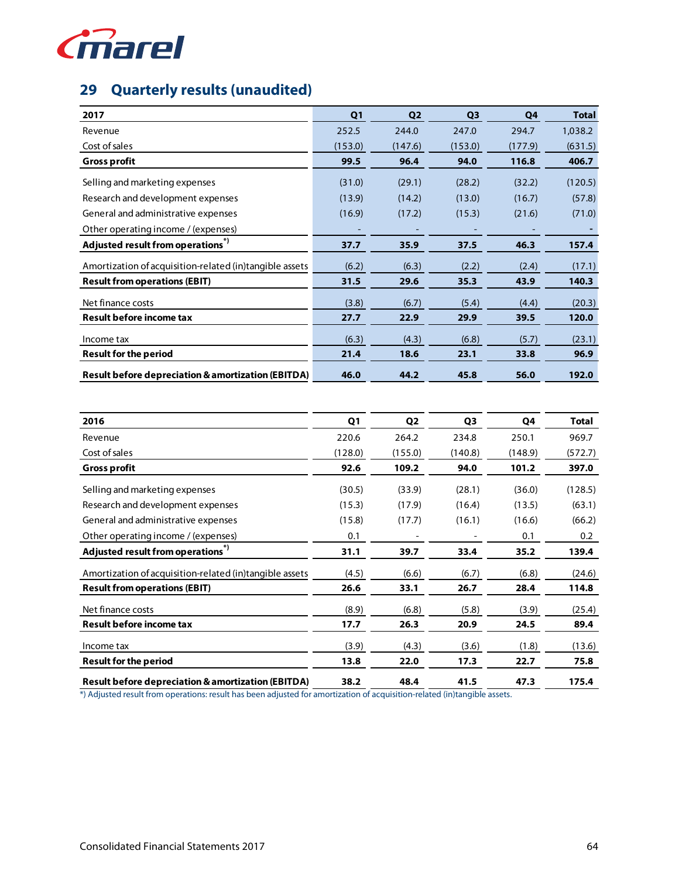## 29 Quarterly results (unaudited)

| 2017 | Q1 | Q2 | Q3 | Q4 | Total |
|---|---|---|---|---|---|
| Revenue | 252.5 | 244.0 | 247.0 | 294.7 | 1,038.2 |
| Cost of sales | (153.0) | (147.6) | (153.0) | (177.9) | (631.5) |
| **Gross profit** | **99.5** | **96.4** | **94.0** | **116.8** | **406.7** |
| Selling and marketing expenses | (31.0) | (29.1) | (28.2) | (32.2) | (120.5) |
| Research and development expenses | (13.9) | (14.2) | (13.0) | (16.7) | (57.8) |
| General and administrative expenses | (16.9) | (17.2) | (15.3) | (21.6) | (71.0) |
| Other operating income / (expenses) | - | - | - | - | - |
| **Adjusted result from operations \*)** | **37.7** | **35.9** | **37.5** | **46.3** | **157.4** |
| Amortization of acquisition-related (in)tangible assets | (6.2) | (6.3) | (2.2) | (2.4) | (17.1) |
| **Result from operations (EBIT)** | **31.5** | **29.6** | **35.3** | **43.9** | **140.3** |
| Net finance costs | (3.8) | (6.7) | (5.4) | (4.4) | (20.3) |
| **Result before income tax** | **27.7** | **22.9** | **29.9** | **39.5** | **120.0** |
| Income tax | (6.3) | (4.3) | (6.8) | (5.7) | (23.1) |
| **Result for the period** | **21.4** | **18.6** | **23.1** | **33.8** | **96.9** |
| **Result before depreciation & amortization (EBITDA)** | **46.0** | **44.2** | **45.8** | **56.0** | **192.0** |

| 2016 | Q1 | Q2 | Q3 | Q4 | Total |
|---|---|---|---|---|---|
| Revenue | 220.6 | 264.2 | 234.8 | 250.1 | 969.7 |
| Cost of sales | (128.0) | (155.0) | (140.8) | (148.9) | (572.7) |
| **Gross profit** | **92.6** | **109.2** | **94.0** | **101.2** | **397.0** |
| Selling and marketing expenses | (30.5) | (33.9) | (28.1) | (36.0) | (128.5) |
| Research and development expenses | (15.3) | (17.9) | (16.4) | (13.5) | (63.1) |
| General and administrative expenses | (15.8) | (17.7) | (16.1) | (16.6) | (66.2) |
| Other operating income / (expenses) | 0.1 | - | - | 0.1 | 0.2 |
| **Adjusted result from operations \*)** | **31.1** | **39.7** | **33.4** | **35.2** | **139.4** |
| Amortization of acquisition-related (in)tangible assets | (4.5) | (6.6) | (6.7) | (6.8) | (24.6) |
| **Result from operations (EBIT)** | **26.6** | **33.1** | **26.7** | **28.4** | **114.8** |
| Net finance costs | (8.9) | (6.8) | (5.8) | (3.9) | (25.4) |
| **Result before income tax** | **17.7** | **26.3** | **20.9** | **24.5** | **89.4** |
| Income tax | (3.9) | (4.3) | (3.6) | (1.8) | (13.6) |
| **Result for the period** | **13.8** | **22.0** | **17.3** | **22.7** | **75.8** |
| **Result before depreciation & amortization (EBITDA)** | **38.2** | **48.4** | **41.5** | **47.3** | **175.4** |

*) Adjusted result from operations: result has been adjusted for amortization of acquisition-related (in)tangible assets.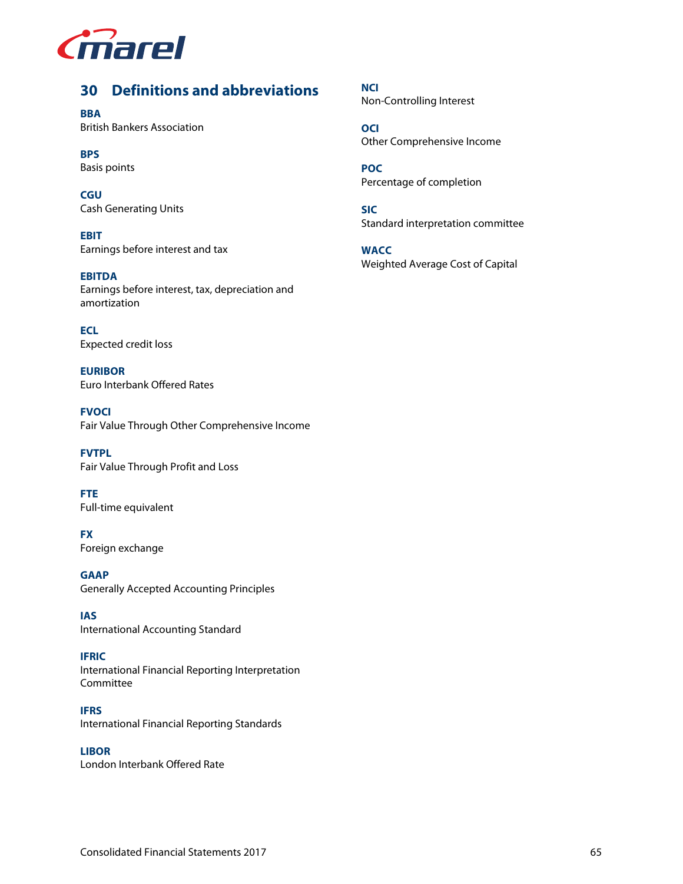## 30 Definitions and abbreviations

**BBA**
British Bankers Association

**BPS**
Basis points

**CGU**
Cash Generating Units

**EBIT**
Earnings before interest and tax

**EBITDA**
Earnings before interest, tax, depreciation and amortization

**ECL**
Expected credit loss

**EURIBOR**
Euro Interbank Offered Rates

**FVOCI**
Fair Value Through Other Comprehensive Income

**FVTPL**
Fair Value Through Profit and Loss

**FTE**
Full-time equivalent

**FX**
Foreign exchange

**GAAP**
Generally Accepted Accounting Principles

**IAS**
International Accounting Standard

**IFRIC**
International Financial Reporting Interpretation Committee

**IFRS**
International Financial Reporting Standards

**LIBOR**
London Interbank Offered Rate

**NCI**
Non-Controlling Interest

**OCI**
Other Comprehensive Income

**POC**
Percentage of completion

**SIC**
Standard interpretation committee

**WACC**
Weighted Average Cost of Capital